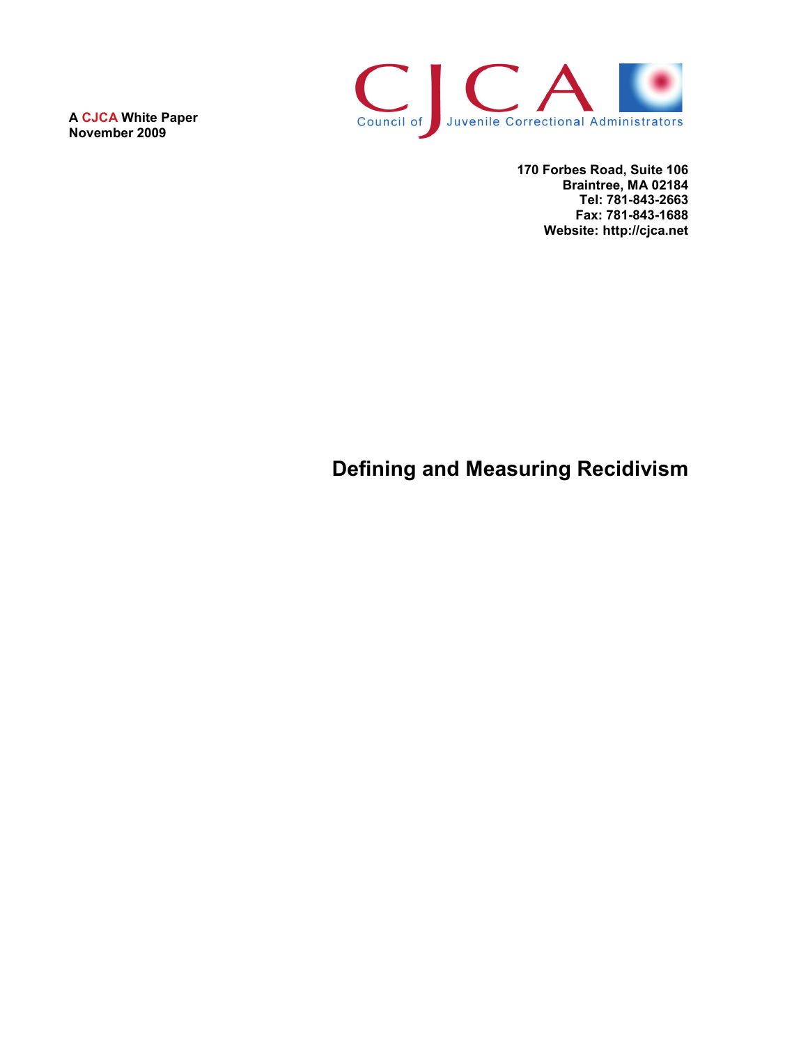A **CJCA** White Paper
November 2009

CJCA
Council of Juvenile Correctional Administrators

170 Forbes Road, Suite 106
Braintree, MA 02184
Tel: 781-843-2663
Fax: 781-843-1688
Website: http://cjca.net

# Defining and Measuring Recidivism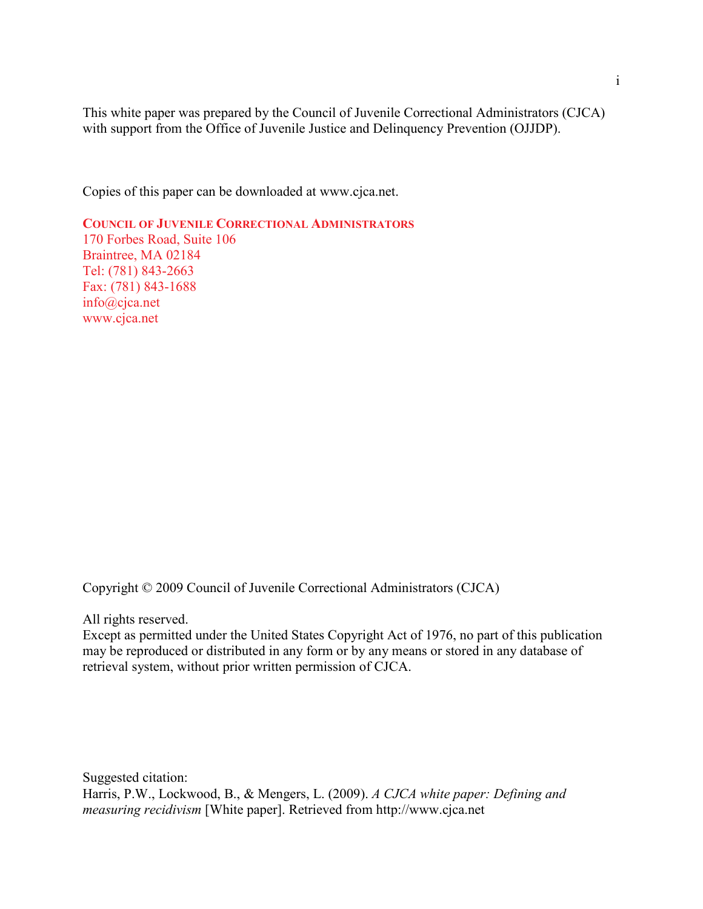This white paper was prepared by the Council of Juvenile Correctional Administrators (CJCA) with support from the Office of Juvenile Justice and Delinquency Prevention (OJJDP).

Copies of this paper can be downloaded at www.cjca.net.

**COUNCIL OF JUVENILE CORRECTIONAL ADMINISTRATORS**
170 Forbes Road, Suite 106
Braintree, MA 02184
Tel: (781) 843-2663
Fax: (781) 843-1688
info@cjca.net
www.cjca.net

Copyright © 2009 Council of Juvenile Correctional Administrators (CJCA)

All rights reserved.
Except as permitted under the United States Copyright Act of 1976, no part of this publication may be reproduced or distributed in any form or by any means or stored in any database of retrieval system, without prior written permission of CJCA.

Suggested citation:
Harris, P.W., Lockwood, B., & Mengers, L. (2009). *A CJCA white paper: Defining and measuring recidivism* [White paper]. Retrieved from http://www.cjca.net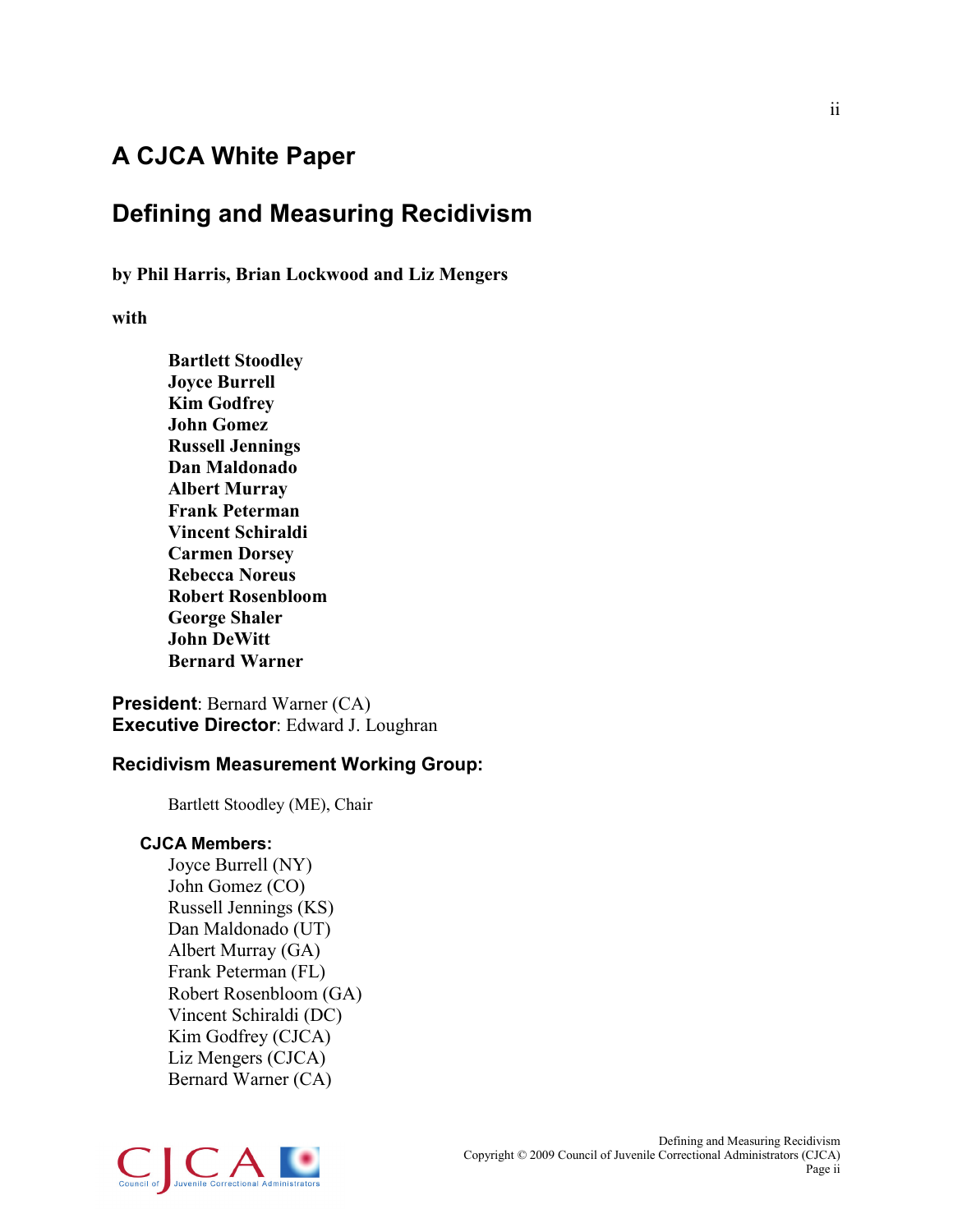# A CJCA White Paper

# Defining and Measuring Recidivism

**by Phil Harris, Brian Lockwood and Liz Mengers**

**with**

**Bartlett Stoodley**
**Joyce Burrell**
**Kim Godfrey**
**John Gomez**
**Russell Jennings**
**Dan Maldonado**
**Albert Murray**
**Frank Peterman**
**Vincent Schiraldi**
**Carmen Dorsey**
**Rebecca Noreus**
**Robert Rosenbloom**
**George Shaler**
**John DeWitt**
**Bernard Warner**

**President**: Bernard Warner (CA)
**Executive Director**: Edward J. Loughran

### Recidivism Measurement Working Group:

Bartlett Stoodley (ME), Chair

#### CJCA Members:

Joyce Burrell (NY)
John Gomez (CO)
Russell Jennings (KS)
Dan Maldonado (UT)
Albert Murray (GA)
Frank Peterman (FL)
Robert Rosenbloom (GA)
Vincent Schiraldi (DC)
Kim Godfrey (CJCA)
Liz Mengers (CJCA)
Bernard Warner (CA)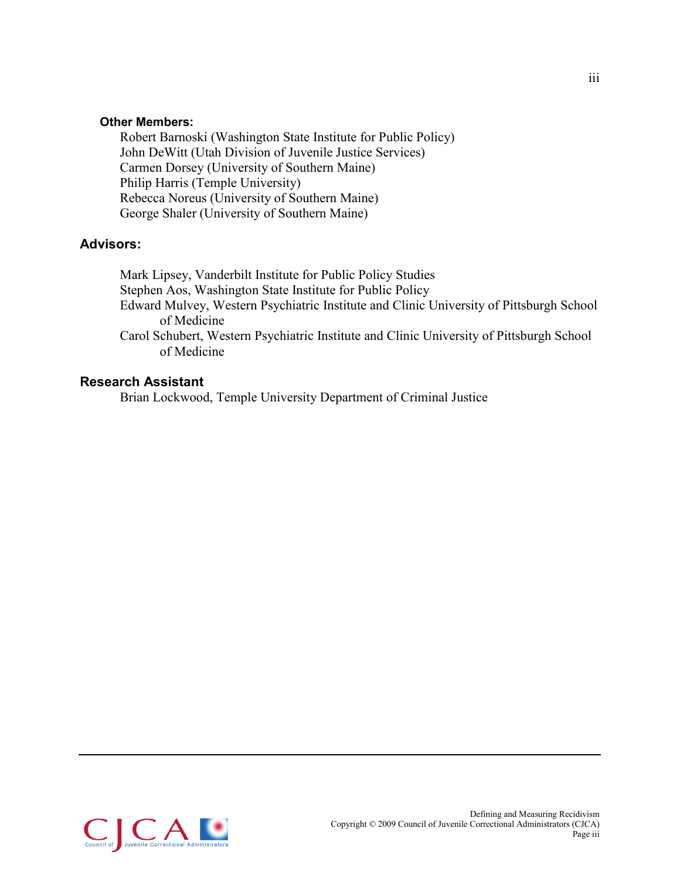**Other Members:**

Robert Barnoski (Washington State Institute for Public Policy)
John DeWitt (Utah Division of Juvenile Justice Services)
Carmen Dorsey (University of Southern Maine)
Philip Harris (Temple University)
Rebecca Noreus (University of Southern Maine)
George Shaler (University of Southern Maine)

**Advisors:**

Mark Lipsey, Vanderbilt Institute for Public Policy Studies
Stephen Aos, Washington State Institute for Public Policy
Edward Mulvey, Western Psychiatric Institute and Clinic University of Pittsburgh School of Medicine
Carol Schubert, Western Psychiatric Institute and Clinic University of Pittsburgh School of Medicine

**Research Assistant**

Brian Lockwood, Temple University Department of Criminal Justice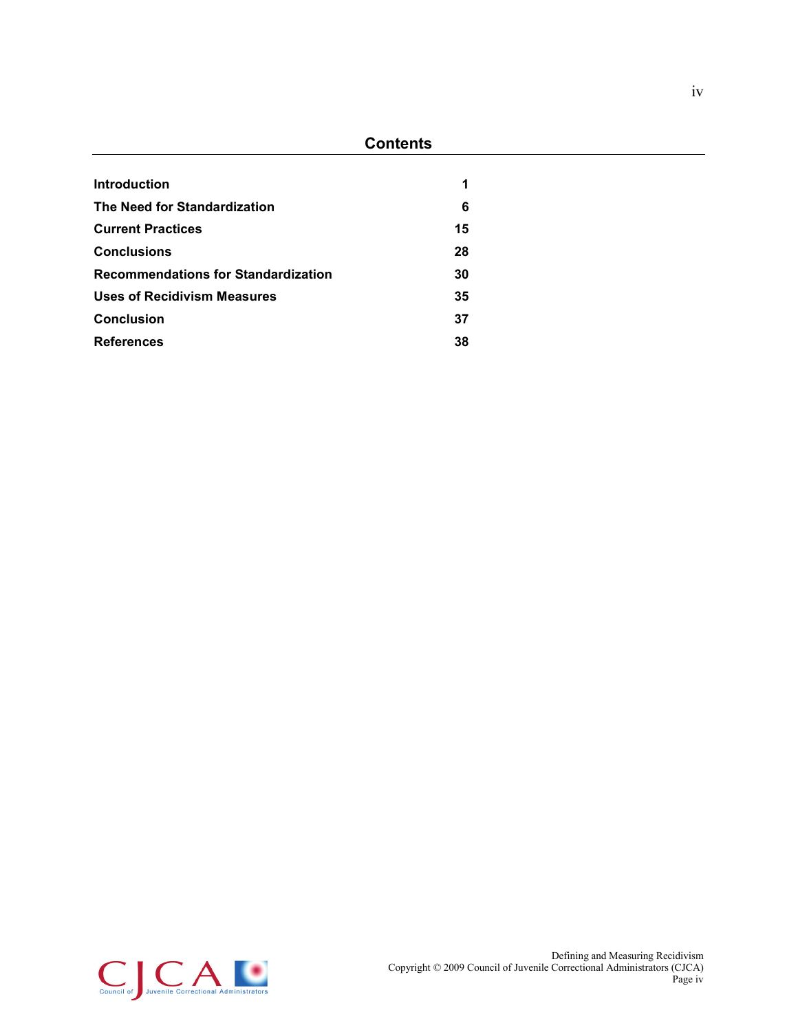# Contents

| | |
|---|---|
| **Introduction** | **1** |
| **The Need for Standardization** | **6** |
| **Current Practices** | **15** |
| **Conclusions** | **28** |
| **Recommendations for Standardization** | **30** |
| **Uses of Recidivism Measures** | **35** |
| **Conclusion** | **37** |
| **References** | **38** |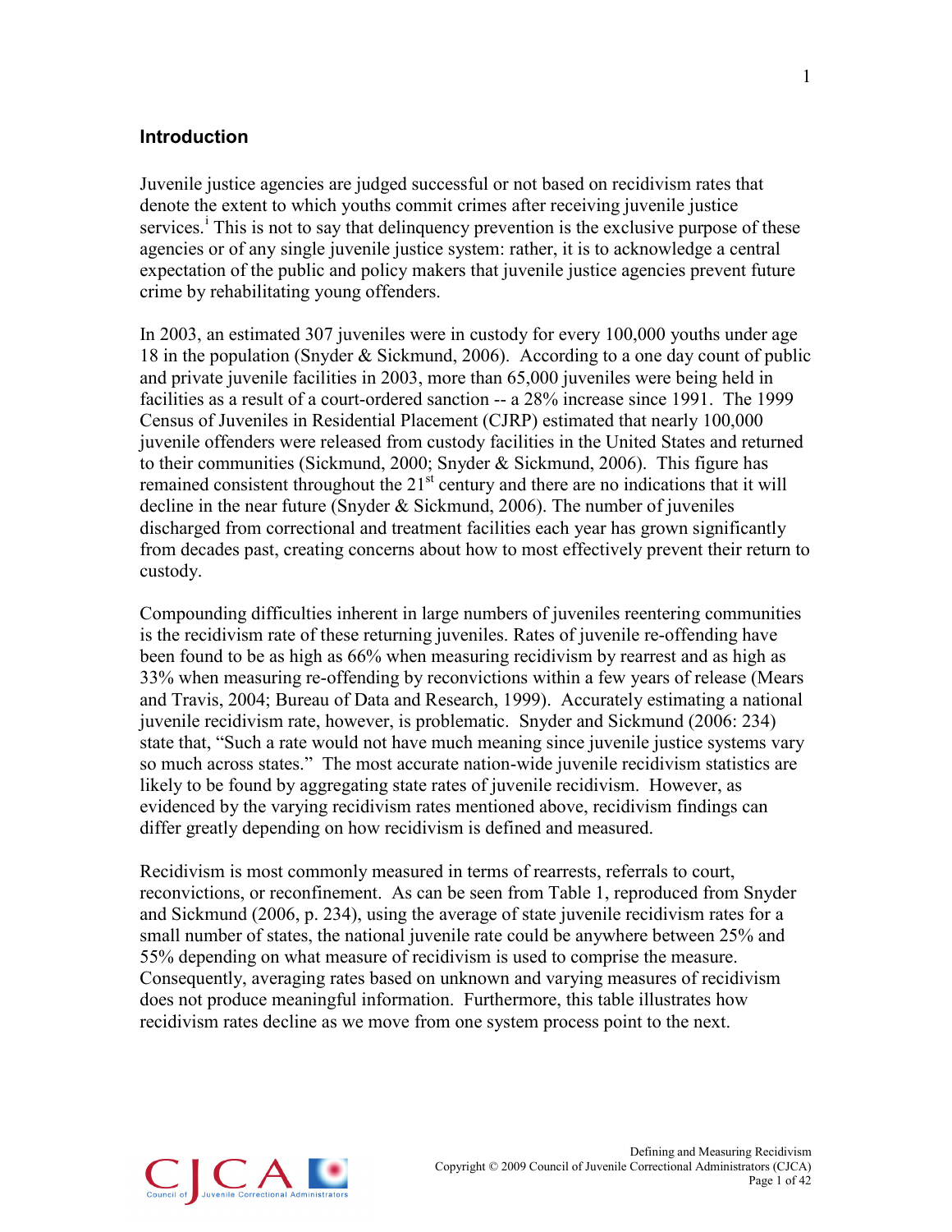## Introduction

Juvenile justice agencies are judged successful or not based on recidivism rates that denote the extent to which youths commit crimes after receiving juvenile justice services.[i] This is not to say that delinquency prevention is the exclusive purpose of these agencies or of any single juvenile justice system: rather, it is to acknowledge a central expectation of the public and policy makers that juvenile justice agencies prevent future crime by rehabilitating young offenders.

In 2003, an estimated 307 juveniles were in custody for every 100,000 youths under age 18 in the population (Snyder & Sickmund, 2006). According to a one day count of public and private juvenile facilities in 2003, more than 65,000 juveniles were being held in facilities as a result of a court-ordered sanction -- a 28% increase since 1991. The 1999 Census of Juveniles in Residential Placement (CJRP) estimated that nearly 100,000 juvenile offenders were released from custody facilities in the United States and returned to their communities (Sickmund, 2000; Snyder & Sickmund, 2006). This figure has remained consistent throughout the 21st century and there are no indications that it will decline in the near future (Snyder & Sickmund, 2006). The number of juveniles discharged from correctional and treatment facilities each year has grown significantly from decades past, creating concerns about how to most effectively prevent their return to custody.

Compounding difficulties inherent in large numbers of juveniles reentering communities is the recidivism rate of these returning juveniles. Rates of juvenile re-offending have been found to be as high as 66% when measuring recidivism by rearrest and as high as 33% when measuring re-offending by reconvictions within a few years of release (Mears and Travis, 2004; Bureau of Data and Research, 1999). Accurately estimating a national juvenile recidivism rate, however, is problematic. Snyder and Sickmund (2006: 234) state that, "Such a rate would not have much meaning since juvenile justice systems vary so much across states." The most accurate nation-wide juvenile recidivism statistics are likely to be found by aggregating state rates of juvenile recidivism. However, as evidenced by the varying recidivism rates mentioned above, recidivism findings can differ greatly depending on how recidivism is defined and measured.

Recidivism is most commonly measured in terms of rearrests, referrals to court, reconvictions, or reconfinement. As can be seen from Table 1, reproduced from Snyder and Sickmund (2006, p. 234), using the average of state juvenile recidivism rates for a small number of states, the national juvenile rate could be anywhere between 25% and 55% depending on what measure of recidivism is used to comprise the measure. Consequently, averaging rates based on unknown and varying measures of recidivism does not produce meaningful information. Furthermore, this table illustrates how recidivism rates decline as we move from one system process point to the next.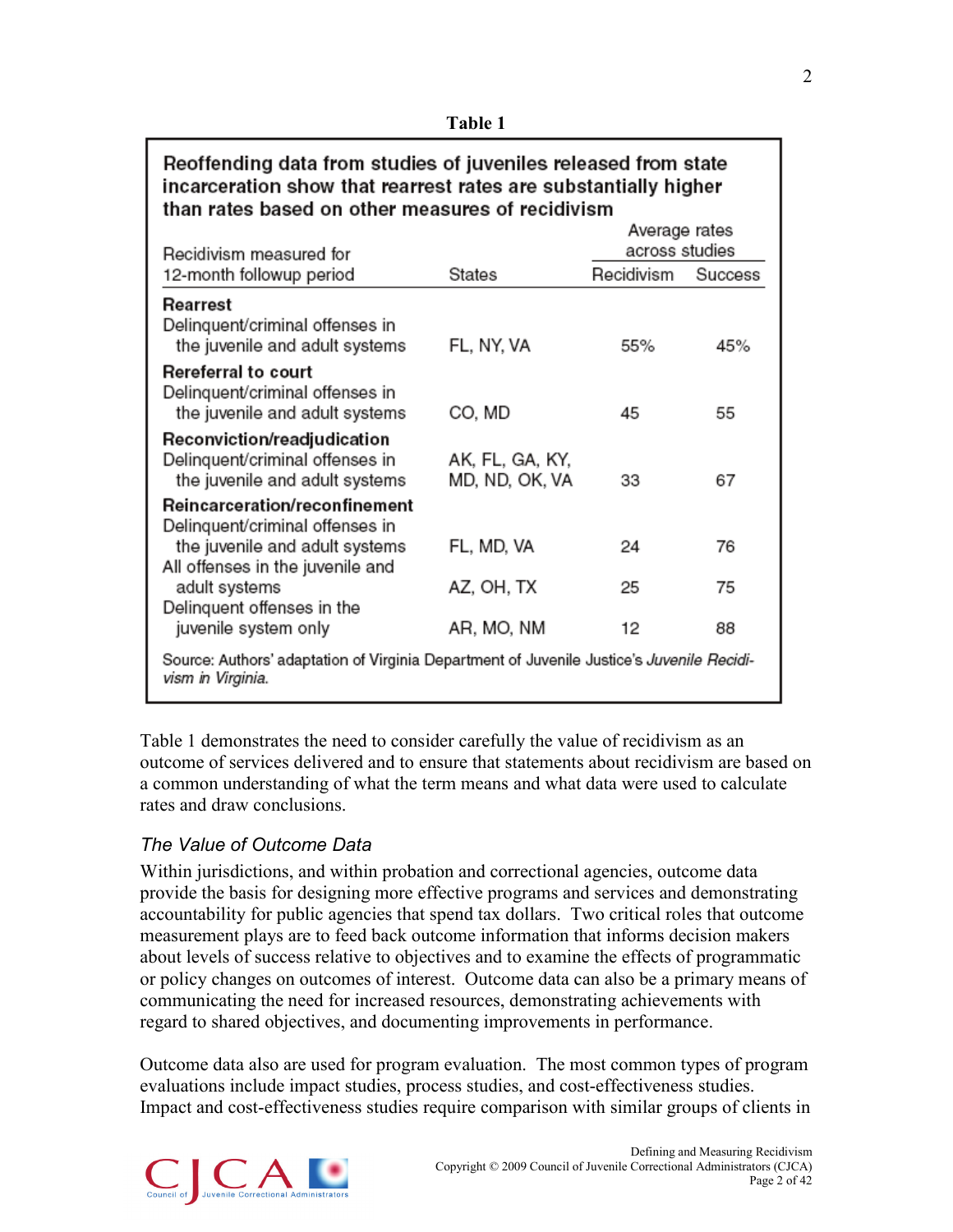**Table 1**

**Reoffending data from studies of juveniles released from state incarceration show that rearrest rates are substantially higher than rates based on other measures of recidivism**

| Recidivism measured for 12-month followup period | States | Average rates across studies | |
|---|---|---|---|
| | | Recidivism | Success |
| **Rearrest** | | | |
| Delinquent/criminal offenses in the juvenile and adult systems | FL, NY, VA | 55% | 45% |
| **Rereferral to court** | | | |
| Delinquent/criminal offenses in the juvenile and adult systems | CO, MD | 45 | 55 |
| **Reconviction/readjudication** | | | |
| Delinquent/criminal offenses in the juvenile and adult systems | AK, FL, GA, KY, MD, ND, OK, VA | 33 | 67 |
| **Reincarceration/reconfinement** | | | |
| Delinquent/criminal offenses in the juvenile and adult systems | FL, MD, VA | 24 | 76 |
| All offenses in the juvenile and adult systems | AZ, OH, TX | 25 | 75 |
| Delinquent offenses in the juvenile system only | AR, MO, NM | 12 | 88 |

Source: Authors' adaptation of Virginia Department of Juvenile Justice's *Juvenile Recidivism in Virginia*.

Table 1 demonstrates the need to consider carefully the value of recidivism as an outcome of services delivered and to ensure that statements about recidivism are based on a common understanding of what the term means and what data were used to calculate rates and draw conclusions.

### *The Value of Outcome Data*

Within jurisdictions, and within probation and correctional agencies, outcome data provide the basis for designing more effective programs and services and demonstrating accountability for public agencies that spend tax dollars. Two critical roles that outcome measurement plays are to feed back outcome information that informs decision makers about levels of success relative to objectives and to examine the effects of programmatic or policy changes on outcomes of interest. Outcome data can also be a primary means of communicating the need for increased resources, demonstrating achievements with regard to shared objectives, and documenting improvements in performance.

Outcome data also are used for program evaluation. The most common types of program evaluations include impact studies, process studies, and cost-effectiveness studies. Impact and cost-effectiveness studies require comparison with similar groups of clients in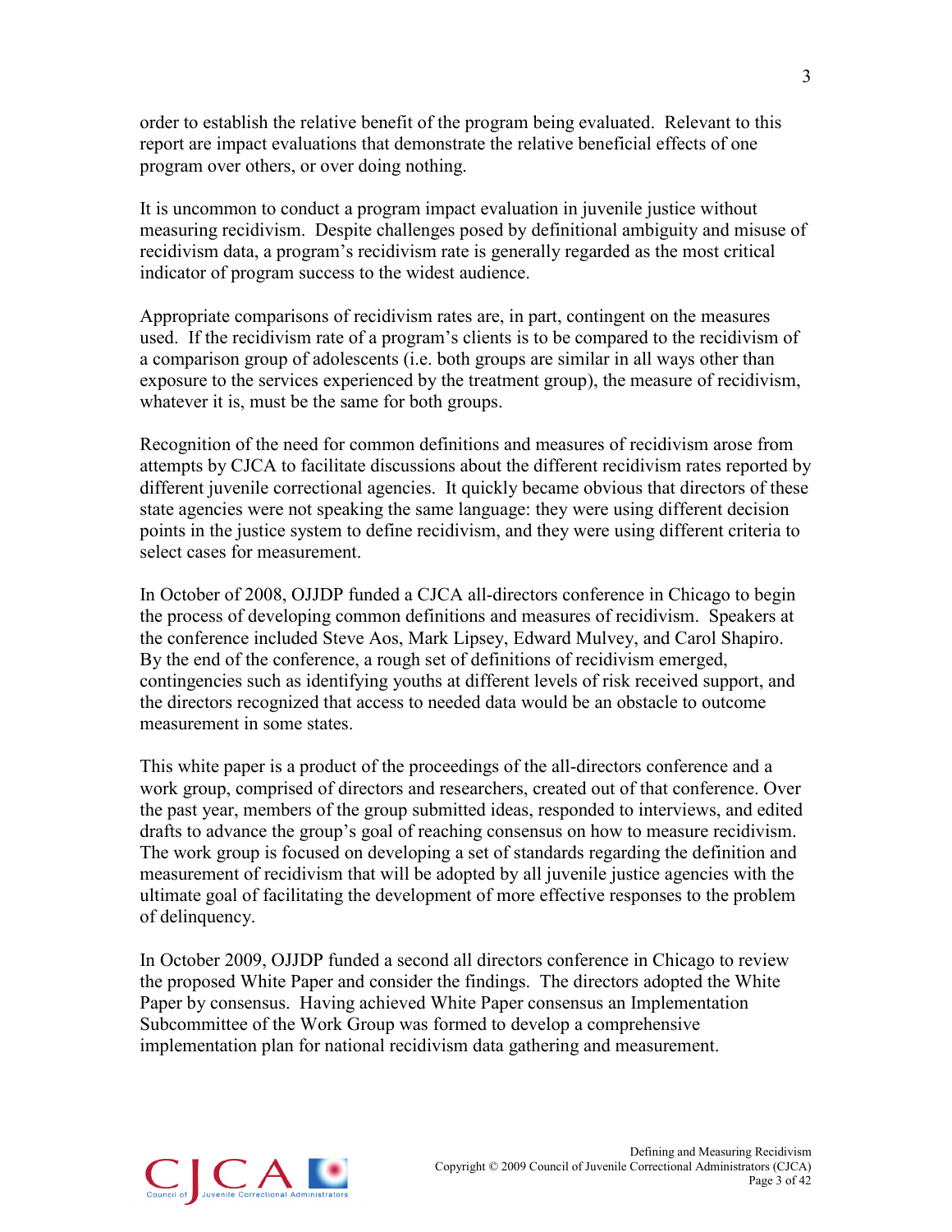order to establish the relative benefit of the program being evaluated. Relevant to this report are impact evaluations that demonstrate the relative beneficial effects of one program over others, or over doing nothing.

It is uncommon to conduct a program impact evaluation in juvenile justice without measuring recidivism. Despite challenges posed by definitional ambiguity and misuse of recidivism data, a program's recidivism rate is generally regarded as the most critical indicator of program success to the widest audience.

Appropriate comparisons of recidivism rates are, in part, contingent on the measures used. If the recidivism rate of a program's clients is to be compared to the recidivism of a comparison group of adolescents (i.e. both groups are similar in all ways other than exposure to the services experienced by the treatment group), the measure of recidivism, whatever it is, must be the same for both groups.

Recognition of the need for common definitions and measures of recidivism arose from attempts by CJCA to facilitate discussions about the different recidivism rates reported by different juvenile correctional agencies. It quickly became obvious that directors of these state agencies were not speaking the same language: they were using different decision points in the justice system to define recidivism, and they were using different criteria to select cases for measurement.

In October of 2008, OJJDP funded a CJCA all-directors conference in Chicago to begin the process of developing common definitions and measures of recidivism. Speakers at the conference included Steve Aos, Mark Lipsey, Edward Mulvey, and Carol Shapiro. By the end of the conference, a rough set of definitions of recidivism emerged, contingencies such as identifying youths at different levels of risk received support, and the directors recognized that access to needed data would be an obstacle to outcome measurement in some states.

This white paper is a product of the proceedings of the all-directors conference and a work group, comprised of directors and researchers, created out of that conference. Over the past year, members of the group submitted ideas, responded to interviews, and edited drafts to advance the group's goal of reaching consensus on how to measure recidivism. The work group is focused on developing a set of standards regarding the definition and measurement of recidivism that will be adopted by all juvenile justice agencies with the ultimate goal of facilitating the development of more effective responses to the problem of delinquency.

In October 2009, OJJDP funded a second all directors conference in Chicago to review the proposed White Paper and consider the findings. The directors adopted the White Paper by consensus. Having achieved White Paper consensus an Implementation Subcommittee of the Work Group was formed to develop a comprehensive implementation plan for national recidivism data gathering and measurement.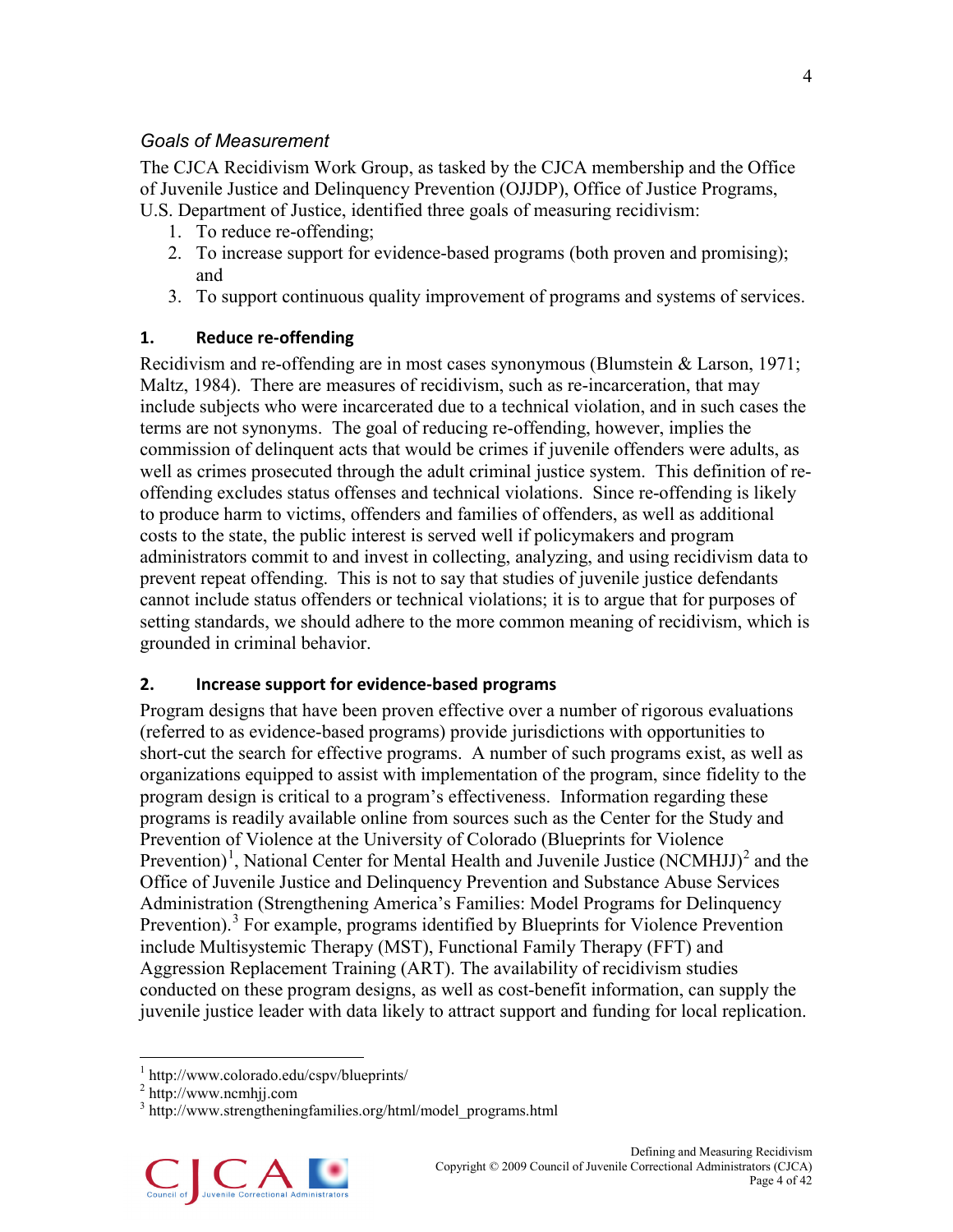### *Goals of Measurement*

The CJCA Recidivism Work Group, as tasked by the CJCA membership and the Office of Juvenile Justice and Delinquency Prevention (OJJDP), Office of Justice Programs, U.S. Department of Justice, identified three goals of measuring recidivism:

1. To reduce re-offending;
2. To increase support for evidence-based programs (both proven and promising); and
3. To support continuous quality improvement of programs and systems of services.

#### 1. Reduce re-offending

Recidivism and re-offending are in most cases synonymous (Blumstein & Larson, 1971; Maltz, 1984). There are measures of recidivism, such as re-incarceration, that may include subjects who were incarcerated due to a technical violation, and in such cases the terms are not synonyms. The goal of reducing re-offending, however, implies the commission of delinquent acts that would be crimes if juvenile offenders were adults, as well as crimes prosecuted through the adult criminal justice system. This definition of re-offending excludes status offenses and technical violations. Since re-offending is likely to produce harm to victims, offenders and families of offenders, as well as additional costs to the state, the public interest is served well if policymakers and program administrators commit to and invest in collecting, analyzing, and using recidivism data to prevent repeat offending. This is not to say that studies of juvenile justice defendants cannot include status offenders or technical violations; it is to argue that for purposes of setting standards, we should adhere to the more common meaning of recidivism, which is grounded in criminal behavior.

#### 2. Increase support for evidence-based programs

Program designs that have been proven effective over a number of rigorous evaluations (referred to as evidence-based programs) provide jurisdictions with opportunities to short-cut the search for effective programs. A number of such programs exist, as well as organizations equipped to assist with implementation of the program, since fidelity to the program design is critical to a program's effectiveness. Information regarding these programs is readily available online from sources such as the Center for the Study and Prevention of Violence at the University of Colorado (Blueprints for Violence Prevention)[1], National Center for Mental Health and Juvenile Justice (NCMHJJ)[2] and the Office of Juvenile Justice and Delinquency Prevention and Substance Abuse Services Administration (Strengthening America's Families: Model Programs for Delinquency Prevention).[3] For example, programs identified by Blueprints for Violence Prevention include Multisystemic Therapy (MST), Functional Family Therapy (FFT) and Aggression Replacement Training (ART). The availability of recidivism studies conducted on these program designs, as well as cost-benefit information, can supply the juvenile justice leader with data likely to attract support and funding for local replication.

---

[1] http://www.colorado.edu/cspv/blueprints/

[2] http://www.ncmhjj.com

[3] http://www.strengtheningfamilies.org/html/model_programs.html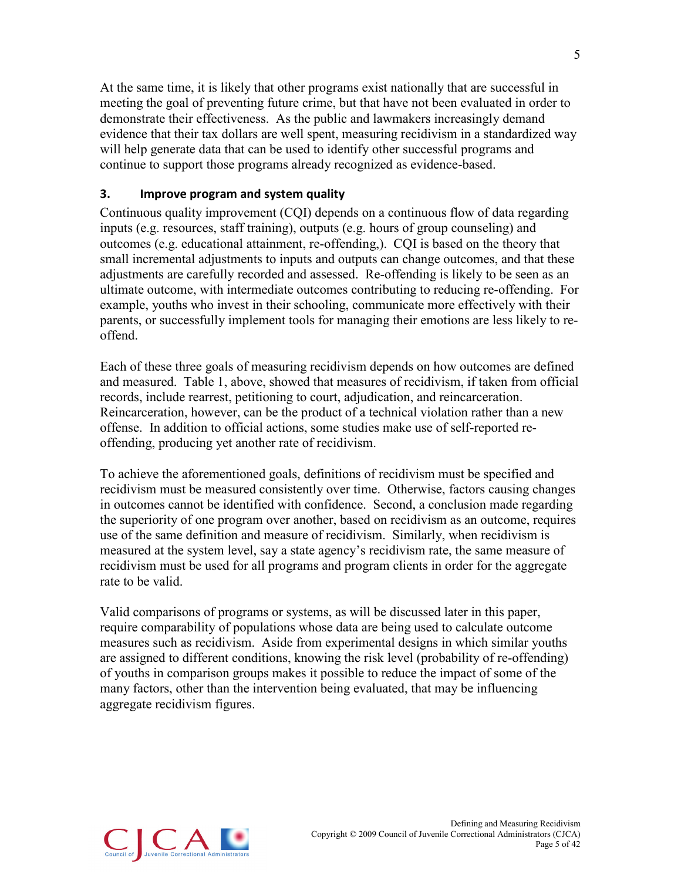At the same time, it is likely that other programs exist nationally that are successful in meeting the goal of preventing future crime, but that have not been evaluated in order to demonstrate their effectiveness. As the public and lawmakers increasingly demand evidence that their tax dollars are well spent, measuring recidivism in a standardized way will help generate data that can be used to identify other successful programs and continue to support those programs already recognized as evidence-based.

### 3. Improve program and system quality

Continuous quality improvement (CQI) depends on a continuous flow of data regarding inputs (e.g. resources, staff training), outputs (e.g. hours of group counseling) and outcomes (e.g. educational attainment, re-offending,). CQI is based on the theory that small incremental adjustments to inputs and outputs can change outcomes, and that these adjustments are carefully recorded and assessed. Re-offending is likely to be seen as an ultimate outcome, with intermediate outcomes contributing to reducing re-offending. For example, youths who invest in their schooling, communicate more effectively with their parents, or successfully implement tools for managing their emotions are less likely to re-offend.

Each of these three goals of measuring recidivism depends on how outcomes are defined and measured. Table 1, above, showed that measures of recidivism, if taken from official records, include rearrest, petitioning to court, adjudication, and reincarceration. Reincarceration, however, can be the product of a technical violation rather than a new offense. In addition to official actions, some studies make use of self-reported re-offending, producing yet another rate of recidivism.

To achieve the aforementioned goals, definitions of recidivism must be specified and recidivism must be measured consistently over time. Otherwise, factors causing changes in outcomes cannot be identified with confidence. Second, a conclusion made regarding the superiority of one program over another, based on recidivism as an outcome, requires use of the same definition and measure of recidivism. Similarly, when recidivism is measured at the system level, say a state agency's recidivism rate, the same measure of recidivism must be used for all programs and program clients in order for the aggregate rate to be valid.

Valid comparisons of programs or systems, as will be discussed later in this paper, require comparability of populations whose data are being used to calculate outcome measures such as recidivism. Aside from experimental designs in which similar youths are assigned to different conditions, knowing the risk level (probability of re-offending) of youths in comparison groups makes it possible to reduce the impact of some of the many factors, other than the intervention being evaluated, that may be influencing aggregate recidivism figures.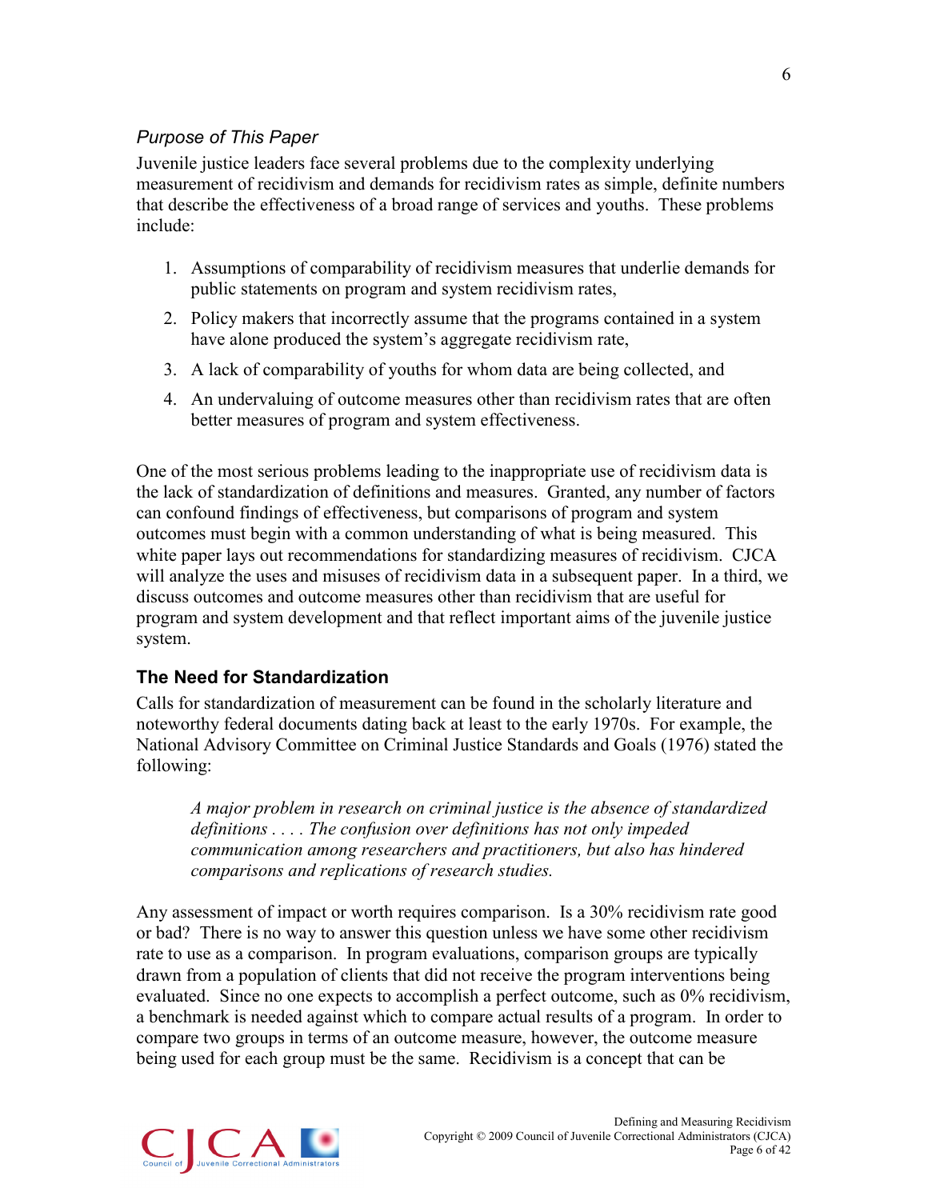*Purpose of This Paper*

Juvenile justice leaders face several problems due to the complexity underlying measurement of recidivism and demands for recidivism rates as simple, definite numbers that describe the effectiveness of a broad range of services and youths. These problems include:

1. Assumptions of comparability of recidivism measures that underlie demands for public statements on program and system recidivism rates,
2. Policy makers that incorrectly assume that the programs contained in a system have alone produced the system's aggregate recidivism rate,
3. A lack of comparability of youths for whom data are being collected, and
4. An undervaluing of outcome measures other than recidivism rates that are often better measures of program and system effectiveness.

One of the most serious problems leading to the inappropriate use of recidivism data is the lack of standardization of definitions and measures. Granted, any number of factors can confound findings of effectiveness, but comparisons of program and system outcomes must begin with a common understanding of what is being measured. This white paper lays out recommendations for standardizing measures of recidivism. CJCA will analyze the uses and misuses of recidivism data in a subsequent paper. In a third, we discuss outcomes and outcome measures other than recidivism that are useful for program and system development and that reflect important aims of the juvenile justice system.

## The Need for Standardization

Calls for standardization of measurement can be found in the scholarly literature and noteworthy federal documents dating back at least to the early 1970s. For example, the National Advisory Committee on Criminal Justice Standards and Goals (1976) stated the following:

> *A major problem in research on criminal justice is the absence of standardized definitions . . . . The confusion over definitions has not only impeded communication among researchers and practitioners, but also has hindered comparisons and replications of research studies.*

Any assessment of impact or worth requires comparison. Is a 30% recidivism rate good or bad? There is no way to answer this question unless we have some other recidivism rate to use as a comparison. In program evaluations, comparison groups are typically drawn from a population of clients that did not receive the program interventions being evaluated. Since no one expects to accomplish a perfect outcome, such as 0% recidivism, a benchmark is needed against which to compare actual results of a program. In order to compare two groups in terms of an outcome measure, however, the outcome measure being used for each group must be the same. Recidivism is a concept that can be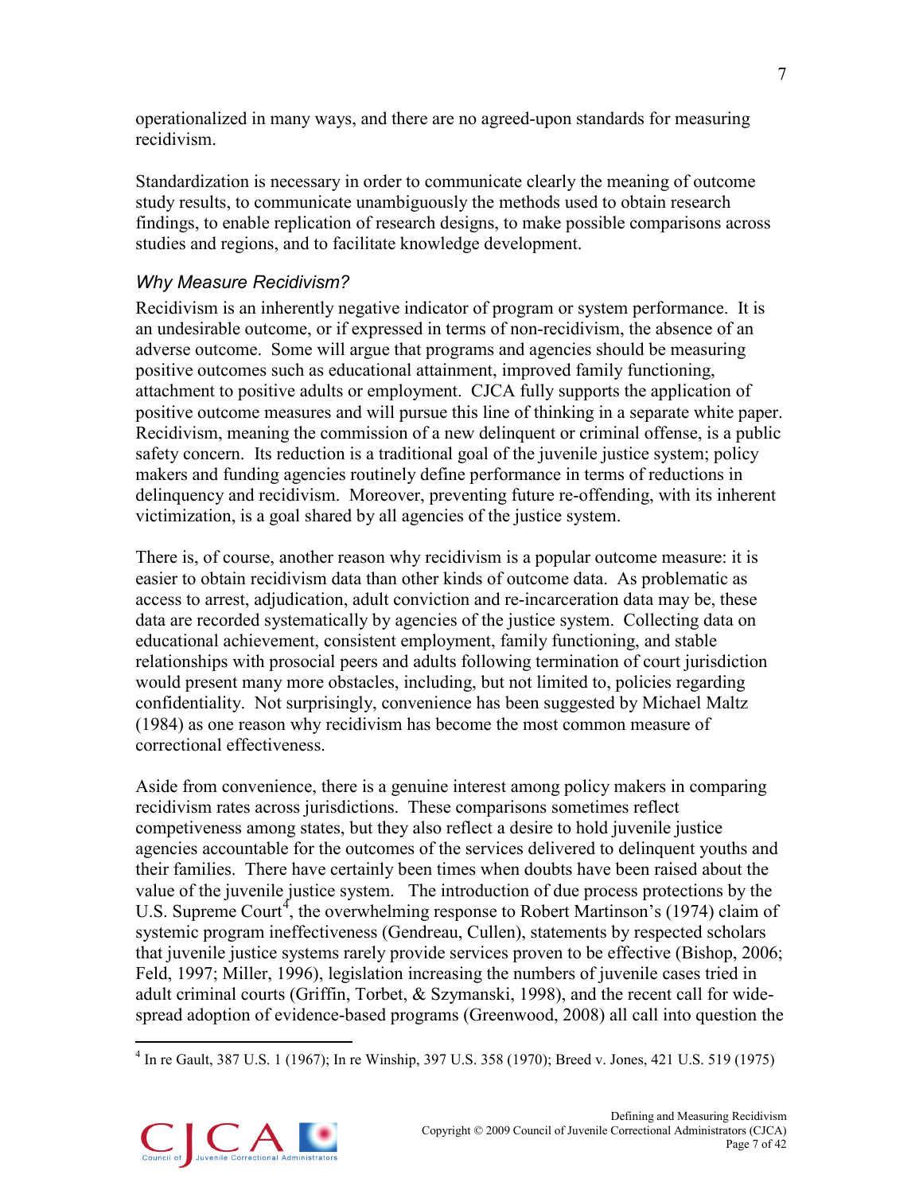operationalized in many ways, and there are no agreed-upon standards for measuring recidivism.

Standardization is necessary in order to communicate clearly the meaning of outcome study results, to communicate unambiguously the methods used to obtain research findings, to enable replication of research designs, to make possible comparisons across studies and regions, and to facilitate knowledge development.

### *Why Measure Recidivism?*

Recidivism is an inherently negative indicator of program or system performance. It is an undesirable outcome, or if expressed in terms of non-recidivism, the absence of an adverse outcome. Some will argue that programs and agencies should be measuring positive outcomes such as educational attainment, improved family functioning, attachment to positive adults or employment. CJCA fully supports the application of positive outcome measures and will pursue this line of thinking in a separate white paper. Recidivism, meaning the commission of a new delinquent or criminal offense, is a public safety concern. Its reduction is a traditional goal of the juvenile justice system; policy makers and funding agencies routinely define performance in terms of reductions in delinquency and recidivism. Moreover, preventing future re-offending, with its inherent victimization, is a goal shared by all agencies of the justice system.

There is, of course, another reason why recidivism is a popular outcome measure: it is easier to obtain recidivism data than other kinds of outcome data. As problematic as access to arrest, adjudication, adult conviction and re-incarceration data may be, these data are recorded systematically by agencies of the justice system. Collecting data on educational achievement, consistent employment, family functioning, and stable relationships with prosocial peers and adults following termination of court jurisdiction would present many more obstacles, including, but not limited to, policies regarding confidentiality. Not surprisingly, convenience has been suggested by Michael Maltz (1984) as one reason why recidivism has become the most common measure of correctional effectiveness.

Aside from convenience, there is a genuine interest among policy makers in comparing recidivism rates across jurisdictions. These comparisons sometimes reflect competiveness among states, but they also reflect a desire to hold juvenile justice agencies accountable for the outcomes of the services delivered to delinquent youths and their families. There have certainly been times when doubts have been raised about the value of the juvenile justice system. The introduction of due process protections by the U.S. Supreme Court[4], the overwhelming response to Robert Martinson's (1974) claim of systemic program ineffectiveness (Gendreau, Cullen), statements by respected scholars that juvenile justice systems rarely provide services proven to be effective (Bishop, 2006; Feld, 1997; Miller, 1996), legislation increasing the numbers of juvenile cases tried in adult criminal courts (Griffin, Torbet, & Szymanski, 1998), and the recent call for wide-spread adoption of evidence-based programs (Greenwood, 2008) all call into question the

[4] In re Gault, 387 U.S. 1 (1967); In re Winship, 397 U.S. 358 (1970); Breed v. Jones, 421 U.S. 519 (1975)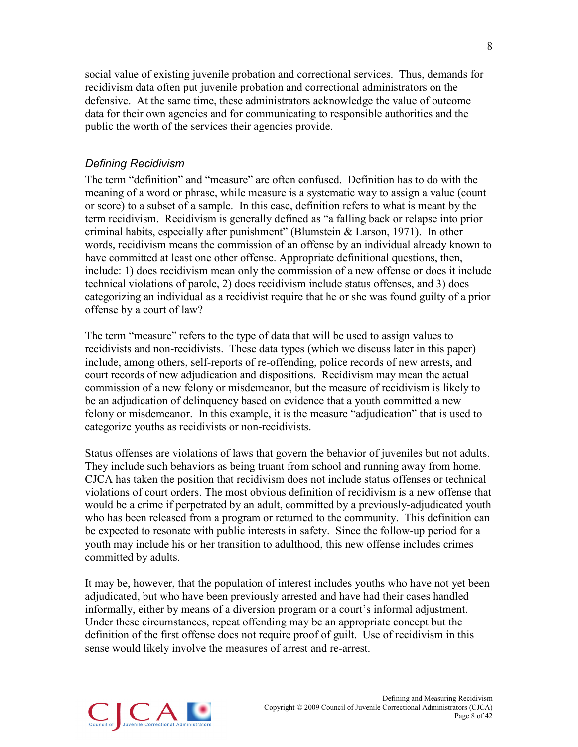social value of existing juvenile probation and correctional services. Thus, demands for recidivism data often put juvenile probation and correctional administrators on the defensive. At the same time, these administrators acknowledge the value of outcome data for their own agencies and for communicating to responsible authorities and the public the worth of the services their agencies provide.

### *Defining Recidivism*

The term "definition" and "measure" are often confused. Definition has to do with the meaning of a word or phrase, while measure is a systematic way to assign a value (count or score) to a subset of a sample. In this case, definition refers to what is meant by the term recidivism. Recidivism is generally defined as "a falling back or relapse into prior criminal habits, especially after punishment" (Blumstein & Larson, 1971). In other words, recidivism means the commission of an offense by an individual already known to have committed at least one other offense. Appropriate definitional questions, then, include: 1) does recidivism mean only the commission of a new offense or does it include technical violations of parole, 2) does recidivism include status offenses, and 3) does categorizing an individual as a recidivist require that he or she was found guilty of a prior offense by a court of law?

The term "measure" refers to the type of data that will be used to assign values to recidivists and non-recidivists. These data types (which we discuss later in this paper) include, among others, self-reports of re-offending, police records of new arrests, and court records of new adjudication and dispositions. Recidivism may mean the actual commission of a new felony or misdemeanor, but the measure of recidivism is likely to be an adjudication of delinquency based on evidence that a youth committed a new felony or misdemeanor. In this example, it is the measure "adjudication" that is used to categorize youths as recidivists or non-recidivists.

Status offenses are violations of laws that govern the behavior of juveniles but not adults. They include such behaviors as being truant from school and running away from home. CJCA has taken the position that recidivism does not include status offenses or technical violations of court orders. The most obvious definition of recidivism is a new offense that would be a crime if perpetrated by an adult, committed by a previously-adjudicated youth who has been released from a program or returned to the community. This definition can be expected to resonate with public interests in safety. Since the follow-up period for a youth may include his or her transition to adulthood, this new offense includes crimes committed by adults.

It may be, however, that the population of interest includes youths who have not yet been adjudicated, but who have been previously arrested and have had their cases handled informally, either by means of a diversion program or a court's informal adjustment. Under these circumstances, repeat offending may be an appropriate concept but the definition of the first offense does not require proof of guilt. Use of recidivism in this sense would likely involve the measures of arrest and re-arrest.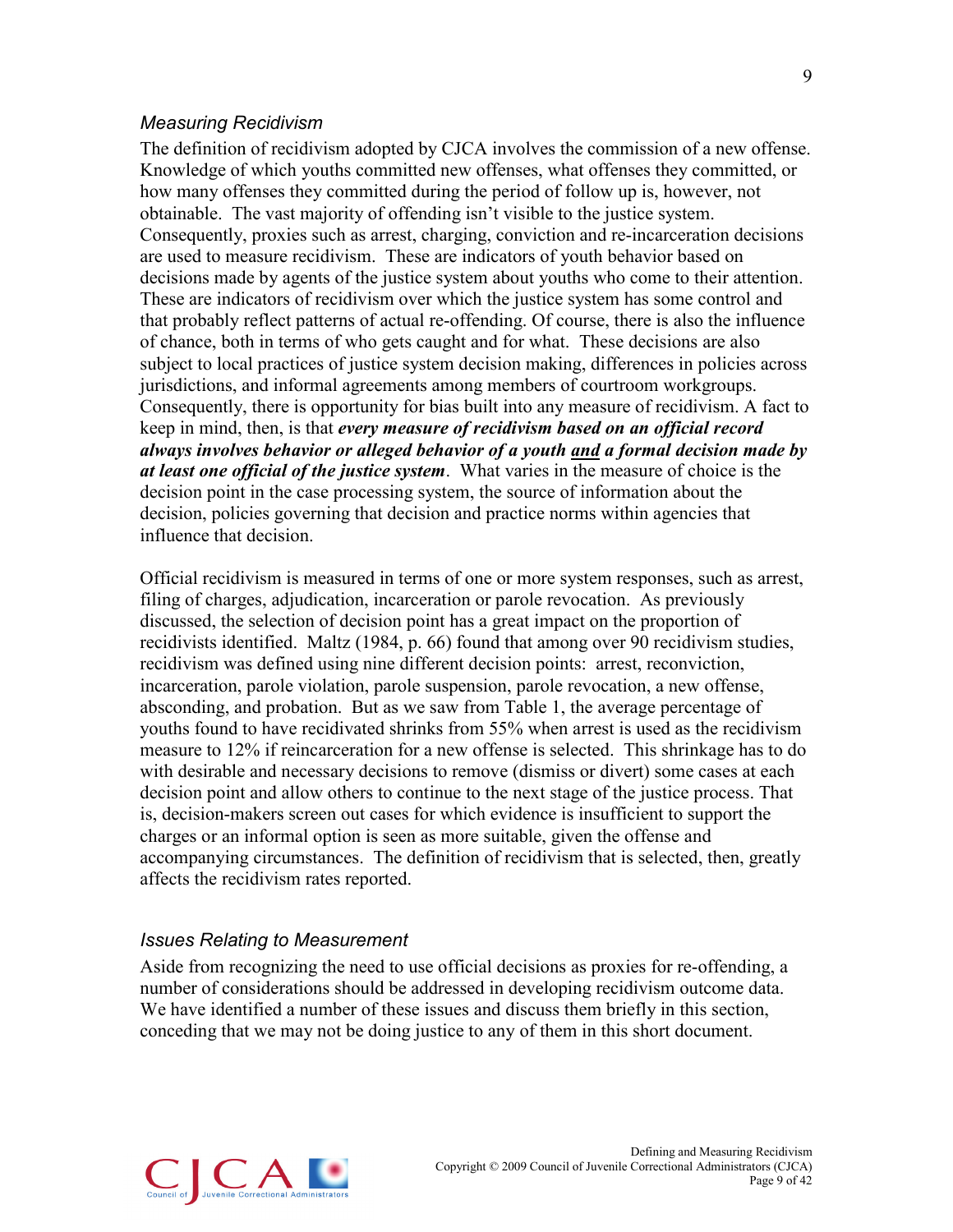### *Measuring Recidivism*

The definition of recidivism adopted by CJCA involves the commission of a new offense. Knowledge of which youths committed new offenses, what offenses they committed, or how many offenses they committed during the period of follow up is, however, not obtainable. The vast majority of offending isn't visible to the justice system. Consequently, proxies such as arrest, charging, conviction and re-incarceration decisions are used to measure recidivism. These are indicators of youth behavior based on decisions made by agents of the justice system about youths who come to their attention. These are indicators of recidivism over which the justice system has some control and that probably reflect patterns of actual re-offending. Of course, there is also the influence of chance, both in terms of who gets caught and for what. These decisions are also subject to local practices of justice system decision making, differences in policies across jurisdictions, and informal agreements among members of courtroom workgroups. Consequently, there is opportunity for bias built into any measure of recidivism. A fact to keep in mind, then, is that ***every measure of recidivism based on an official record always involves behavior or alleged behavior of a youth <u>and</u> a formal decision made by at least one official of the justice system***. What varies in the measure of choice is the decision point in the case processing system, the source of information about the decision, policies governing that decision and practice norms within agencies that influence that decision.

Official recidivism is measured in terms of one or more system responses, such as arrest, filing of charges, adjudication, incarceration or parole revocation. As previously discussed, the selection of decision point has a great impact on the proportion of recidivists identified. Maltz (1984, p. 66) found that among over 90 recidivism studies, recidivism was defined using nine different decision points: arrest, reconviction, incarceration, parole violation, parole suspension, parole revocation, a new offense, absconding, and probation. But as we saw from Table 1, the average percentage of youths found to have recidivated shrinks from 55% when arrest is used as the recidivism measure to 12% if reincarceration for a new offense is selected. This shrinkage has to do with desirable and necessary decisions to remove (dismiss or divert) some cases at each decision point and allow others to continue to the next stage of the justice process. That is, decision-makers screen out cases for which evidence is insufficient to support the charges or an informal option is seen as more suitable, given the offense and accompanying circumstances. The definition of recidivism that is selected, then, greatly affects the recidivism rates reported.

### *Issues Relating to Measurement*

Aside from recognizing the need to use official decisions as proxies for re-offending, a number of considerations should be addressed in developing recidivism outcome data. We have identified a number of these issues and discuss them briefly in this section, conceding that we may not be doing justice to any of them in this short document.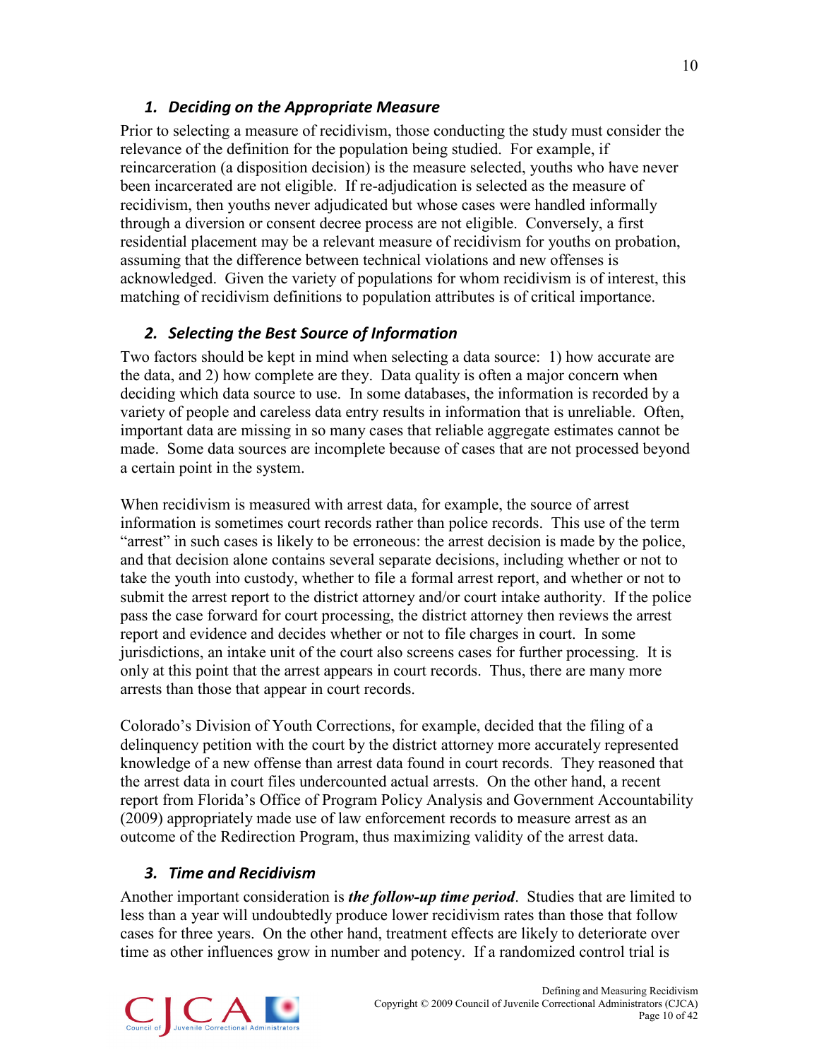### *1. Deciding on the Appropriate Measure*

Prior to selecting a measure of recidivism, those conducting the study must consider the relevance of the definition for the population being studied. For example, if reincarceration (a disposition decision) is the measure selected, youths who have never been incarcerated are not eligible. If re-adjudication is selected as the measure of recidivism, then youths never adjudicated but whose cases were handled informally through a diversion or consent decree process are not eligible. Conversely, a first residential placement may be a relevant measure of recidivism for youths on probation, assuming that the difference between technical violations and new offenses is acknowledged. Given the variety of populations for whom recidivism is of interest, this matching of recidivism definitions to population attributes is of critical importance.

### *2. Selecting the Best Source of Information*

Two factors should be kept in mind when selecting a data source: 1) how accurate are the data, and 2) how complete are they. Data quality is often a major concern when deciding which data source to use. In some databases, the information is recorded by a variety of people and careless data entry results in information that is unreliable. Often, important data are missing in so many cases that reliable aggregate estimates cannot be made. Some data sources are incomplete because of cases that are not processed beyond a certain point in the system.

When recidivism is measured with arrest data, for example, the source of arrest information is sometimes court records rather than police records. This use of the term "arrest" in such cases is likely to be erroneous: the arrest decision is made by the police, and that decision alone contains several separate decisions, including whether or not to take the youth into custody, whether to file a formal arrest report, and whether or not to submit the arrest report to the district attorney and/or court intake authority. If the police pass the case forward for court processing, the district attorney then reviews the arrest report and evidence and decides whether or not to file charges in court. In some jurisdictions, an intake unit of the court also screens cases for further processing. It is only at this point that the arrest appears in court records. Thus, there are many more arrests than those that appear in court records.

Colorado's Division of Youth Corrections, for example, decided that the filing of a delinquency petition with the court by the district attorney more accurately represented knowledge of a new offense than arrest data found in court records. They reasoned that the arrest data in court files undercounted actual arrests. On the other hand, a recent report from Florida's Office of Program Policy Analysis and Government Accountability (2009) appropriately made use of law enforcement records to measure arrest as an outcome of the Redirection Program, thus maximizing validity of the arrest data.

### *3. Time and Recidivism*

Another important consideration is ***the follow-up time period***. Studies that are limited to less than a year will undoubtedly produce lower recidivism rates than those that follow cases for three years. On the other hand, treatment effects are likely to deteriorate over time as other influences grow in number and potency. If a randomized control trial is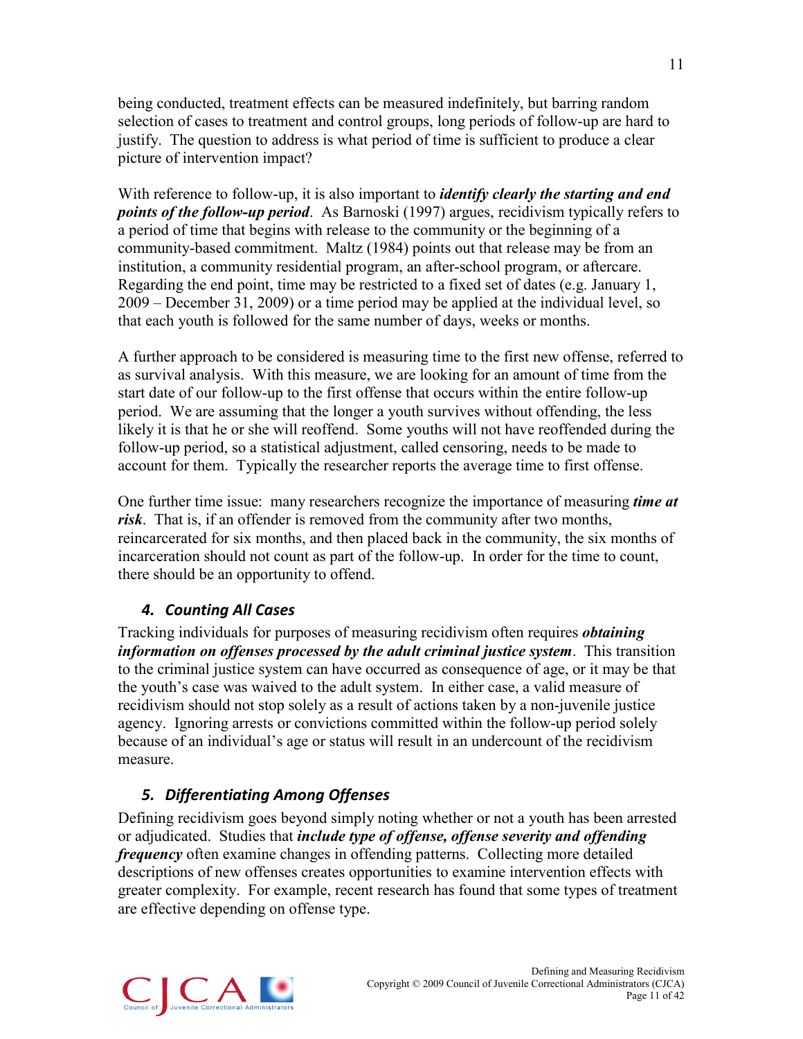being conducted, treatment effects can be measured indefinitely, but barring random selection of cases to treatment and control groups, long periods of follow-up are hard to justify. The question to address is what period of time is sufficient to produce a clear picture of intervention impact?

With reference to follow-up, it is also important to ***identify clearly the starting and end points of the follow-up period***. As Barnoski (1997) argues, recidivism typically refers to a period of time that begins with release to the community or the beginning of a community-based commitment. Maltz (1984) points out that release may be from an institution, a community residential program, an after-school program, or aftercare. Regarding the end point, time may be restricted to a fixed set of dates (e.g. January 1, 2009 – December 31, 2009) or a time period may be applied at the individual level, so that each youth is followed for the same number of days, weeks or months.

A further approach to be considered is measuring time to the first new offense, referred to as survival analysis. With this measure, we are looking for an amount of time from the start date of our follow-up to the first offense that occurs within the entire follow-up period. We are assuming that the longer a youth survives without offending, the less likely it is that he or she will reoffend. Some youths will not have reoffended during the follow-up period, so a statistical adjustment, called censoring, needs to be made to account for them. Typically the researcher reports the average time to first offense.

One further time issue: many researchers recognize the importance of measuring ***time at risk***. That is, if an offender is removed from the community after two months, reincarcerated for six months, and then placed back in the community, the six months of incarceration should not count as part of the follow-up. In order for the time to count, there should be an opportunity to offend.

### 4. Counting All Cases

Tracking individuals for purposes of measuring recidivism often requires ***obtaining information on offenses processed by the adult criminal justice system***. This transition to the criminal justice system can have occurred as consequence of age, or it may be that the youth's case was waived to the adult system. In either case, a valid measure of recidivism should not stop solely as a result of actions taken by a non-juvenile justice agency. Ignoring arrests or convictions committed within the follow-up period solely because of an individual's age or status will result in an undercount of the recidivism measure.

### 5. Differentiating Among Offenses

Defining recidivism goes beyond simply noting whether or not a youth has been arrested or adjudicated. Studies that ***include type of offense, offense severity and offending frequency*** often examine changes in offending patterns. Collecting more detailed descriptions of new offenses creates opportunities to examine intervention effects with greater complexity. For example, recent research has found that some types of treatment are effective depending on offense type.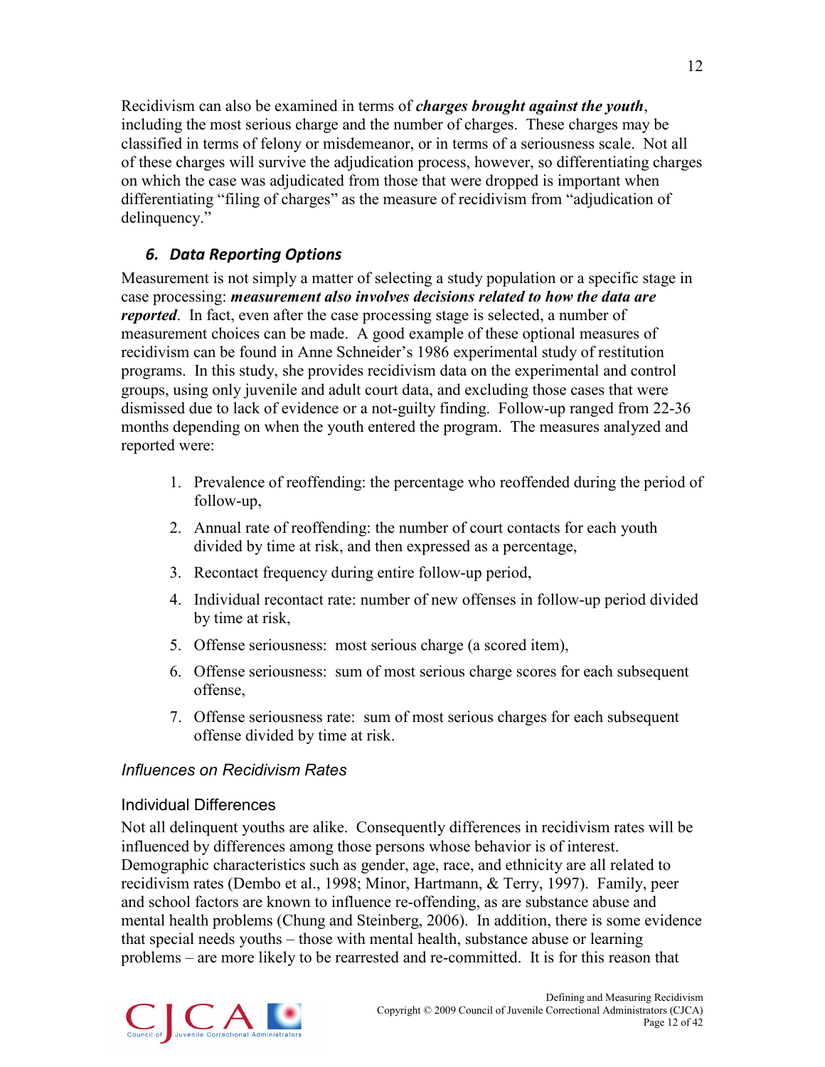Recidivism can also be examined in terms of ***charges brought against the youth***, including the most serious charge and the number of charges. These charges may be classified in terms of felony or misdemeanor, or in terms of a seriousness scale. Not all of these charges will survive the adjudication process, however, so differentiating charges on which the case was adjudicated from those that were dropped is important when differentiating "filing of charges" as the measure of recidivism from "adjudication of delinquency."

### *6. Data Reporting Options*

Measurement is not simply a matter of selecting a study population or a specific stage in case processing: ***measurement also involves decisions related to how the data are reported***. In fact, even after the case processing stage is selected, a number of measurement choices can be made. A good example of these optional measures of recidivism can be found in Anne Schneider's 1986 experimental study of restitution programs. In this study, she provides recidivism data on the experimental and control groups, using only juvenile and adult court data, and excluding those cases that were dismissed due to lack of evidence or a not-guilty finding. Follow-up ranged from 22-36 months depending on when the youth entered the program. The measures analyzed and reported were:

1. Prevalence of reoffending: the percentage who reoffended during the period of follow-up,
2. Annual rate of reoffending: the number of court contacts for each youth divided by time at risk, and then expressed as a percentage,
3. Recontact frequency during entire follow-up period,
4. Individual recontact rate: number of new offenses in follow-up period divided by time at risk,
5. Offense seriousness: most serious charge (a scored item),
6. Offense seriousness: sum of most serious charge scores for each subsequent offense,
7. Offense seriousness rate: sum of most serious charges for each subsequent offense divided by time at risk.

## *Influences on Recidivism Rates*

### Individual Differences

Not all delinquent youths are alike. Consequently differences in recidivism rates will be influenced by differences among those persons whose behavior is of interest. Demographic characteristics such as gender, age, race, and ethnicity are all related to recidivism rates (Dembo et al., 1998; Minor, Hartmann, & Terry, 1997). Family, peer and school factors are known to influence re-offending, as are substance abuse and mental health problems (Chung and Steinberg, 2006). In addition, there is some evidence that special needs youths – those with mental health, substance abuse or learning problems – are more likely to be rearrested and re-committed. It is for this reason that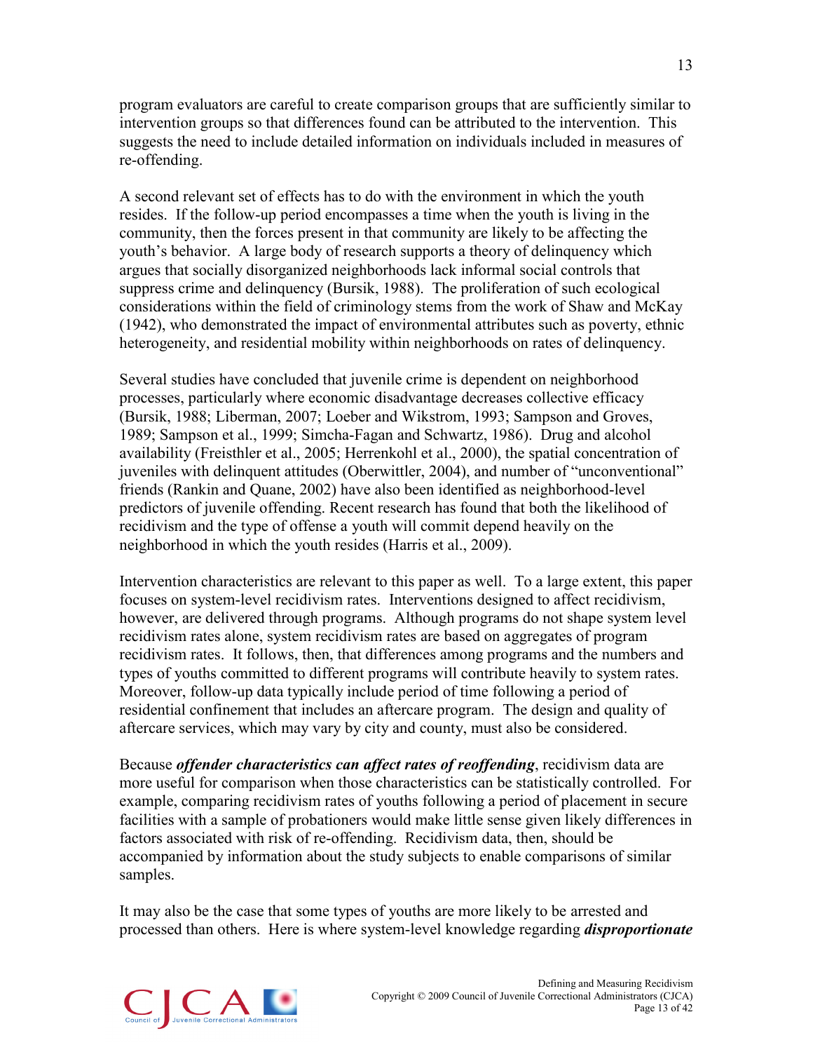program evaluators are careful to create comparison groups that are sufficiently similar to intervention groups so that differences found can be attributed to the intervention. This suggests the need to include detailed information on individuals included in measures of re-offending.

A second relevant set of effects has to do with the environment in which the youth resides. If the follow-up period encompasses a time when the youth is living in the community, then the forces present in that community are likely to be affecting the youth's behavior. A large body of research supports a theory of delinquency which argues that socially disorganized neighborhoods lack informal social controls that suppress crime and delinquency (Bursik, 1988). The proliferation of such ecological considerations within the field of criminology stems from the work of Shaw and McKay (1942), who demonstrated the impact of environmental attributes such as poverty, ethnic heterogeneity, and residential mobility within neighborhoods on rates of delinquency.

Several studies have concluded that juvenile crime is dependent on neighborhood processes, particularly where economic disadvantage decreases collective efficacy (Bursik, 1988; Liberman, 2007; Loeber and Wikstrom, 1993; Sampson and Groves, 1989; Sampson et al., 1999; Simcha-Fagan and Schwartz, 1986). Drug and alcohol availability (Freisthler et al., 2005; Herrenkohl et al., 2000), the spatial concentration of juveniles with delinquent attitudes (Oberwittler, 2004), and number of "unconventional" friends (Rankin and Quane, 2002) have also been identified as neighborhood-level predictors of juvenile offending. Recent research has found that both the likelihood of recidivism and the type of offense a youth will commit depend heavily on the neighborhood in which the youth resides (Harris et al., 2009).

Intervention characteristics are relevant to this paper as well. To a large extent, this paper focuses on system-level recidivism rates. Interventions designed to affect recidivism, however, are delivered through programs. Although programs do not shape system level recidivism rates alone, system recidivism rates are based on aggregates of program recidivism rates. It follows, then, that differences among programs and the numbers and types of youths committed to different programs will contribute heavily to system rates. Moreover, follow-up data typically include period of time following a period of residential confinement that includes an aftercare program. The design and quality of aftercare services, which may vary by city and county, must also be considered.

Because ***offender characteristics can affect rates of reoffending***, recidivism data are more useful for comparison when those characteristics can be statistically controlled. For example, comparing recidivism rates of youths following a period of placement in secure facilities with a sample of probationers would make little sense given likely differences in factors associated with risk of re-offending. Recidivism data, then, should be accompanied by information about the study subjects to enable comparisons of similar samples.

It may also be the case that some types of youths are more likely to be arrested and processed than others. Here is where system-level knowledge regarding ***disproportionate***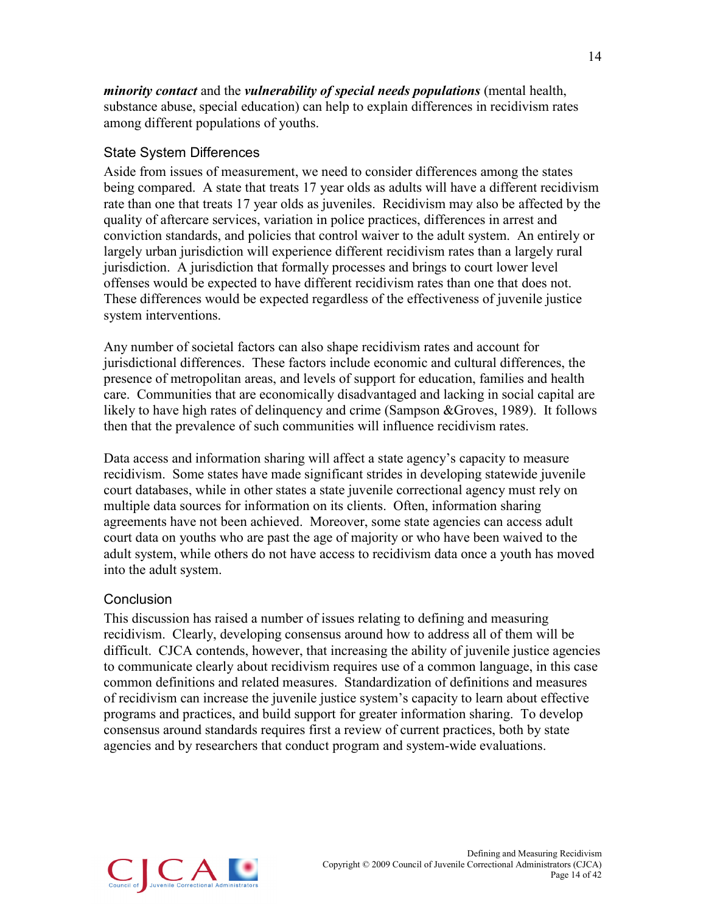***minority contact*** and the ***vulnerability of special needs populations*** (mental health, substance abuse, special education) can help to explain differences in recidivism rates among different populations of youths.

### State System Differences

Aside from issues of measurement, we need to consider differences among the states being compared. A state that treats 17 year olds as adults will have a different recidivism rate than one that treats 17 year olds as juveniles. Recidivism may also be affected by the quality of aftercare services, variation in police practices, differences in arrest and conviction standards, and policies that control waiver to the adult system. An entirely or largely urban jurisdiction will experience different recidivism rates than a largely rural jurisdiction. A jurisdiction that formally processes and brings to court lower level offenses would be expected to have different recidivism rates than one that does not. These differences would be expected regardless of the effectiveness of juvenile justice system interventions.

Any number of societal factors can also shape recidivism rates and account for jurisdictional differences. These factors include economic and cultural differences, the presence of metropolitan areas, and levels of support for education, families and health care. Communities that are economically disadvantaged and lacking in social capital are likely to have high rates of delinquency and crime (Sampson &Groves, 1989). It follows then that the prevalence of such communities will influence recidivism rates.

Data access and information sharing will affect a state agency's capacity to measure recidivism. Some states have made significant strides in developing statewide juvenile court databases, while in other states a state juvenile correctional agency must rely on multiple data sources for information on its clients. Often, information sharing agreements have not been achieved. Moreover, some state agencies can access adult court data on youths who are past the age of majority or who have been waived to the adult system, while others do not have access to recidivism data once a youth has moved into the adult system.

### Conclusion

This discussion has raised a number of issues relating to defining and measuring recidivism. Clearly, developing consensus around how to address all of them will be difficult. CJCA contends, however, that increasing the ability of juvenile justice agencies to communicate clearly about recidivism requires use of a common language, in this case common definitions and related measures. Standardization of definitions and measures of recidivism can increase the juvenile justice system's capacity to learn about effective programs and practices, and build support for greater information sharing. To develop consensus around standards requires first a review of current practices, both by state agencies and by researchers that conduct program and system-wide evaluations.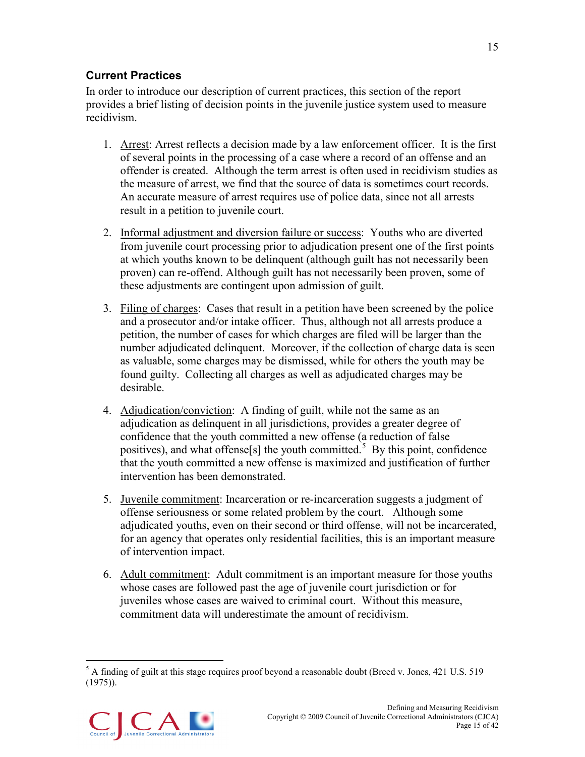## Current Practices

In order to introduce our description of current practices, this section of the report provides a brief listing of decision points in the juvenile justice system used to measure recidivism.

1. Arrest: Arrest reflects a decision made by a law enforcement officer. It is the first of several points in the processing of a case where a record of an offense and an offender is created. Although the term arrest is often used in recidivism studies as the measure of arrest, we find that the source of data is sometimes court records. An accurate measure of arrest requires use of police data, since not all arrests result in a petition to juvenile court.

2. Informal adjustment and diversion failure or success: Youths who are diverted from juvenile court processing prior to adjudication present one of the first points at which youths known to be delinquent (although guilt has not necessarily been proven) can re-offend. Although guilt has not necessarily been proven, some of these adjustments are contingent upon admission of guilt.

3. Filing of charges: Cases that result in a petition have been screened by the police and a prosecutor and/or intake officer. Thus, although not all arrests produce a petition, the number of cases for which charges are filed will be larger than the number adjudicated delinquent. Moreover, if the collection of charge data is seen as valuable, some charges may be dismissed, while for others the youth may be found guilty. Collecting all charges as well as adjudicated charges may be desirable.

4. Adjudication/conviction: A finding of guilt, while not the same as an adjudication as delinquent in all jurisdictions, provides a greater degree of confidence that the youth committed a new offense (a reduction of false positives), and what offense[s] the youth committed.[5] By this point, confidence that the youth committed a new offense is maximized and justification of further intervention has been demonstrated.

5. Juvenile commitment: Incarceration or re-incarceration suggests a judgment of offense seriousness or some related problem by the court. Although some adjudicated youths, even on their second or third offense, will not be incarcerated, for an agency that operates only residential facilities, this is an important measure of intervention impact.

6. Adult commitment: Adult commitment is an important measure for those youths whose cases are followed past the age of juvenile court jurisdiction or for juveniles whose cases are waived to criminal court. Without this measure, commitment data will underestimate the amount of recidivism.

---

[5] A finding of guilt at this stage requires proof beyond a reasonable doubt (Breed v. Jones, 421 U.S. 519 (1975)).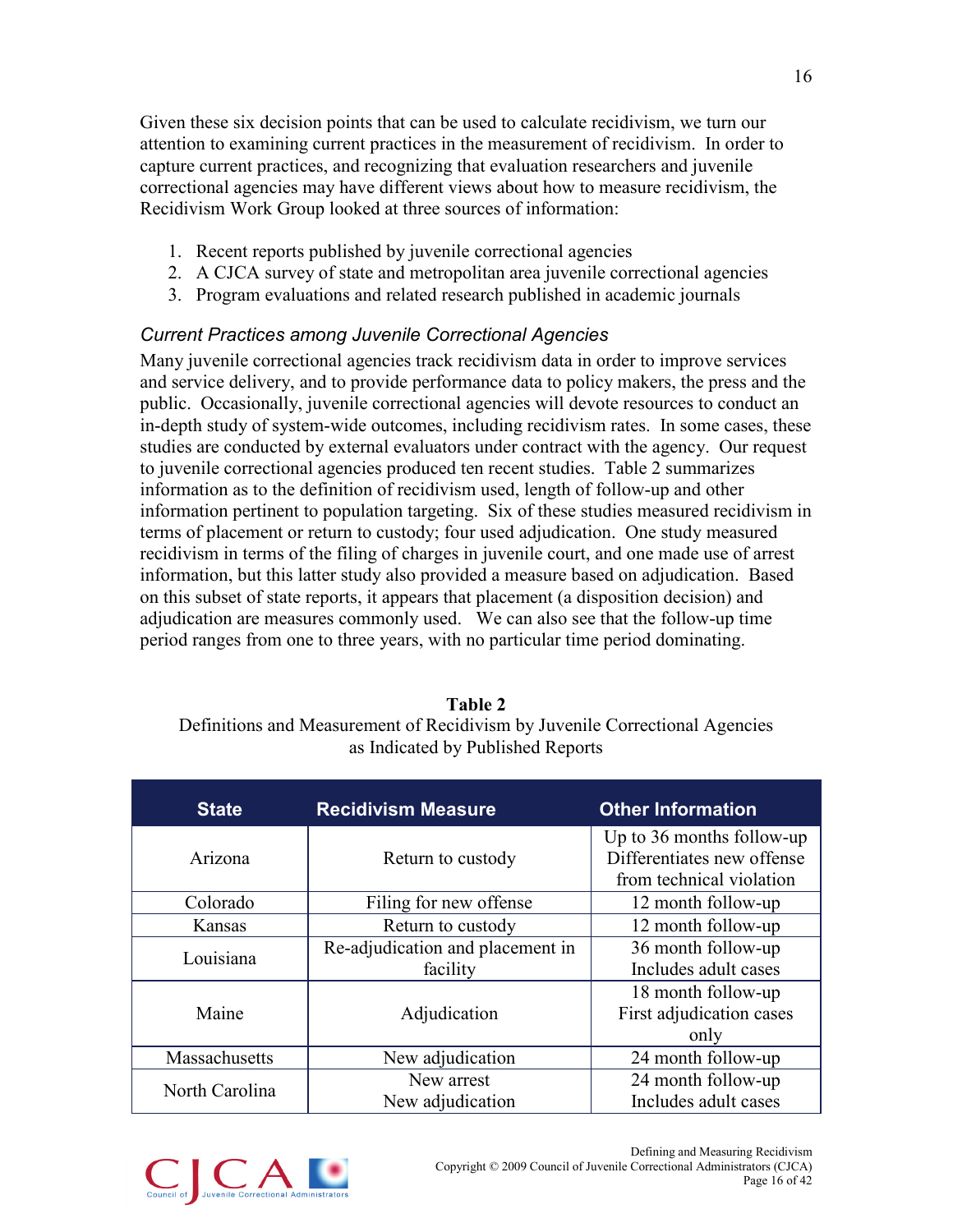Given these six decision points that can be used to calculate recidivism, we turn our attention to examining current practices in the measurement of recidivism. In order to capture current practices, and recognizing that evaluation researchers and juvenile correctional agencies may have different views about how to measure recidivism, the Recidivism Work Group looked at three sources of information:

1. Recent reports published by juvenile correctional agencies
2. A CJCA survey of state and metropolitan area juvenile correctional agencies
3. Program evaluations and related research published in academic journals

### *Current Practices among Juvenile Correctional Agencies*

Many juvenile correctional agencies track recidivism data in order to improve services and service delivery, and to provide performance data to policy makers, the press and the public. Occasionally, juvenile correctional agencies will devote resources to conduct an in-depth study of system-wide outcomes, including recidivism rates. In some cases, these studies are conducted by external evaluators under contract with the agency. Our request to juvenile correctional agencies produced ten recent studies. Table 2 summarizes information as to the definition of recidivism used, length of follow-up and other information pertinent to population targeting. Six of these studies measured recidivism in terms of placement or return to custody; four used adjudication. One study measured recidivism in terms of the filing of charges in juvenile court, and one made use of arrest information, but this latter study also provided a measure based on adjudication. Based on this subset of state reports, it appears that placement (a disposition decision) and adjudication are measures commonly used. We can also see that the follow-up time period ranges from one to three years, with no particular time period dominating.

**Table 2**
Definitions and Measurement of Recidivism by Juvenile Correctional Agencies as Indicated by Published Reports

| State | Recidivism Measure | Other Information |
|---|---|---|
| Arizona | Return to custody | Up to 36 months follow-up<br>Differentiates new offense from technical violation |
| Colorado | Filing for new offense | 12 month follow-up |
| Kansas | Return to custody | 12 month follow-up |
| Louisiana | Re-adjudication and placement in facility | 36 month follow-up<br>Includes adult cases |
| Maine | Adjudication | 18 month follow-up<br>First adjudication cases only |
| Massachusetts | New adjudication | 24 month follow-up |
| North Carolina | New arrest<br>New adjudication | 24 month follow-up<br>Includes adult cases |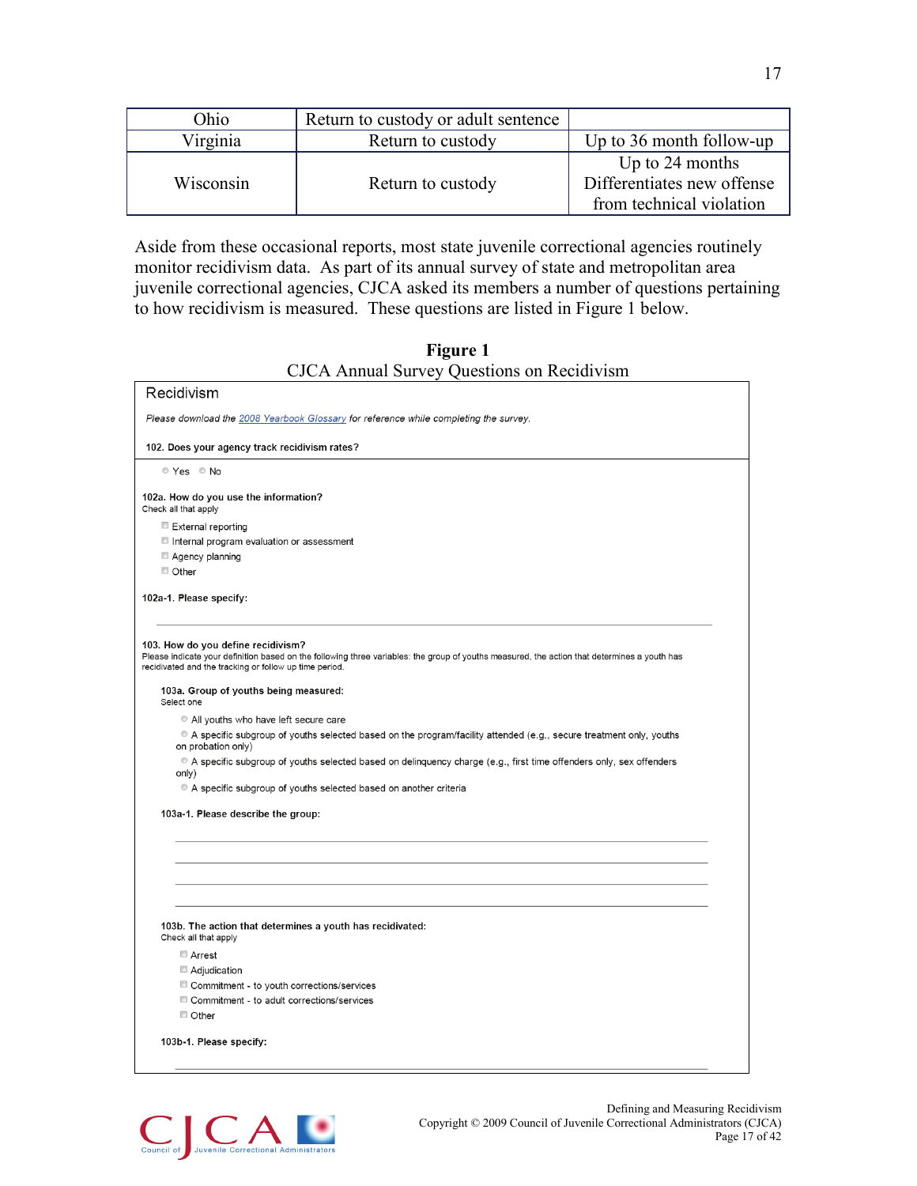| Ohio | Return to custody or adult sentence | |
|---|---|---|
| Virginia | Return to custody | Up to 36 month follow-up |
| Wisconsin | Return to custody | Up to 24 months Differentiates new offense from technical violation |

Aside from these occasional reports, most state juvenile correctional agencies routinely monitor recidivism data. As part of its annual survey of state and metropolitan area juvenile correctional agencies, CJCA asked its members a number of questions pertaining to how recidivism is measured. These questions are listed in Figure 1 below.

**Figure 1**

CJCA Annual Survey Questions on Recidivism

## Recidivism

*Please download the 2008 Yearbook Glossary for reference while completing the survey.*

**102. Does your agency track recidivism rates?**

- Yes
- No

**102a. How do you use the information?**
Check all that apply

- External reporting
- Internal program evaluation or assessment
- Agency planning
- Other

**102a-1. Please specify:**

**103. How do you define recidivism?**
Please indicate your definition based on the following three variables: the group of youths measured, the action that determines a youth has recidivated and the tracking or follow up time period.

**103a. Group of youths being measured:**
Select one

- All youths who have left secure care
- A specific subgroup of youths selected based on the program/facility attended (e.g., secure treatment only, youths on probation only)
- A specific subgroup of youths selected based on delinquency charge (e.g., first time offenders only, sex offenders only)
- A specific subgroup of youths selected based on another criteria

**103a-1. Please describe the group:**

**103b. The action that determines a youth has recidivated:**
Check all that apply

- Arrest
- Adjudication
- Commitment - to youth corrections/services
- Commitment - to adult corrections/services
- Other

**103b-1. Please specify:**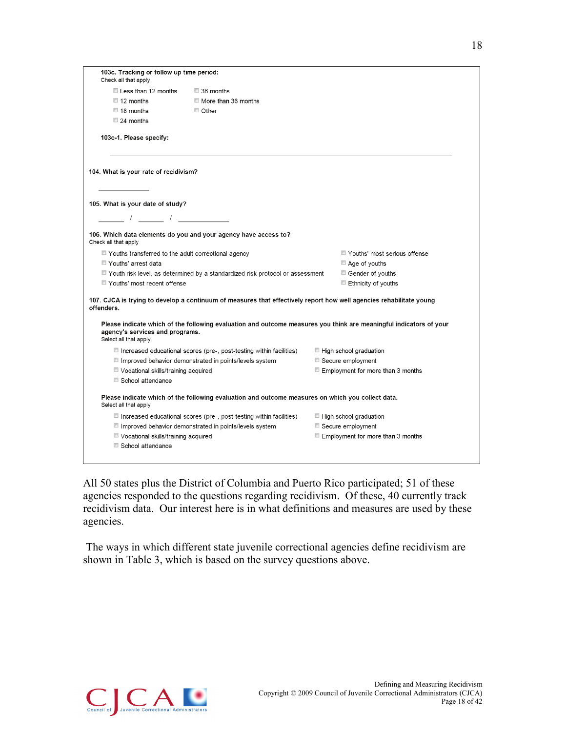**103c. Tracking or follow up time period:**
Check all that apply

- ☐ Less than 12 months
- ☐ 12 months
- ☐ 18 months
- ☐ 24 months
- ☐ 36 months
- ☐ More than 36 months
- ☐ Other

**103c-1. Please specify:**

_______________________________________________

**104. What is your rate of recidivism?**

__________

**105. What is your date of study?**

______ / ______ / __________

**106. Which data elements do you and your agency have access to?**
Check all that apply

- ☐ Youths transferred to the adult correctional agency
- ☐ Youths' arrest data
- ☐ Youth risk level, as determined by a standardized risk protocol or assessment
- ☐ Youths' most recent offense
- ☐ Youths' most serious offense
- ☐ Age of youths
- ☐ Gender of youths
- ☐ Ethnicity of youths

**107. CJCA is trying to develop a continuum of measures that effectively report how well agencies rehabilitate young offenders.**

**Please indicate which of the following evaluation and outcome measures you think are meaningful indicators of your agency's services and programs.**
Select all that apply

- ☐ Increased educational scores (pre-, post-testing within facilities)
- ☐ Improved behavior demonstrated in points/levels system
- ☐ Vocational skills/training acquired
- ☐ School attendance
- ☐ High school graduation
- ☐ Secure employment
- ☐ Employment for more than 3 months

**Please indicate which of the following evaluation and outcome measures on which you collect data.**
Select all that apply

- ☐ Increased educational scores (pre-, post-testing within facilities)
- ☐ Improved behavior demonstrated in points/levels system
- ☐ Vocational skills/training acquired
- ☐ School attendance
- ☐ High school graduation
- ☐ Secure employment
- ☐ Employment for more than 3 months

All 50 states plus the District of Columbia and Puerto Rico participated; 51 of these agencies responded to the questions regarding recidivism. Of these, 40 currently track recidivism data. Our interest here is in what definitions and measures are used by these agencies.

The ways in which different state juvenile correctional agencies define recidivism are shown in Table 3, which is based on the survey questions above.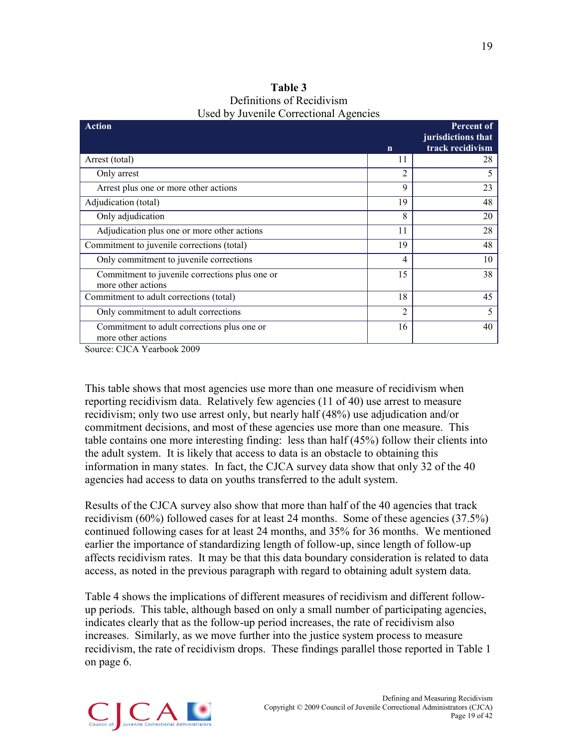**Table 3**
Definitions of Recidivism
Used by Juvenile Correctional Agencies

| Action | n | Percent of jurisdictions that track recidivism |
|---|---|---|
| Arrest (total) | 11 | 28 |
| Only arrest | 2 | 5 |
| Arrest plus one or more other actions | 9 | 23 |
| Adjudication (total) | 19 | 48 |
| Only adjudication | 8 | 20 |
| Adjudication plus one or more other actions | 11 | 28 |
| Commitment to juvenile corrections (total) | 19 | 48 |
| Only commitment to juvenile corrections | 4 | 10 |
| Commitment to juvenile corrections plus one or more other actions | 15 | 38 |
| Commitment to adult corrections (total) | 18 | 45 |
| Only commitment to adult corrections | 2 | 5 |
| Commitment to adult corrections plus one or more other actions | 16 | 40 |

Source: CJCA Yearbook 2009

This table shows that most agencies use more than one measure of recidivism when reporting recidivism data. Relatively few agencies (11 of 40) use arrest to measure recidivism; only two use arrest only, but nearly half (48%) use adjudication and/or commitment decisions, and most of these agencies use more than one measure. This table contains one more interesting finding: less than half (45%) follow their clients into the adult system. It is likely that access to data is an obstacle to obtaining this information in many states. In fact, the CJCA survey data show that only 32 of the 40 agencies had access to data on youths transferred to the adult system.

Results of the CJCA survey also show that more than half of the 40 agencies that track recidivism (60%) followed cases for at least 24 months. Some of these agencies (37.5%) continued following cases for at least 24 months, and 35% for 36 months. We mentioned earlier the importance of standardizing length of follow-up, since length of follow-up affects recidivism rates. It may be that this data boundary consideration is related to data access, as noted in the previous paragraph with regard to obtaining adult system data.

Table 4 shows the implications of different measures of recidivism and different follow-up periods. This table, although based on only a small number of participating agencies, indicates clearly that as the follow-up period increases, the rate of recidivism also increases. Similarly, as we move further into the justice system process to measure recidivism, the rate of recidivism drops. These findings parallel those reported in Table 1 on page 6.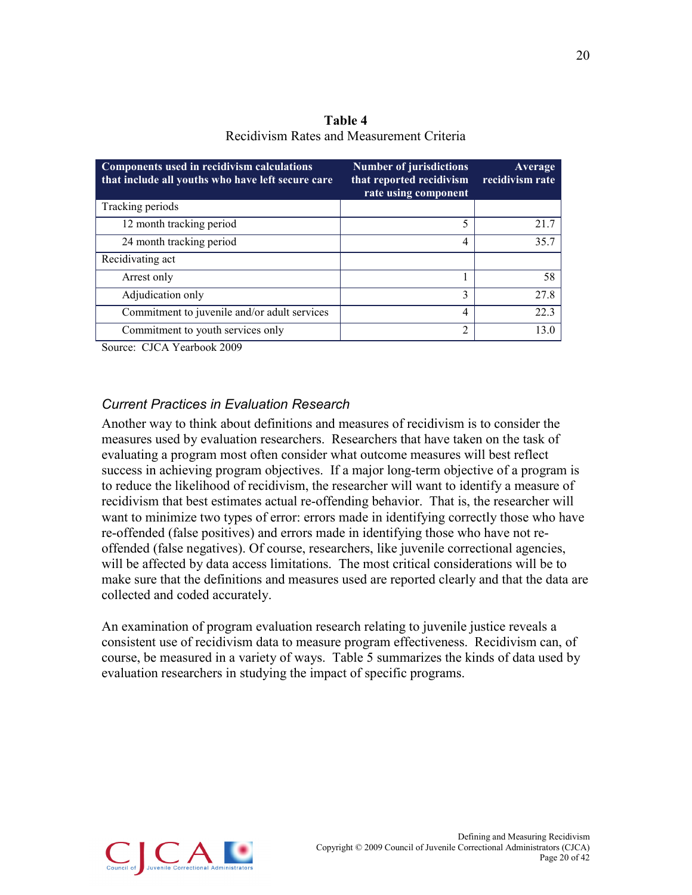**Table 4**
Recidivism Rates and Measurement Criteria

| Components used in recidivism calculations that include all youths who have left secure care | Number of jurisdictions that reported recidivism rate using component | Average recidivism rate |
|---|---|---|
| Tracking periods | | |
| 12 month tracking period | 5 | 21.7 |
| 24 month tracking period | 4 | 35.7 |
| Recidivating act | | |
| Arrest only | 1 | 58 |
| Adjudication only | 3 | 27.8 |
| Commitment to juvenile and/or adult services | 4 | 22.3 |
| Commitment to youth services only | 2 | 13.0 |

Source: CJCA Yearbook 2009

### *Current Practices in Evaluation Research*

Another way to think about definitions and measures of recidivism is to consider the measures used by evaluation researchers. Researchers that have taken on the task of evaluating a program most often consider what outcome measures will best reflect success in achieving program objectives. If a major long-term objective of a program is to reduce the likelihood of recidivism, the researcher will want to identify a measure of recidivism that best estimates actual re-offending behavior. That is, the researcher will want to minimize two types of error: errors made in identifying correctly those who have re-offended (false positives) and errors made in identifying those who have not re-offended (false negatives). Of course, researchers, like juvenile correctional agencies, will be affected by data access limitations. The most critical considerations will be to make sure that the definitions and measures used are reported clearly and that the data are collected and coded accurately.

An examination of program evaluation research relating to juvenile justice reveals a consistent use of recidivism data to measure program effectiveness. Recidivism can, of course, be measured in a variety of ways. Table 5 summarizes the kinds of data used by evaluation researchers in studying the impact of specific programs.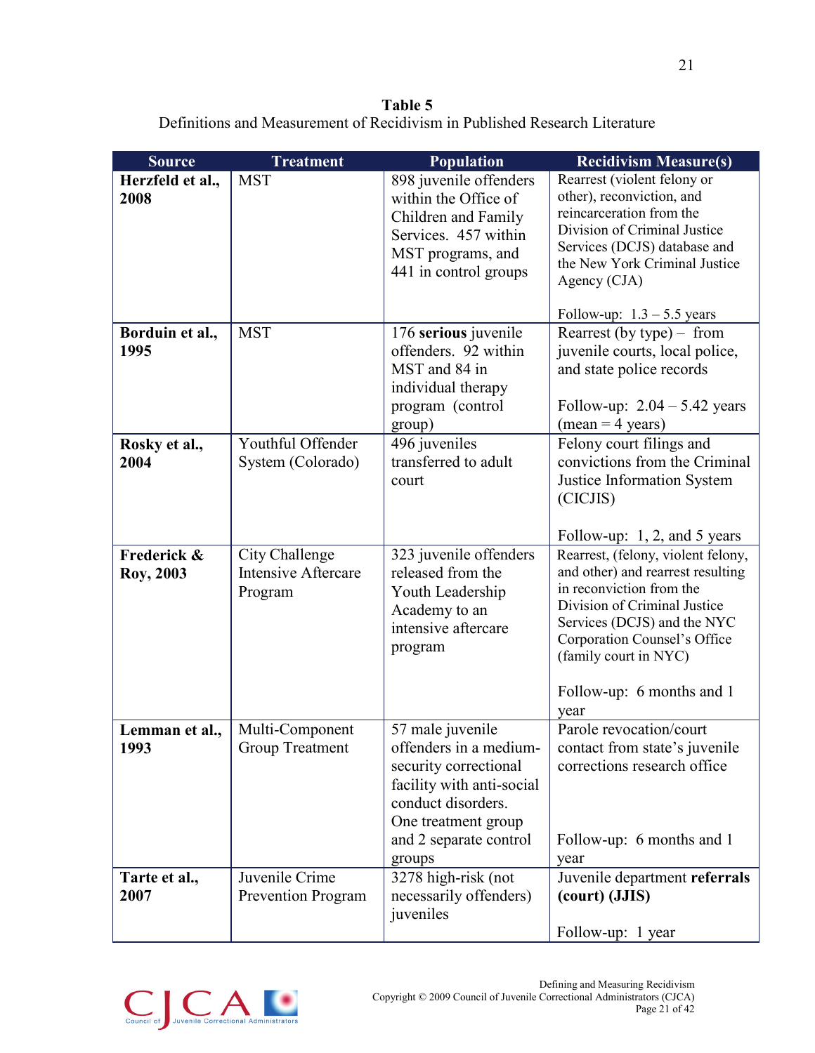**Table 5**
Definitions and Measurement of Recidivism in Published Research Literature

| Source | Treatment | Population | Recidivism Measure(s) |
|---|---|---|---|
| **Herzfeld et al., 2008** | MST | 898 juvenile offenders within the Office of Children and Family Services. 457 within MST programs, and 441 in control groups | Rearrest (violent felony or other), reconviction, and reincarceration from the Division of Criminal Justice Services (DCJS) database and the New York Criminal Justice Agency (CJA)<br><br>Follow-up: 1.3 – 5.5 years |
| **Borduin et al., 1995** | MST | 176 **serious** juvenile offenders. 92 within MST and 84 in individual therapy program (control group) | Rearrest (by type) – from juvenile courts, local police, and state police records<br><br>Follow-up: 2.04 – 5.42 years (mean = 4 years) |
| **Rosky et al., 2004** | Youthful Offender System (Colorado) | 496 juveniles transferred to adult court | Felony court filings and convictions from the Criminal Justice Information System (CICJIS)<br><br>Follow-up: 1, 2, and 5 years |
| **Frederick & Roy, 2003** | City Challenge Intensive Aftercare Program | 323 juvenile offenders released from the Youth Leadership Academy to an intensive aftercare program | Rearrest, (felony, violent felony, and other) and rearrest resulting in reconviction from the Division of Criminal Justice Services (DCJS) and the NYC Corporation Counsel's Office (family court in NYC)<br><br>Follow-up: 6 months and 1 year |
| **Lemman et al., 1993** | Multi-Component Group Treatment | 57 male juvenile offenders in a medium-security correctional facility with anti-social conduct disorders. One treatment group and 2 separate control groups | Parole revocation/court contact from state's juvenile corrections research office<br><br>Follow-up: 6 months and 1 year |
| **Tarte et al., 2007** | Juvenile Crime Prevention Program | 3278 high-risk (not necessarily offenders) juveniles | Juvenile department **referrals (court) (JJIS)**<br><br>Follow-up: 1 year |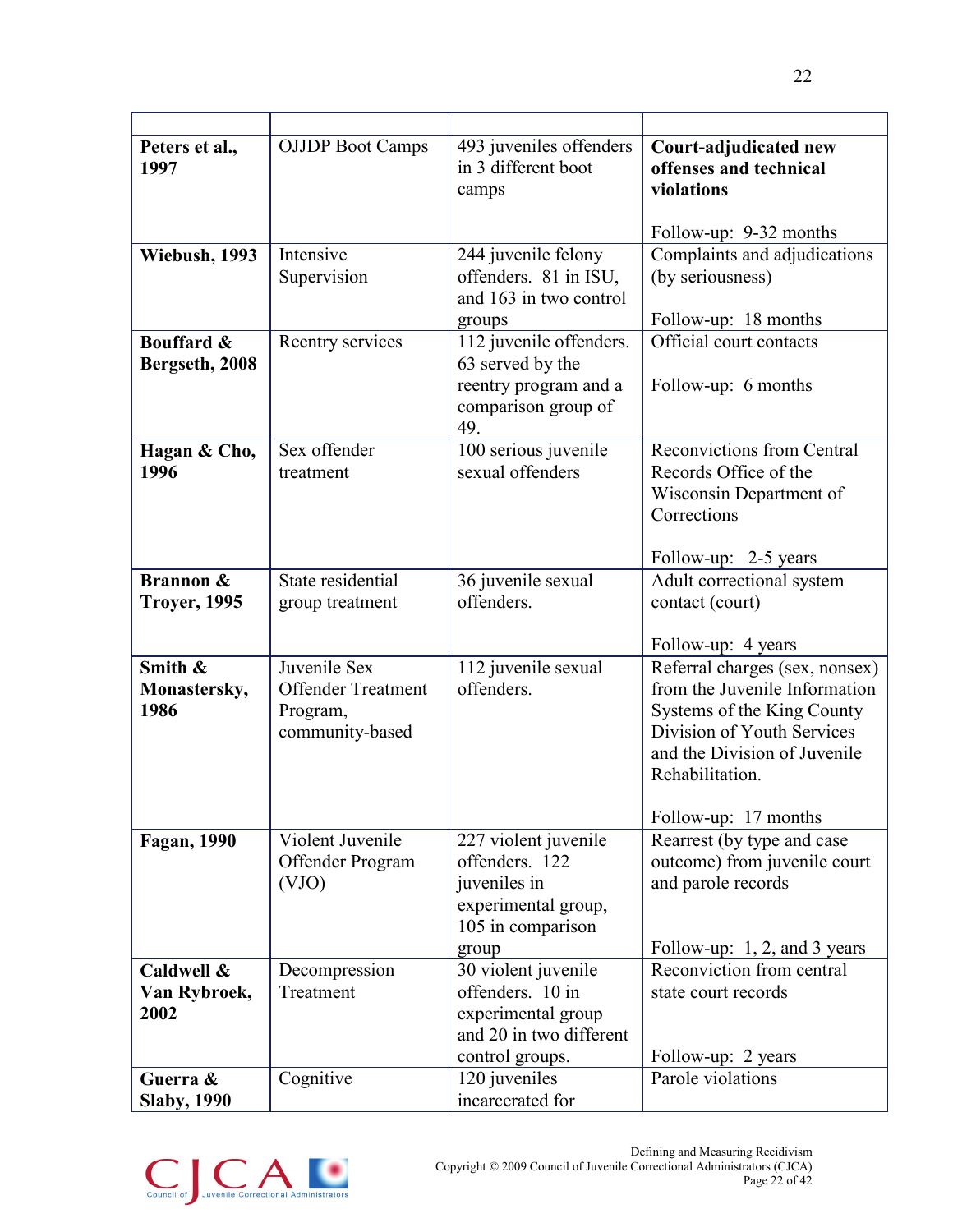| | | | |
|---|---|---|---|
| **Peters et al., 1997** | OJJDP Boot Camps | 493 juveniles offenders in 3 different boot camps | **Court-adjudicated new offenses and technical violations**<br><br>Follow-up: 9-32 months |
| **Wiebush, 1993** | Intensive Supervision | 244 juvenile felony offenders. 81 in ISU, and 163 in two control groups | Complaints and adjudications (by seriousness)<br><br>Follow-up: 18 months |
| **Bouffard & Bergseth, 2008** | Reentry services | 112 juvenile offenders. 63 served by the reentry program and a comparison group of 49. | Official court contacts<br><br>Follow-up: 6 months |
| **Hagan & Cho, 1996** | Sex offender treatment | 100 serious juvenile sexual offenders | Reconvictions from Central Records Office of the Wisconsin Department of Corrections<br><br>Follow-up: 2-5 years |
| **Brannon & Troyer, 1995** | State residential group treatment | 36 juvenile sexual offenders. | Adult correctional system contact (court)<br><br>Follow-up: 4 years |
| **Smith & Monastersky, 1986** | Juvenile Sex Offender Treatment Program, community-based | 112 juvenile sexual offenders. | Referral charges (sex, nonsex) from the Juvenile Information Systems of the King County Division of Youth Services and the Division of Juvenile Rehabilitation.<br><br>Follow-up: 17 months |
| **Fagan, 1990** | Violent Juvenile Offender Program (VJO) | 227 violent juvenile offenders. 122 juveniles in experimental group, 105 in comparison group | Rearrest (by type and case outcome) from juvenile court and parole records<br><br>Follow-up: 1, 2, and 3 years |
| **Caldwell & Van Rybroek, 2002** | Decompression Treatment | 30 violent juvenile offenders. 10 in experimental group and 20 in two different control groups. | Reconviction from central state court records<br><br>Follow-up: 2 years |
| **Guerra & Slaby, 1990** | Cognitive | 120 juveniles incarcerated for | Parole violations |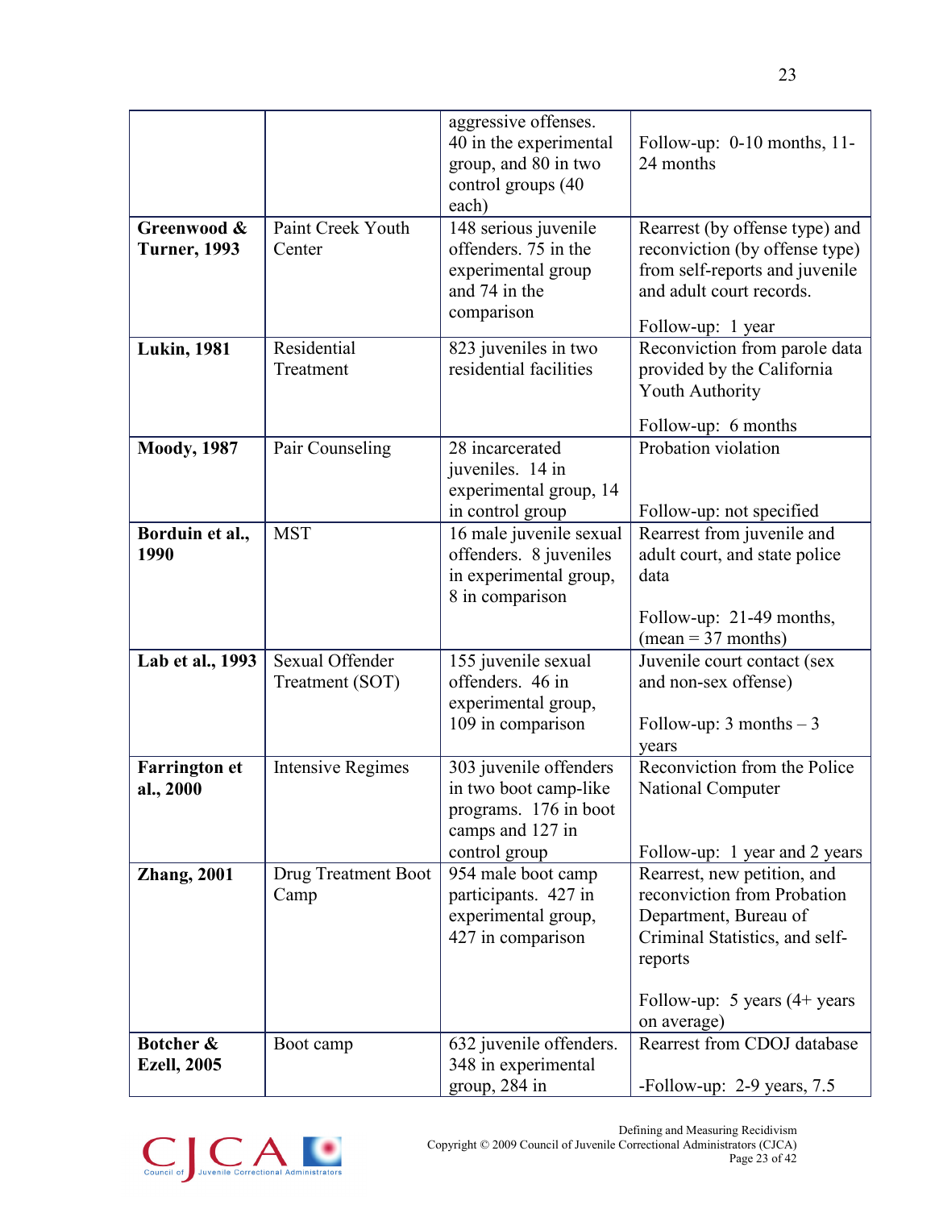| | | aggressive offenses. 40 in the experimental group, and 80 in two control groups (40 each) | Follow-up: 0-10 months, 11-24 months |
|---|---|---|---|
| **Greenwood & Turner, 1993** | Paint Creek Youth Center | 148 serious juvenile offenders. 75 in the experimental group and 74 in the comparison | Rearrest (by offense type) and reconviction (by offense type) from self-reports and juvenile and adult court records. Follow-up: 1 year |
| **Lukin, 1981** | Residential Treatment | 823 juveniles in two residential facilities | Reconviction from parole data provided by the California Youth Authority Follow-up: 6 months |
| **Moody, 1987** | Pair Counseling | 28 incarcerated juveniles. 14 in experimental group, 14 in control group | Probation violation Follow-up: not specified |
| **Borduin et al., 1990** | MST | 16 male juvenile sexual offenders. 8 juveniles in experimental group, 8 in comparison | Rearrest from juvenile and adult court, and state police data Follow-up: 21-49 months, (mean = 37 months) |
| **Lab et al., 1993** | Sexual Offender Treatment (SOT) | 155 juvenile sexual offenders. 46 in experimental group, 109 in comparison | Juvenile court contact (sex and non-sex offense) Follow-up: 3 months – 3 years |
| **Farrington et al., 2000** | Intensive Regimes | 303 juvenile offenders in two boot camp-like programs. 176 in boot camps and 127 in control group | Reconviction from the Police National Computer Follow-up: 1 year and 2 years |
| **Zhang, 2001** | Drug Treatment Boot Camp | 954 male boot camp participants. 427 in experimental group, 427 in comparison | Rearrest, new petition, and reconviction from Probation Department, Bureau of Criminal Statistics, and self-reports Follow-up: 5 years (4+ years on average) |
| **Botcher & Ezell, 2005** | Boot camp | 632 juvenile offenders. 348 in experimental group, 284 in | Rearrest from CDOJ database -Follow-up: 2-9 years, 7.5 |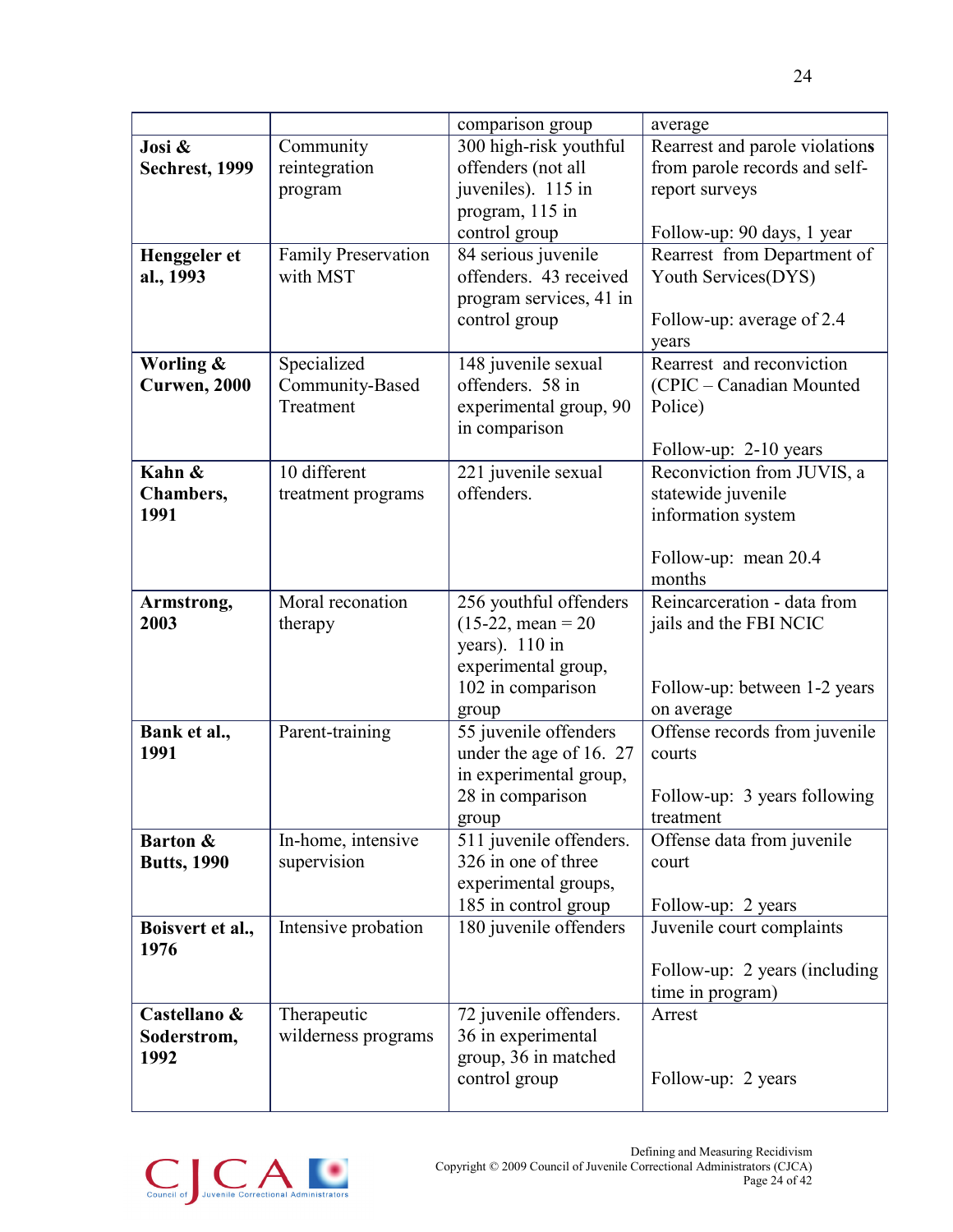| | | comparison group | average |
|---|---|---|---|
| **Josi & Sechrest, 1999** | Community reintegration program | 300 high-risk youthful offenders (not all juveniles). 115 in program, 115 in control group | Rearrest and parole violations from parole records and self-report surveys<br><br>Follow-up: 90 days, 1 year |
| **Henggeler et al., 1993** | Family Preservation with MST | 84 serious juvenile offenders. 43 received program services, 41 in control group | Rearrest from Department of Youth Services(DYS)<br><br>Follow-up: average of 2.4 years |
| **Worling & Curwen, 2000** | Specialized Community-Based Treatment | 148 juvenile sexual offenders. 58 in experimental group, 90 in comparison | Rearrest and reconviction (CPIC – Canadian Mounted Police)<br><br>Follow-up: 2-10 years |
| **Kahn & Chambers, 1991** | 10 different treatment programs | 221 juvenile sexual offenders. | Reconviction from JUVIS, a statewide juvenile information system<br><br>Follow-up: mean 20.4 months |
| **Armstrong, 2003** | Moral reconation therapy | 256 youthful offenders (15-22, mean = 20 years). 110 in experimental group, 102 in comparison group | Reincarceration - data from jails and the FBI NCIC<br><br>Follow-up: between 1-2 years on average |
| **Bank et al., 1991** | Parent-training | 55 juvenile offenders under the age of 16. 27 in experimental group, 28 in comparison group | Offense records from juvenile courts<br><br>Follow-up: 3 years following treatment |
| **Barton & Butts, 1990** | In-home, intensive supervision | 511 juvenile offenders. 326 in one of three experimental groups, 185 in control group | Offense data from juvenile court<br><br>Follow-up: 2 years |
| **Boisvert et al., 1976** | Intensive probation | 180 juvenile offenders | Juvenile court complaints<br><br>Follow-up: 2 years (including time in program) |
| **Castellano & Soderstrom, 1992** | Therapeutic wilderness programs | 72 juvenile offenders. 36 in experimental group, 36 in matched control group | Arrest<br><br>Follow-up: 2 years |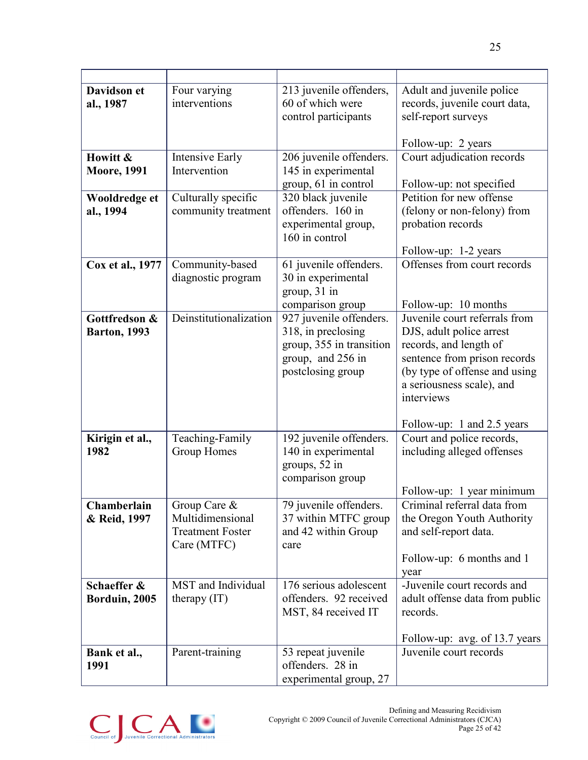| | | | |
|---|---|---|---|
| **Davidson et al., 1987** | Four varying interventions | 213 juvenile offenders, 60 of which were control participants | Adult and juvenile police records, juvenile court data, self-report surveys<br><br>Follow-up: 2 years |
| **Howitt & Moore, 1991** | Intensive Early Intervention | 206 juvenile offenders. 145 in experimental group, 61 in control | Court adjudication records<br><br>Follow-up: not specified |
| **Wooldredge et al., 1994** | Culturally specific community treatment | 320 black juvenile offenders. 160 in experimental group, 160 in control | Petition for new offense (felony or non-felony) from probation records<br><br>Follow-up: 1-2 years |
| **Cox et al., 1977** | Community-based diagnostic program | 61 juvenile offenders. 30 in experimental group, 31 in comparison group | Offenses from court records<br><br>Follow-up: 10 months |
| **Gottfredson & Barton, 1993** | Deinstitutionalization | 927 juvenile offenders. 318, in preclosing group, 355 in transition group, and 256 in postclosing group | Juvenile court referrals from DJS, adult police arrest records, and length of sentence from prison records (by type of offense and using a seriousness scale), and interviews<br><br>Follow-up: 1 and 2.5 years |
| **Kirigin et al., 1982** | Teaching-Family Group Homes | 192 juvenile offenders. 140 in experimental groups, 52 in comparison group | Court and police records, including alleged offenses<br><br>Follow-up: 1 year minimum |
| **Chamberlain & Reid, 1997** | Group Care & Multidimensional Treatment Foster Care (MTFC) | 79 juvenile offenders. 37 within MTFC group and 42 within Group care | Criminal referral data from the Oregon Youth Authority and self-report data.<br><br>Follow-up: 6 months and 1 year |
| **Schaeffer & Borduin, 2005** | MST and Individual therapy (IT) | 176 serious adolescent offenders. 92 received MST, 84 received IT | -Juvenile court records and adult offense data from public records.<br><br>Follow-up: avg. of 13.7 years |
| **Bank et al., 1991** | Parent-training | 53 repeat juvenile offenders. 28 in experimental group, 27 | Juvenile court records |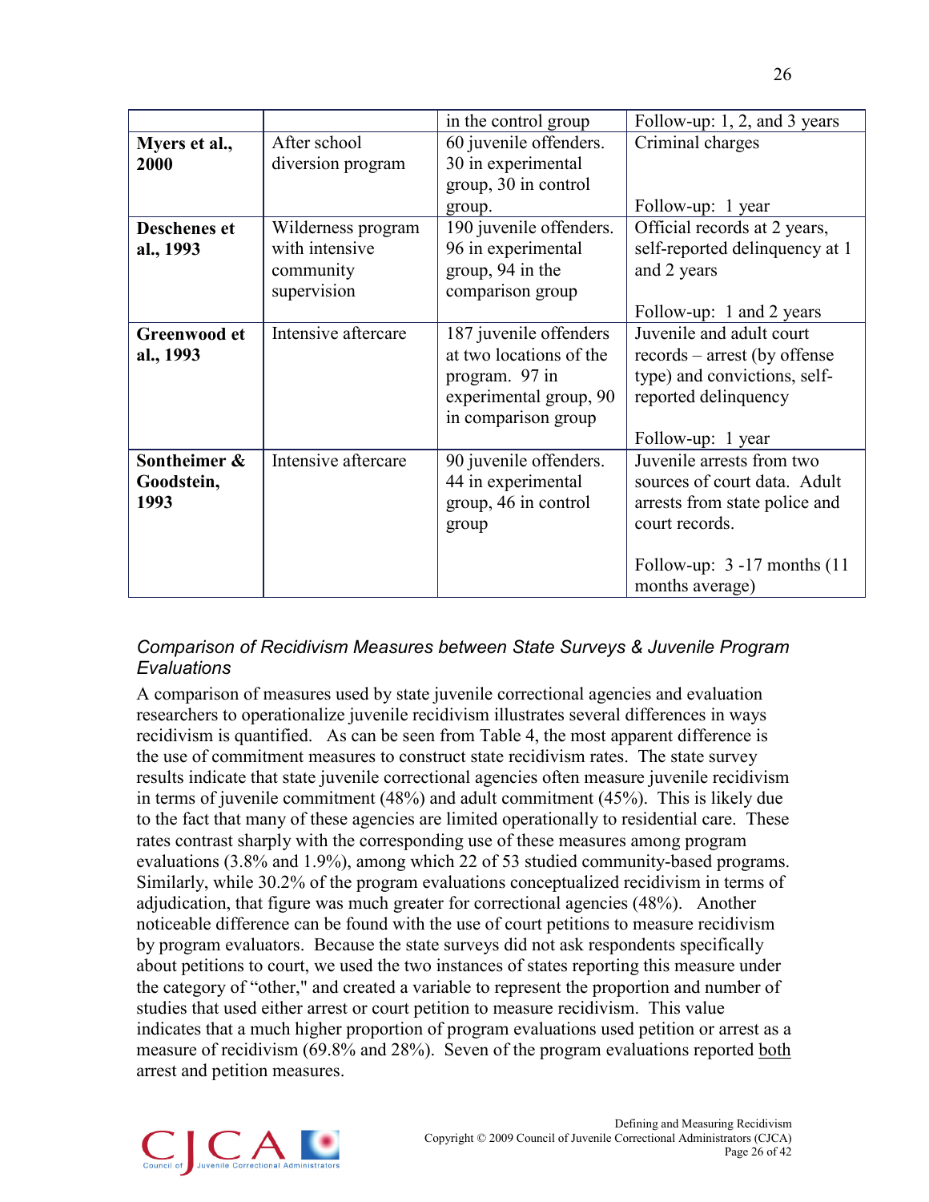| | | | |
|---|---|---|---|
| | | in the control group | Follow-up: 1, 2, and 3 years |
| **Myers et al., 2000** | After school diversion program | 60 juvenile offenders. 30 in experimental group, 30 in control group. | Criminal charges<br><br>Follow-up: 1 year |
| **Deschenes et al., 1993** | Wilderness program with intensive community supervision | 190 juvenile offenders. 96 in experimental group, 94 in the comparison group | Official records at 2 years, self-reported delinquency at 1 and 2 years<br><br>Follow-up: 1 and 2 years |
| **Greenwood et al., 1993** | Intensive aftercare | 187 juvenile offenders at two locations of the program. 97 in experimental group, 90 in comparison group | Juvenile and adult court records – arrest (by offense type) and convictions, self-reported delinquency<br><br>Follow-up: 1 year |
| **Sontheimer & Goodstein, 1993** | Intensive aftercare | 90 juvenile offenders. 44 in experimental group, 46 in control group | Juvenile arrests from two sources of court data. Adult arrests from state police and court records.<br><br>Follow-up: 3 -17 months (11 months average) |

### *Comparison of Recidivism Measures between State Surveys & Juvenile Program Evaluations*

A comparison of measures used by state juvenile correctional agencies and evaluation researchers to operationalize juvenile recidivism illustrates several differences in ways recidivism is quantified. As can be seen from Table 4, the most apparent difference is the use of commitment measures to construct state recidivism rates. The state survey results indicate that state juvenile correctional agencies often measure juvenile recidivism in terms of juvenile commitment (48%) and adult commitment (45%). This is likely due to the fact that many of these agencies are limited operationally to residential care. These rates contrast sharply with the corresponding use of these measures among program evaluations (3.8% and 1.9%), among which 22 of 53 studied community-based programs. Similarly, while 30.2% of the program evaluations conceptualized recidivism in terms of adjudication, that figure was much greater for correctional agencies (48%). Another noticeable difference can be found with the use of court petitions to measure recidivism by program evaluators. Because the state surveys did not ask respondents specifically about petitions to court, we used the two instances of states reporting this measure under the category of "other," and created a variable to represent the proportion and number of studies that used either arrest or court petition to measure recidivism. This value indicates that a much higher proportion of program evaluations used petition or arrest as a measure of recidivism (69.8% and 28%). Seven of the program evaluations reported <u>both</u> arrest and petition measures.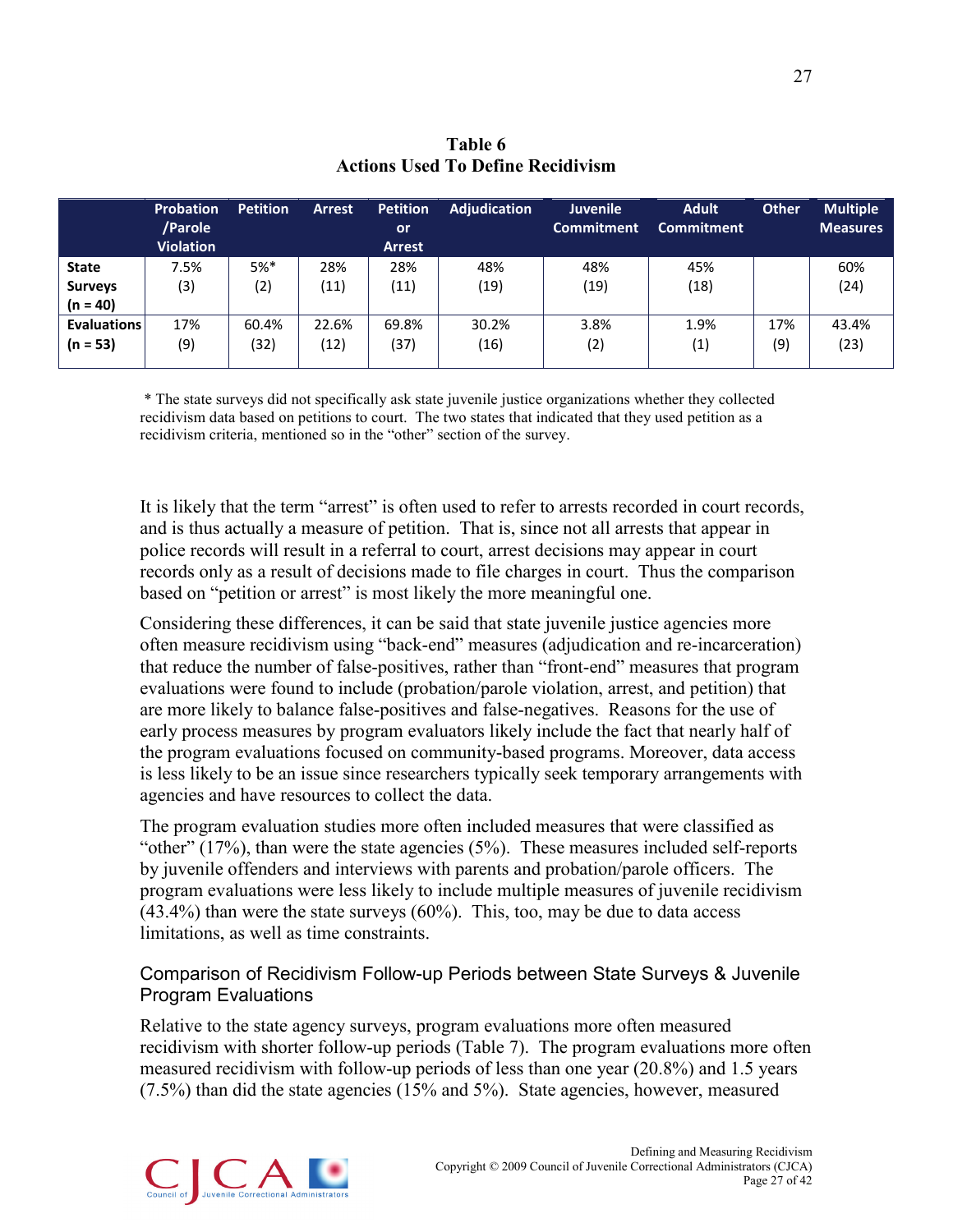**Table 6**
**Actions Used To Define Recidivism**

| | Probation /Parole Violation | Petition | Arrest | Petition or Arrest | Adjudication | Juvenile Commitment | Adult Commitment | Other | Multiple Measures |
|---|---|---|---|---|---|---|---|---|---|
| **State Surveys (n = 40)** | 7.5% (3) | 5%* (2) | 28% (11) | 28% (11) | 48% (19) | 48% (19) | 45% (18) | | 60% (24) |
| **Evaluations (n = 53)** | 17% (9) | 60.4% (32) | 22.6% (12) | 69.8% (37) | 30.2% (16) | 3.8% (2) | 1.9% (1) | 17% (9) | 43.4% (23) |

\* The state surveys did not specifically ask state juvenile justice organizations whether they collected recidivism data based on petitions to court. The two states that indicated that they used petition as a recidivism criteria, mentioned so in the "other" section of the survey.

It is likely that the term "arrest" is often used to refer to arrests recorded in court records, and is thus actually a measure of petition. That is, since not all arrests that appear in police records will result in a referral to court, arrest decisions may appear in court records only as a result of decisions made to file charges in court. Thus the comparison based on "petition or arrest" is most likely the more meaningful one.

Considering these differences, it can be said that state juvenile justice agencies more often measure recidivism using "back-end" measures (adjudication and re-incarceration) that reduce the number of false-positives, rather than "front-end" measures that program evaluations were found to include (probation/parole violation, arrest, and petition) that are more likely to balance false-positives and false-negatives. Reasons for the use of early process measures by program evaluators likely include the fact that nearly half of the program evaluations focused on community-based programs. Moreover, data access is less likely to be an issue since researchers typically seek temporary arrangements with agencies and have resources to collect the data.

The program evaluation studies more often included measures that were classified as "other" (17%), than were the state agencies (5%). These measures included self-reports by juvenile offenders and interviews with parents and probation/parole officers. The program evaluations were less likely to include multiple measures of juvenile recidivism (43.4%) than were the state surveys (60%). This, too, may be due to data access limitations, as well as time constraints.

### Comparison of Recidivism Follow-up Periods between State Surveys & Juvenile Program Evaluations

Relative to the state agency surveys, program evaluations more often measured recidivism with shorter follow-up periods (Table 7). The program evaluations more often measured recidivism with follow-up periods of less than one year (20.8%) and 1.5 years (7.5%) than did the state agencies (15% and 5%). State agencies, however, measured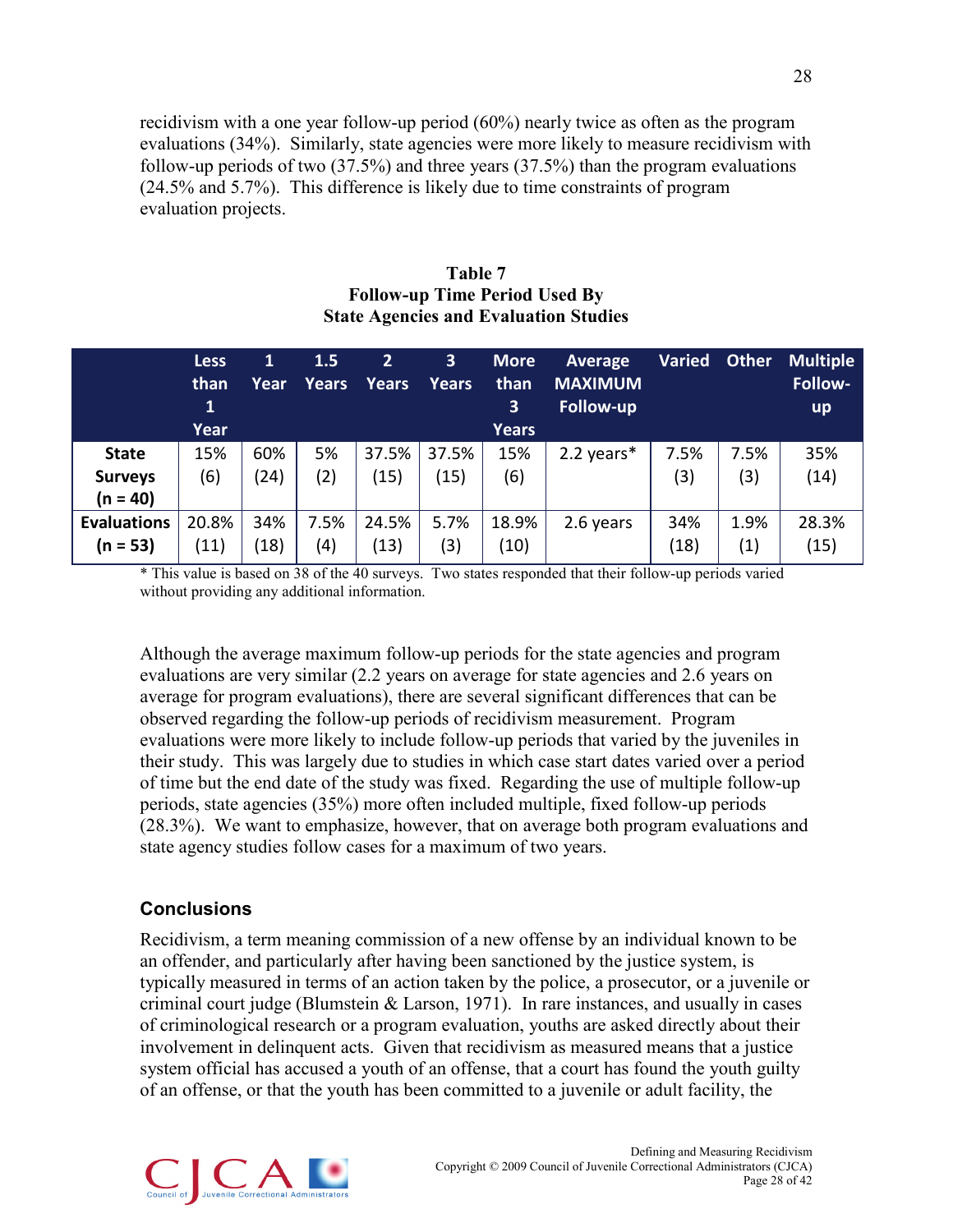recidivism with a one year follow-up period (60%) nearly twice as often as the program evaluations (34%). Similarly, state agencies were more likely to measure recidivism with follow-up periods of two (37.5%) and three years (37.5%) than the program evaluations (24.5% and 5.7%). This difference is likely due to time constraints of program evaluation projects.

**Table 7**
**Follow-up Time Period Used By State Agencies and Evaluation Studies**

| | Less than 1 Year | 1 Year | 1.5 Years | 2 Years | 3 Years | More than 3 Years | Average MAXIMUM Follow-up | Varied | Other | Multiple Follow-up |
|---|---|---|---|---|---|---|---|---|---|---|
| **State Surveys (n = 40)** | 15% (6) | 60% (24) | 5% (2) | 37.5% (15) | 37.5% (15) | 15% (6) | 2.2 years* | 7.5% (3) | 7.5% (3) | 35% (14) |
| **Evaluations (n = 53)** | 20.8% (11) | 34% (18) | 7.5% (4) | 24.5% (13) | 5.7% (3) | 18.9% (10) | 2.6 years | 34% (18) | 1.9% (1) | 28.3% (15) |

\* This value is based on 38 of the 40 surveys. Two states responded that their follow-up periods varied without providing any additional information.

Although the average maximum follow-up periods for the state agencies and program evaluations are very similar (2.2 years on average for state agencies and 2.6 years on average for program evaluations), there are several significant differences that can be observed regarding the follow-up periods of recidivism measurement. Program evaluations were more likely to include follow-up periods that varied by the juveniles in their study. This was largely due to studies in which case start dates varied over a period of time but the end date of the study was fixed. Regarding the use of multiple follow-up periods, state agencies (35%) more often included multiple, fixed follow-up periods (28.3%). We want to emphasize, however, that on average both program evaluations and state agency studies follow cases for a maximum of two years.

## Conclusions

Recidivism, a term meaning commission of a new offense by an individual known to be an offender, and particularly after having been sanctioned by the justice system, is typically measured in terms of an action taken by the police, a prosecutor, or a juvenile or criminal court judge (Blumstein & Larson, 1971). In rare instances, and usually in cases of criminological research or a program evaluation, youths are asked directly about their involvement in delinquent acts. Given that recidivism as measured means that a justice system official has accused a youth of an offense, that a court has found the youth guilty of an offense, or that the youth has been committed to a juvenile or adult facility, the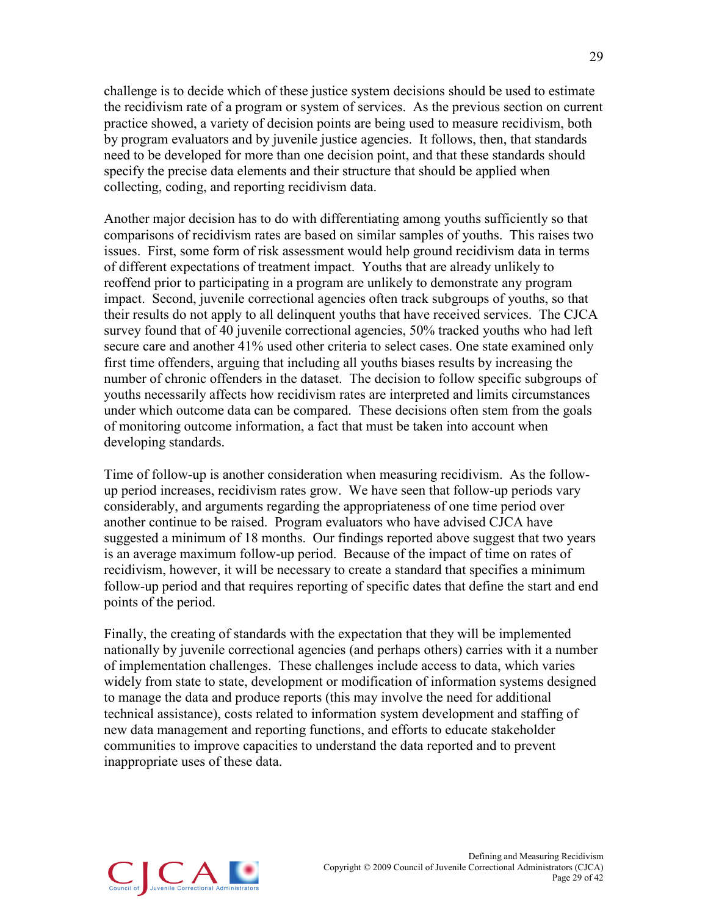challenge is to decide which of these justice system decisions should be used to estimate the recidivism rate of a program or system of services. As the previous section on current practice showed, a variety of decision points are being used to measure recidivism, both by program evaluators and by juvenile justice agencies. It follows, then, that standards need to be developed for more than one decision point, and that these standards should specify the precise data elements and their structure that should be applied when collecting, coding, and reporting recidivism data.

Another major decision has to do with differentiating among youths sufficiently so that comparisons of recidivism rates are based on similar samples of youths. This raises two issues. First, some form of risk assessment would help ground recidivism data in terms of different expectations of treatment impact. Youths that are already unlikely to reoffend prior to participating in a program are unlikely to demonstrate any program impact. Second, juvenile correctional agencies often track subgroups of youths, so that their results do not apply to all delinquent youths that have received services. The CJCA survey found that of 40 juvenile correctional agencies, 50% tracked youths who had left secure care and another 41% used other criteria to select cases. One state examined only first time offenders, arguing that including all youths biases results by increasing the number of chronic offenders in the dataset. The decision to follow specific subgroups of youths necessarily affects how recidivism rates are interpreted and limits circumstances under which outcome data can be compared. These decisions often stem from the goals of monitoring outcome information, a fact that must be taken into account when developing standards.

Time of follow-up is another consideration when measuring recidivism. As the follow-up period increases, recidivism rates grow. We have seen that follow-up periods vary considerably, and arguments regarding the appropriateness of one time period over another continue to be raised. Program evaluators who have advised CJCA have suggested a minimum of 18 months. Our findings reported above suggest that two years is an average maximum follow-up period. Because of the impact of time on rates of recidivism, however, it will be necessary to create a standard that specifies a minimum follow-up period and that requires reporting of specific dates that define the start and end points of the period.

Finally, the creating of standards with the expectation that they will be implemented nationally by juvenile correctional agencies (and perhaps others) carries with it a number of implementation challenges. These challenges include access to data, which varies widely from state to state, development or modification of information systems designed to manage the data and produce reports (this may involve the need for additional technical assistance), costs related to information system development and staffing of new data management and reporting functions, and efforts to educate stakeholder communities to improve capacities to understand the data reported and to prevent inappropriate uses of these data.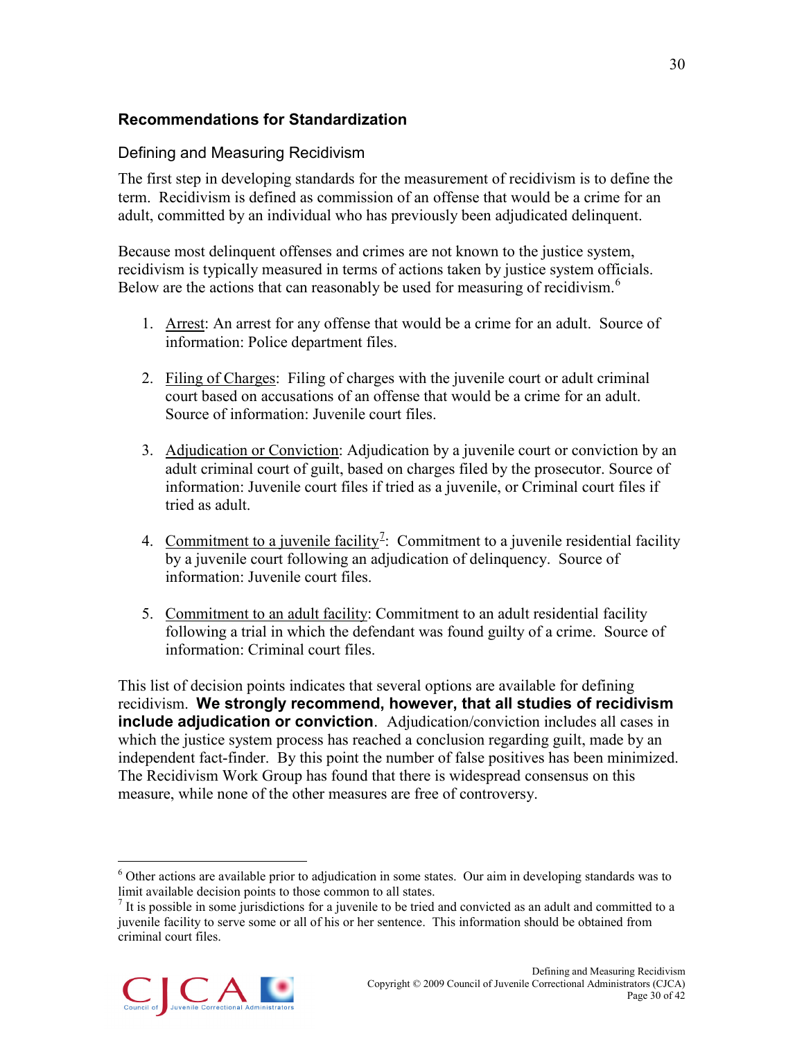## Recommendations for Standardization

### Defining and Measuring Recidivism

The first step in developing standards for the measurement of recidivism is to define the term. Recidivism is defined as commission of an offense that would be a crime for an adult, committed by an individual who has previously been adjudicated delinquent.

Because most delinquent offenses and crimes are not known to the justice system, recidivism is typically measured in terms of actions taken by justice system officials. Below are the actions that can reasonably be used for measuring of recidivism.[6]

1. Arrest: An arrest for any offense that would be a crime for an adult. Source of information: Police department files.

2. Filing of Charges: Filing of charges with the juvenile court or adult criminal court based on accusations of an offense that would be a crime for an adult. Source of information: Juvenile court files.

3. Adjudication or Conviction: Adjudication by a juvenile court or conviction by an adult criminal court of guilt, based on charges filed by the prosecutor. Source of information: Juvenile court files if tried as a juvenile, or Criminal court files if tried as adult.

4. Commitment to a juvenile facility[7]: Commitment to a juvenile residential facility by a juvenile court following an adjudication of delinquency. Source of information: Juvenile court files.

5. Commitment to an adult facility: Commitment to an adult residential facility following a trial in which the defendant was found guilty of a crime. Source of information: Criminal court files.

This list of decision points indicates that several options are available for defining recidivism. **We strongly recommend, however, that all studies of recidivism include adjudication or conviction**. Adjudication/conviction includes all cases in which the justice system process has reached a conclusion regarding guilt, made by an independent fact-finder. By this point the number of false positives has been minimized. The Recidivism Work Group has found that there is widespread consensus on this measure, while none of the other measures are free of controversy.

---

[6] Other actions are available prior to adjudication in some states. Our aim in developing standards was to limit available decision points to those common to all states.

[7] It is possible in some jurisdictions for a juvenile to be tried and convicted as an adult and committed to a juvenile facility to serve some or all of his or her sentence. This information should be obtained from criminal court files.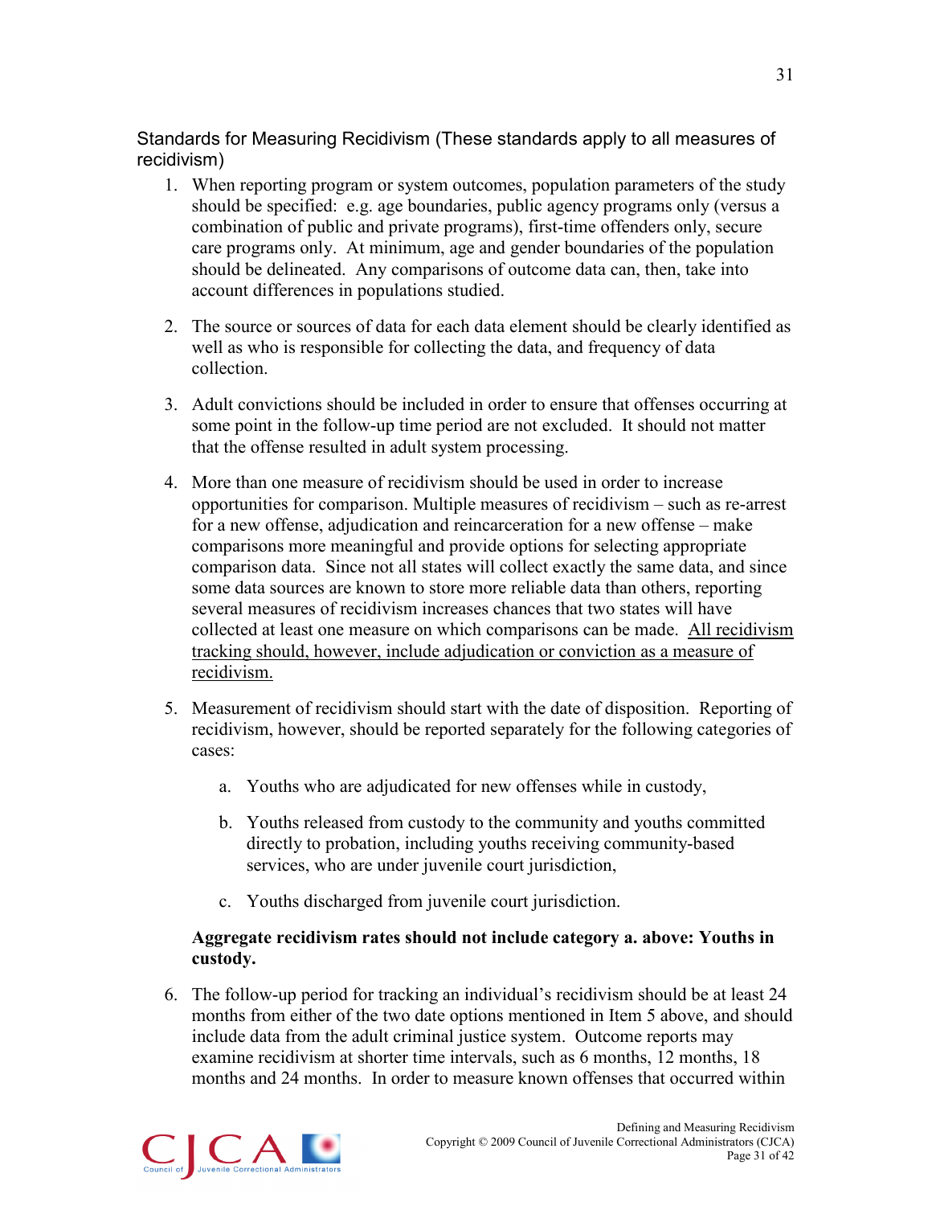## Standards for Measuring Recidivism (These standards apply to all measures of recidivism)

1. When reporting program or system outcomes, population parameters of the study should be specified: e.g. age boundaries, public agency programs only (versus a combination of public and private programs), first-time offenders only, secure care programs only. At minimum, age and gender boundaries of the population should be delineated. Any comparisons of outcome data can, then, take into account differences in populations studied.

2. The source or sources of data for each data element should be clearly identified as well as who is responsible for collecting the data, and frequency of data collection.

3. Adult convictions should be included in order to ensure that offenses occurring at some point in the follow-up time period are not excluded. It should not matter that the offense resulted in adult system processing.

4. More than one measure of recidivism should be used in order to increase opportunities for comparison. Multiple measures of recidivism – such as re-arrest for a new offense, adjudication and reincarceration for a new offense – make comparisons more meaningful and provide options for selecting appropriate comparison data. Since not all states will collect exactly the same data, and since some data sources are known to store more reliable data than others, reporting several measures of recidivism increases chances that two states will have collected at least one measure on which comparisons can be made. <u>All recidivism tracking should, however, include adjudication or conviction as a measure of recidivism.</u>

5. Measurement of recidivism should start with the date of disposition. Reporting of recidivism, however, should be reported separately for the following categories of cases:

   a. Youths who are adjudicated for new offenses while in custody,

   b. Youths released from custody to the community and youths committed directly to probation, including youths receiving community-based services, who are under juvenile court jurisdiction,

   c. Youths discharged from juvenile court jurisdiction.

   **Aggregate recidivism rates should not include category a. above: Youths in custody.**

6. The follow-up period for tracking an individual's recidivism should be at least 24 months from either of the two date options mentioned in Item 5 above, and should include data from the adult criminal justice system. Outcome reports may examine recidivism at shorter time intervals, such as 6 months, 12 months, 18 months and 24 months. In order to measure known offenses that occurred within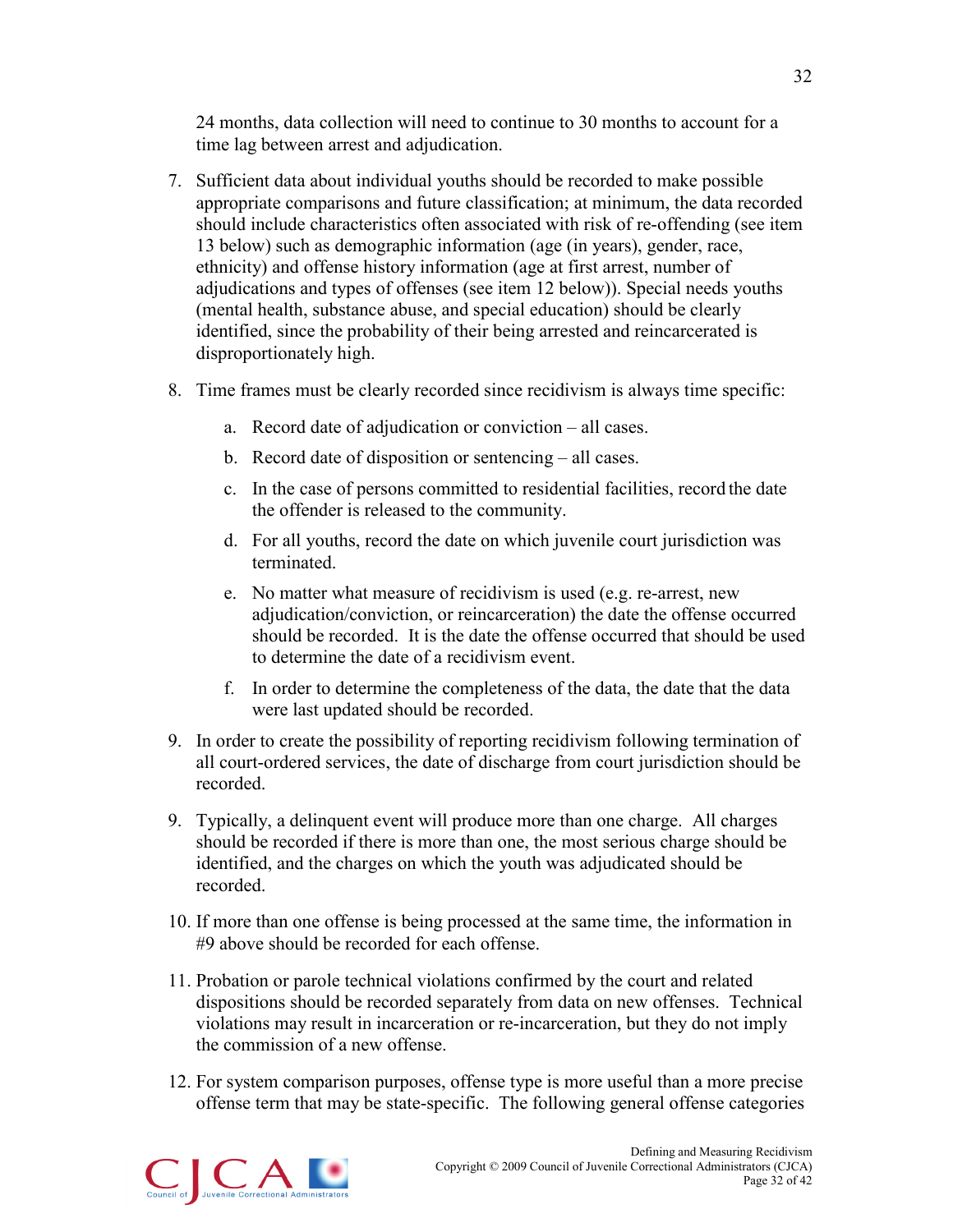24 months, data collection will need to continue to 30 months to account for a time lag between arrest and adjudication.

7. Sufficient data about individual youths should be recorded to make possible appropriate comparisons and future classification; at minimum, the data recorded should include characteristics often associated with risk of re-offending (see item 13 below) such as demographic information (age (in years), gender, race, ethnicity) and offense history information (age at first arrest, number of adjudications and types of offenses (see item 12 below)). Special needs youths (mental health, substance abuse, and special education) should be clearly identified, since the probability of their being arrested and reincarcerated is disproportionately high.

8. Time frames must be clearly recorded since recidivism is always time specific:

   a. Record date of adjudication or conviction – all cases.

   b. Record date of disposition or sentencing – all cases.

   c. In the case of persons committed to residential facilities, record the date the offender is released to the community.

   d. For all youths, record the date on which juvenile court jurisdiction was terminated.

   e. No matter what measure of recidivism is used (e.g. re-arrest, new adjudication/conviction, or reincarceration) the date the offense occurred should be recorded. It is the date the offense occurred that should be used to determine the date of a recidivism event.

   f. In order to determine the completeness of the data, the date that the data were last updated should be recorded.

9. In order to create the possibility of reporting recidivism following termination of all court-ordered services, the date of discharge from court jurisdiction should be recorded.

9. Typically, a delinquent event will produce more than one charge. All charges should be recorded if there is more than one, the most serious charge should be identified, and the charges on which the youth was adjudicated should be recorded.

10. If more than one offense is being processed at the same time, the information in #9 above should be recorded for each offense.

11. Probation or parole technical violations confirmed by the court and related dispositions should be recorded separately from data on new offenses. Technical violations may result in incarceration or re-incarceration, but they do not imply the commission of a new offense.

12. For system comparison purposes, offense type is more useful than a more precise offense term that may be state-specific. The following general offense categories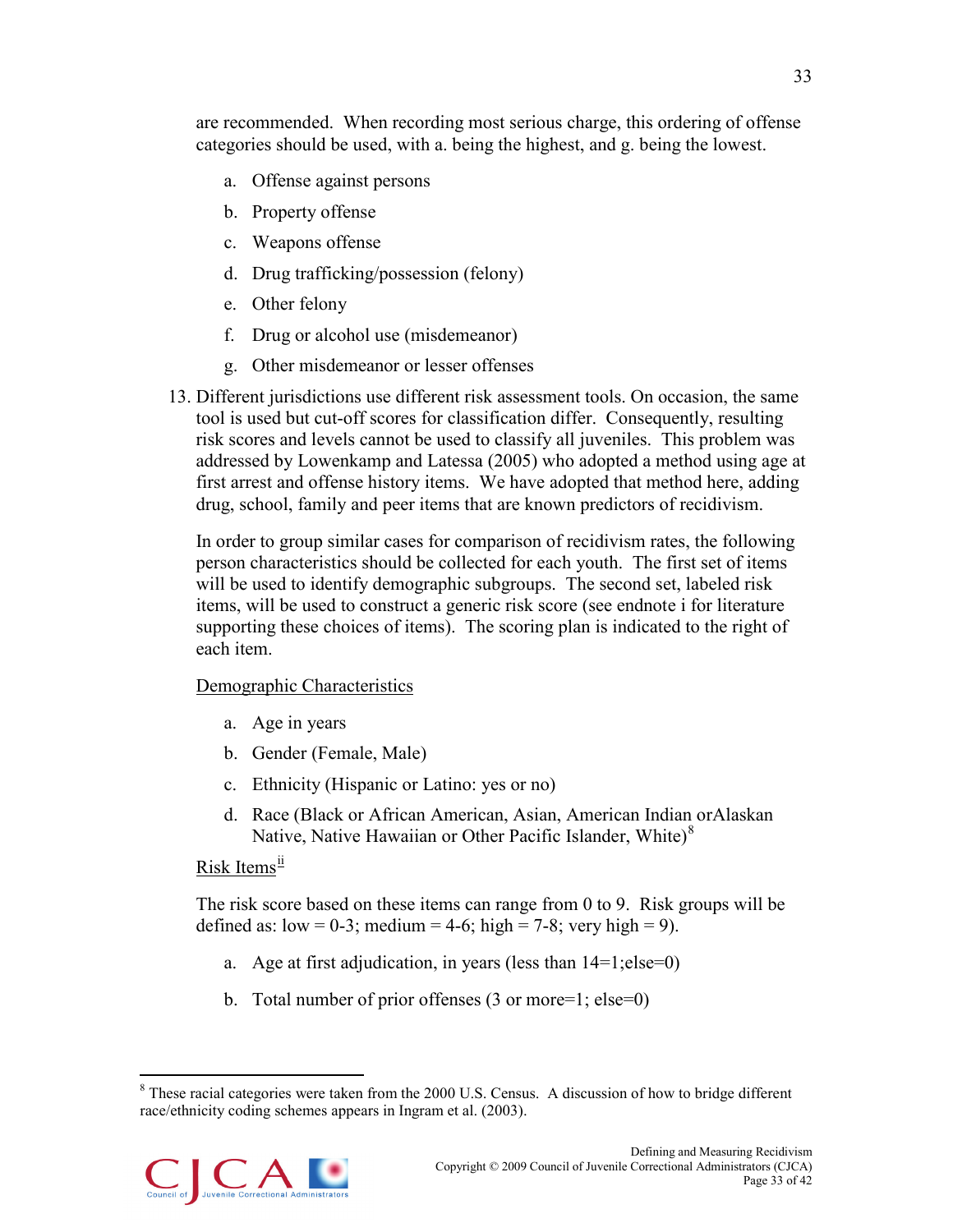are recommended. When recording most serious charge, this ordering of offense categories should be used, with a. being the highest, and g. being the lowest.

a. Offense against persons

b. Property offense

c. Weapons offense

d. Drug trafficking/possession (felony)

e. Other felony

f. Drug or alcohol use (misdemeanor)

g. Other misdemeanor or lesser offenses

13. Different jurisdictions use different risk assessment tools. On occasion, the same tool is used but cut-off scores for classification differ. Consequently, resulting risk scores and levels cannot be used to classify all juveniles. This problem was addressed by Lowenkamp and Latessa (2005) who adopted a method using age at first arrest and offense history items. We have adopted that method here, adding drug, school, family and peer items that are known predictors of recidivism.

    In order to group similar cases for comparison of recidivism rates, the following person characteristics should be collected for each youth. The first set of items will be used to identify demographic subgroups. The second set, labeled risk items, will be used to construct a generic risk score (see endnote i for literature supporting these choices of items). The scoring plan is indicated to the right of each item.

    Demographic Characteristics

    a. Age in years

    b. Gender (Female, Male)

    c. Ethnicity (Hispanic or Latino: yes or no)

    d. Race (Black or African American, Asian, American Indian orAlaskan Native, Native Hawaiian or Other Pacific Islander, White)[8]

    Risk Items[ii]

    The risk score based on these items can range from 0 to 9. Risk groups will be defined as: low = 0-3; medium = 4-6; high = 7-8; very high = 9).

    a. Age at first adjudication, in years (less than 14=1;else=0)

    b. Total number of prior offenses (3 or more=1; else=0)

[8] These racial categories were taken from the 2000 U.S. Census. A discussion of how to bridge different race/ethnicity coding schemes appears in Ingram et al. (2003).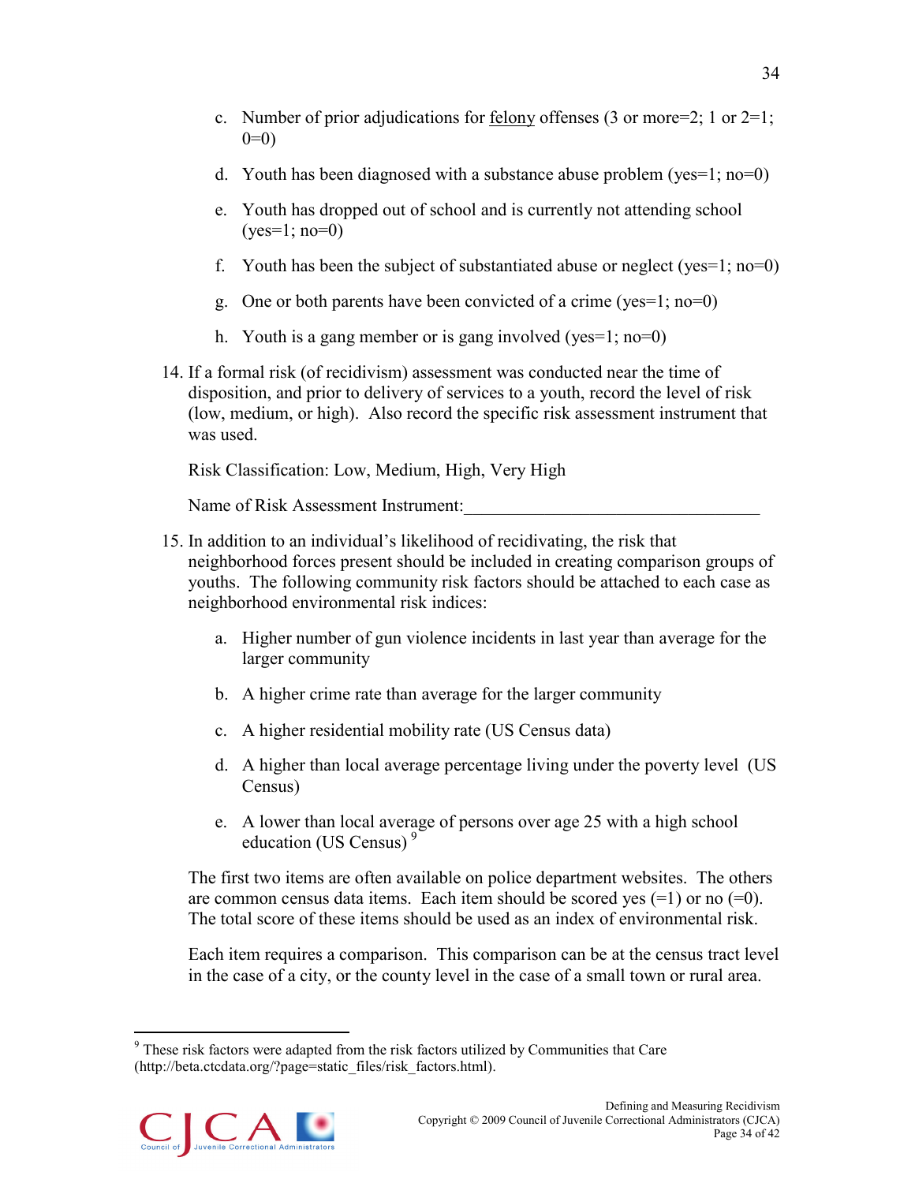c. Number of prior adjudications for <u>felony</u> offenses (3 or more=2; 1 or 2=1; 0=0)

d. Youth has been diagnosed with a substance abuse problem (yes=1; no=0)

e. Youth has dropped out of school and is currently not attending school (yes=1; no=0)

f. Youth has been the subject of substantiated abuse or neglect (yes=1; no=0)

g. One or both parents have been convicted of a crime (yes=1; no=0)

h. Youth is a gang member or is gang involved (yes=1; no=0)

14. If a formal risk (of recidivism) assessment was conducted near the time of disposition, and prior to delivery of services to a youth, record the level of risk (low, medium, or high). Also record the specific risk assessment instrument that was used.

    Risk Classification: Low, Medium, High, Very High

    Name of Risk Assessment Instrument:\_\_\_\_\_\_\_\_\_\_\_\_\_\_\_\_\_\_\_\_\_\_\_\_\_\_\_\_\_\_\_\_

15. In addition to an individual's likelihood of recidivating, the risk that neighborhood forces present should be included in creating comparison groups of youths. The following community risk factors should be attached to each case as neighborhood environmental risk indices:

    a. Higher number of gun violence incidents in last year than average for the larger community

    b. A higher crime rate than average for the larger community

    c. A higher residential mobility rate (US Census data)

    d. A higher than local average percentage living under the poverty level (US Census)

    e. A lower than local average of persons over age 25 with a high school education (US Census) [9]

    The first two items are often available on police department websites. The others are common census data items. Each item should be scored yes (=1) or no (=0). The total score of these items should be used as an index of environmental risk.

    Each item requires a comparison. This comparison can be at the census tract level in the case of a city, or the county level in the case of a small town or rural area.

[9] These risk factors were adapted from the risk factors utilized by Communities that Care (http://beta.ctcdata.org/?page=static_files/risk_factors.html).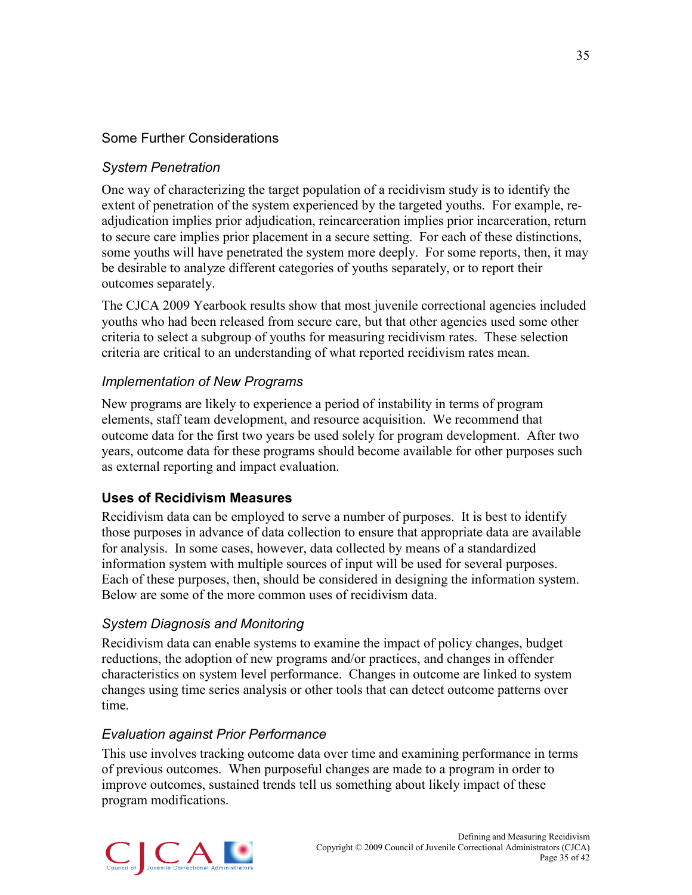## Some Further Considerations

### *System Penetration*

One way of characterizing the target population of a recidivism study is to identify the extent of penetration of the system experienced by the targeted youths. For example, re-adjudication implies prior adjudication, reincarceration implies prior incarceration, return to secure care implies prior placement in a secure setting. For each of these distinctions, some youths will have penetrated the system more deeply. For some reports, then, it may be desirable to analyze different categories of youths separately, or to report their outcomes separately.

The CJCA 2009 Yearbook results show that most juvenile correctional agencies included youths who had been released from secure care, but that other agencies used some other criteria to select a subgroup of youths for measuring recidivism rates. These selection criteria are critical to an understanding of what reported recidivism rates mean.

### *Implementation of New Programs*

New programs are likely to experience a period of instability in terms of program elements, staff team development, and resource acquisition. We recommend that outcome data for the first two years be used solely for program development. After two years, outcome data for these programs should become available for other purposes such as external reporting and impact evaluation.

## **Uses of Recidivism Measures**

Recidivism data can be employed to serve a number of purposes. It is best to identify those purposes in advance of data collection to ensure that appropriate data are available for analysis. In some cases, however, data collected by means of a standardized information system with multiple sources of input will be used for several purposes. Each of these purposes, then, should be considered in designing the information system. Below are some of the more common uses of recidivism data.

### *System Diagnosis and Monitoring*

Recidivism data can enable systems to examine the impact of policy changes, budget reductions, the adoption of new programs and/or practices, and changes in offender characteristics on system level performance. Changes in outcome are linked to system changes using time series analysis or other tools that can detect outcome patterns over time.

### *Evaluation against Prior Performance*

This use involves tracking outcome data over time and examining performance in terms of previous outcomes. When purposeful changes are made to a program in order to improve outcomes, sustained trends tell us something about likely impact of these program modifications.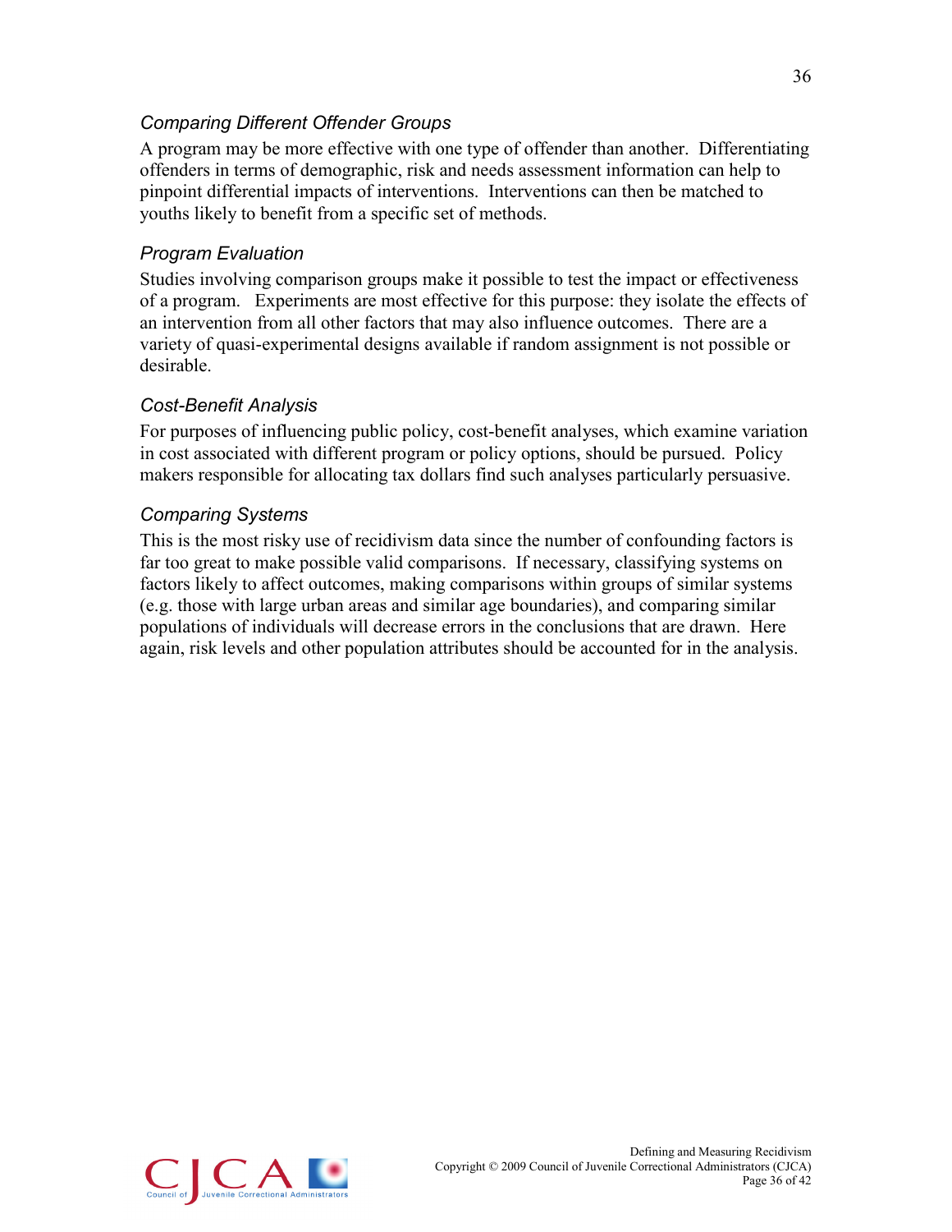### *Comparing Different Offender Groups*

A program may be more effective with one type of offender than another. Differentiating offenders in terms of demographic, risk and needs assessment information can help to pinpoint differential impacts of interventions. Interventions can then be matched to youths likely to benefit from a specific set of methods.

### *Program Evaluation*

Studies involving comparison groups make it possible to test the impact or effectiveness of a program. Experiments are most effective for this purpose: they isolate the effects of an intervention from all other factors that may also influence outcomes. There are a variety of quasi-experimental designs available if random assignment is not possible or desirable.

### *Cost-Benefit Analysis*

For purposes of influencing public policy, cost-benefit analyses, which examine variation in cost associated with different program or policy options, should be pursued. Policy makers responsible for allocating tax dollars find such analyses particularly persuasive.

### *Comparing Systems*

This is the most risky use of recidivism data since the number of confounding factors is far too great to make possible valid comparisons. If necessary, classifying systems on factors likely to affect outcomes, making comparisons within groups of similar systems (e.g. those with large urban areas and similar age boundaries), and comparing similar populations of individuals will decrease errors in the conclusions that are drawn. Here again, risk levels and other population attributes should be accounted for in the analysis.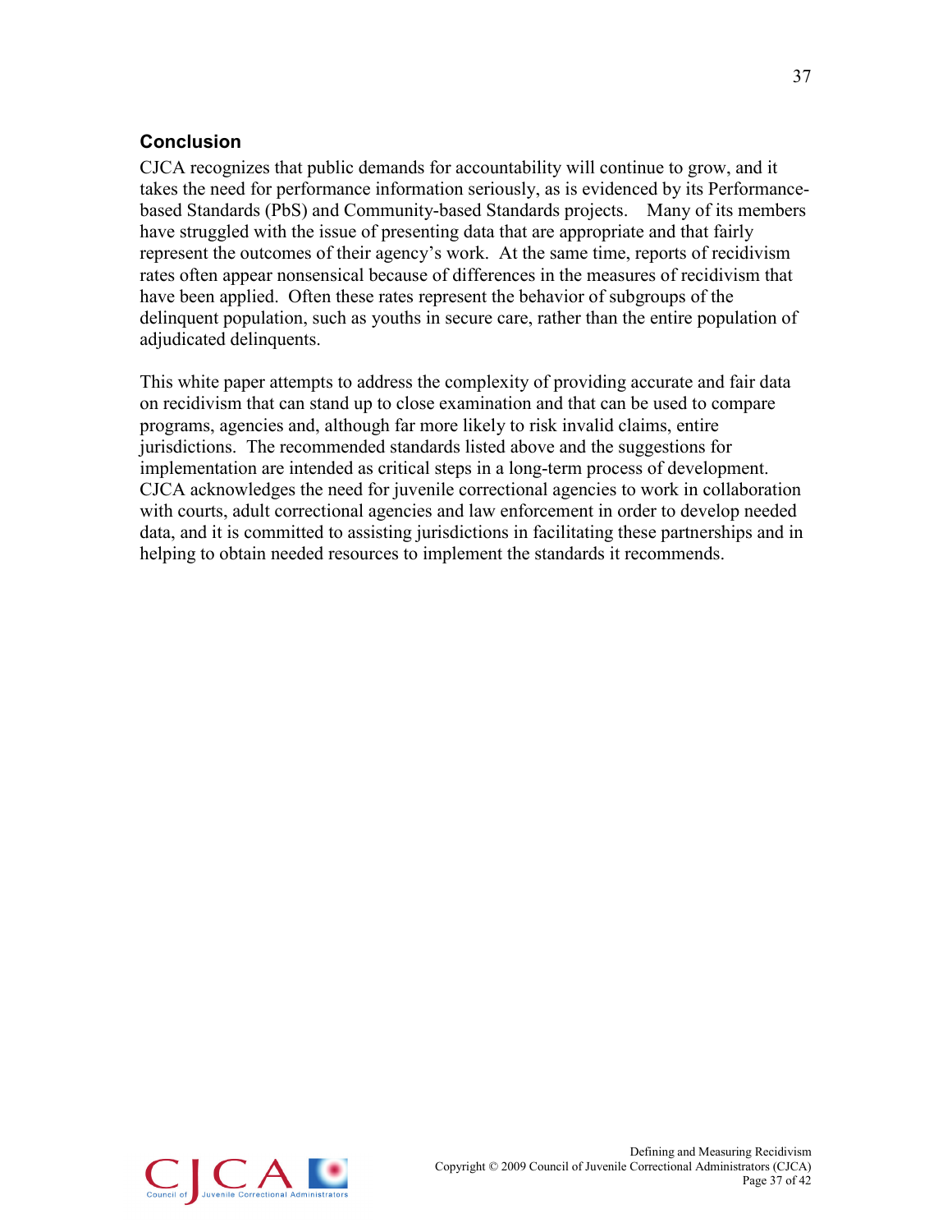## Conclusion

CJCA recognizes that public demands for accountability will continue to grow, and it takes the need for performance information seriously, as is evidenced by its Performance-based Standards (PbS) and Community-based Standards projects. Many of its members have struggled with the issue of presenting data that are appropriate and that fairly represent the outcomes of their agency's work. At the same time, reports of recidivism rates often appear nonsensical because of differences in the measures of recidivism that have been applied. Often these rates represent the behavior of subgroups of the delinquent population, such as youths in secure care, rather than the entire population of adjudicated delinquents.

This white paper attempts to address the complexity of providing accurate and fair data on recidivism that can stand up to close examination and that can be used to compare programs, agencies and, although far more likely to risk invalid claims, entire jurisdictions. The recommended standards listed above and the suggestions for implementation are intended as critical steps in a long-term process of development. CJCA acknowledges the need for juvenile correctional agencies to work in collaboration with courts, adult correctional agencies and law enforcement in order to develop needed data, and it is committed to assisting jurisdictions in facilitating these partnerships and in helping to obtain needed resources to implement the standards it recommends.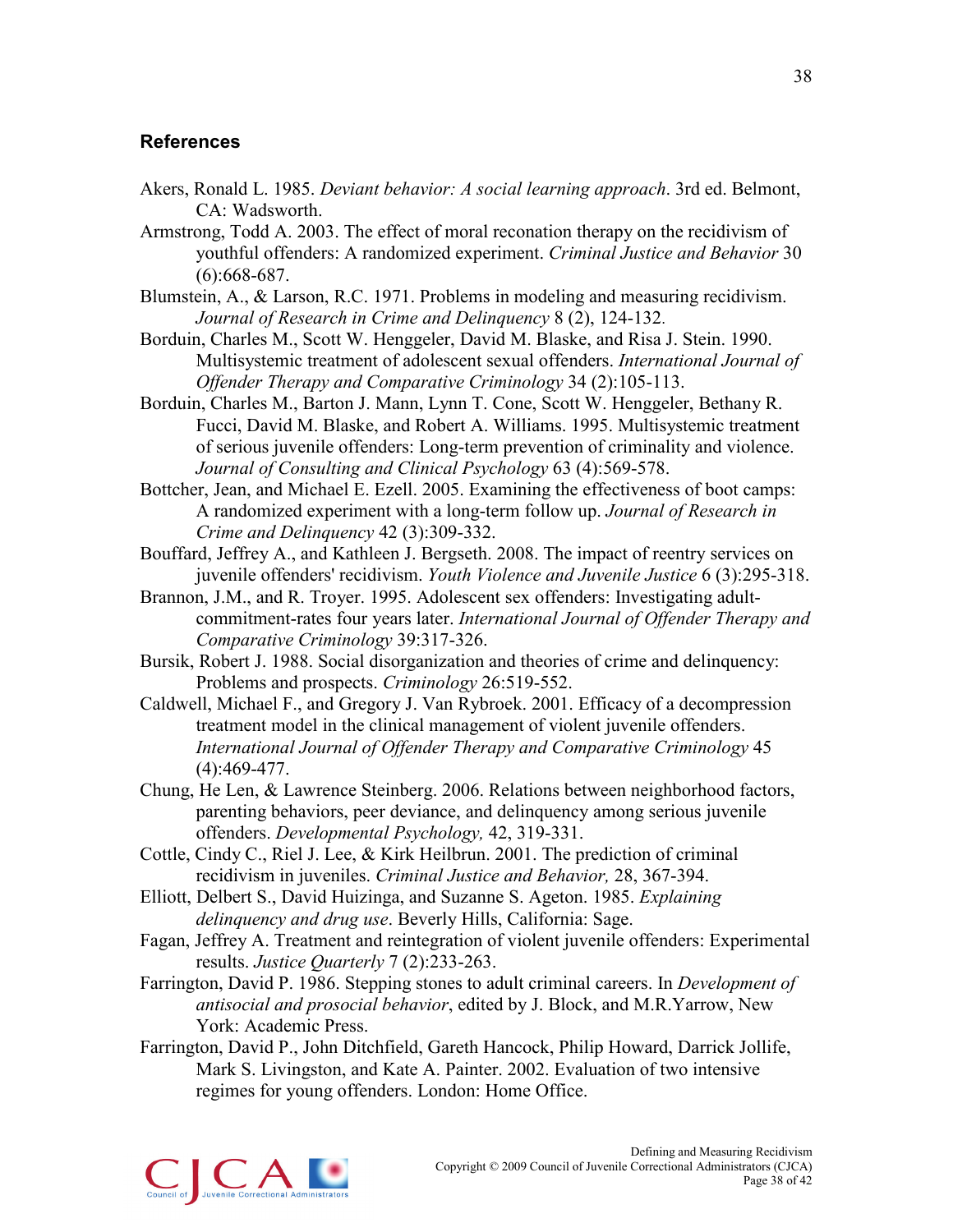## References

Akers, Ronald L. 1985. *Deviant behavior: A social learning approach*. 3rd ed. Belmont, CA: Wadsworth.

Armstrong, Todd A. 2003. The effect of moral reconation therapy on the recidivism of youthful offenders: A randomized experiment. *Criminal Justice and Behavior* 30 (6):668-687.

Blumstein, A., & Larson, R.C. 1971. Problems in modeling and measuring recidivism. *Journal of Research in Crime and Delinquency* 8 (2), 124-132.

Borduin, Charles M., Scott W. Henggeler, David M. Blaske, and Risa J. Stein. 1990. Multisystemic treatment of adolescent sexual offenders. *International Journal of Offender Therapy and Comparative Criminology* 34 (2):105-113.

Borduin, Charles M., Barton J. Mann, Lynn T. Cone, Scott W. Henggeler, Bethany R. Fucci, David M. Blaske, and Robert A. Williams. 1995. Multisystemic treatment of serious juvenile offenders: Long-term prevention of criminality and violence. *Journal of Consulting and Clinical Psychology* 63 (4):569-578.

Bottcher, Jean, and Michael E. Ezell. 2005. Examining the effectiveness of boot camps: A randomized experiment with a long-term follow up. *Journal of Research in Crime and Delinquency* 42 (3):309-332.

Bouffard, Jeffrey A., and Kathleen J. Bergseth. 2008. The impact of reentry services on juvenile offenders' recidivism. *Youth Violence and Juvenile Justice* 6 (3):295-318.

Brannon, J.M., and R. Troyer. 1995. Adolescent sex offenders: Investigating adult-commitment-rates four years later. *International Journal of Offender Therapy and Comparative Criminology* 39:317-326.

Bursik, Robert J. 1988. Social disorganization and theories of crime and delinquency: Problems and prospects. *Criminology* 26:519-552.

Caldwell, Michael F., and Gregory J. Van Rybroek. 2001. Efficacy of a decompression treatment model in the clinical management of violent juvenile offenders. *International Journal of Offender Therapy and Comparative Criminology* 45 (4):469-477.

Chung, He Len, & Lawrence Steinberg. 2006. Relations between neighborhood factors, parenting behaviors, peer deviance, and delinquency among serious juvenile offenders. *Developmental Psychology,* 42, 319-331.

Cottle, Cindy C., Riel J. Lee, & Kirk Heilbrun. 2001. The prediction of criminal recidivism in juveniles. *Criminal Justice and Behavior,* 28, 367-394.

Elliott, Delbert S., David Huizinga, and Suzanne S. Ageton. 1985. *Explaining delinquency and drug use*. Beverly Hills, California: Sage.

Fagan, Jeffrey A. Treatment and reintegration of violent juvenile offenders: Experimental results. *Justice Quarterly* 7 (2):233-263.

Farrington, David P. 1986. Stepping stones to adult criminal careers. In *Development of antisocial and prosocial behavior*, edited by J. Block, and M.R.Yarrow, New York: Academic Press.

Farrington, David P., John Ditchfield, Gareth Hancock, Philip Howard, Darrick Jollife, Mark S. Livingston, and Kate A. Painter. 2002. Evaluation of two intensive regimes for young offenders. London: Home Office.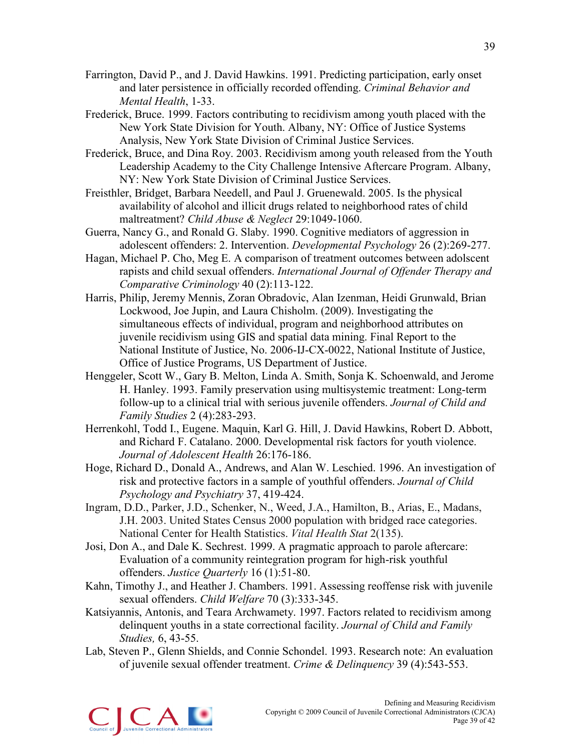Farrington, David P., and J. David Hawkins. 1991. Predicting participation, early onset and later persistence in officially recorded offending. *Criminal Behavior and Mental Health*, 1-33.

Frederick, Bruce. 1999. Factors contributing to recidivism among youth placed with the New York State Division for Youth. Albany, NY: Office of Justice Systems Analysis, New York State Division of Criminal Justice Services.

Frederick, Bruce, and Dina Roy. 2003. Recidivism among youth released from the Youth Leadership Academy to the City Challenge Intensive Aftercare Program. Albany, NY: New York State Division of Criminal Justice Services.

Freisthler, Bridget, Barbara Needell, and Paul J. Gruenewald. 2005. Is the physical availability of alcohol and illicit drugs related to neighborhood rates of child maltreatment? *Child Abuse & Neglect* 29:1049-1060.

Guerra, Nancy G., and Ronald G. Slaby. 1990. Cognitive mediators of aggression in adolescent offenders: 2. Intervention. *Developmental Psychology* 26 (2):269-277.

Hagan, Michael P. Cho, Meg E. A comparison of treatment outcomes between adolscent rapists and child sexual offenders. *International Journal of Offender Therapy and Comparative Criminology* 40 (2):113-122.

Harris, Philip, Jeremy Mennis, Zoran Obradovic, Alan Izenman, Heidi Grunwald, Brian Lockwood, Joe Jupin, and Laura Chisholm. (2009). Investigating the simultaneous effects of individual, program and neighborhood attributes on juvenile recidivism using GIS and spatial data mining. Final Report to the National Institute of Justice, No. 2006-IJ-CX-0022, National Institute of Justice, Office of Justice Programs, US Department of Justice.

Henggeler, Scott W., Gary B. Melton, Linda A. Smith, Sonja K. Schoenwald, and Jerome H. Hanley. 1993. Family preservation using multisystemic treatment: Long-term follow-up to a clinical trial with serious juvenile offenders. *Journal of Child and Family Studies* 2 (4):283-293.

Herrenkohl, Todd I., Eugene. Maquin, Karl G. Hill, J. David Hawkins, Robert D. Abbott, and Richard F. Catalano. 2000. Developmental risk factors for youth violence. *Journal of Adolescent Health* 26:176-186.

Hoge, Richard D., Donald A., Andrews, and Alan W. Leschied. 1996. An investigation of risk and protective factors in a sample of youthful offenders. *Journal of Child Psychology and Psychiatry* 37, 419-424.

Ingram, D.D., Parker, J.D., Schenker, N., Weed, J.A., Hamilton, B., Arias, E., Madans, J.H. 2003. United States Census 2000 population with bridged race categories. National Center for Health Statistics. *Vital Health Stat* 2(135).

Josi, Don A., and Dale K. Sechrest. 1999. A pragmatic approach to parole aftercare: Evaluation of a community reintegration program for high-risk youthful offenders. *Justice Quarterly* 16 (1):51-80.

Kahn, Timothy J., and Heather J. Chambers. 1991. Assessing reoffense risk with juvenile sexual offenders. *Child Welfare* 70 (3):333-345.

Katsiyannis, Antonis, and Teara Archwamety. 1997. Factors related to recidivism among delinquent youths in a state correctional facility. *Journal of Child and Family Studies,* 6, 43-55.

Lab, Steven P., Glenn Shields, and Connie Schondel. 1993. Research note: An evaluation of juvenile sexual offender treatment. *Crime & Delinquency* 39 (4):543-553.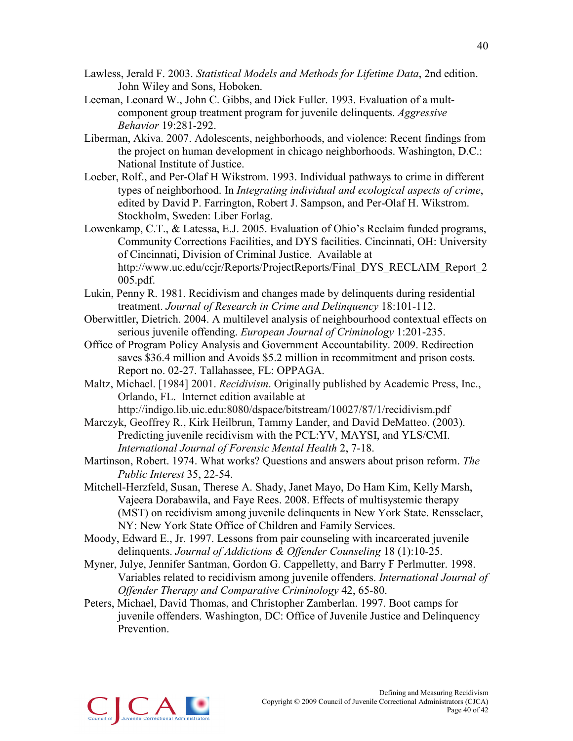Lawless, Jerald F. 2003. *Statistical Models and Methods for Lifetime Data*, 2nd edition. John Wiley and Sons, Hoboken.

Leeman, Leonard W., John C. Gibbs, and Dick Fuller. 1993. Evaluation of a mult-component group treatment program for juvenile delinquents. *Aggressive Behavior* 19:281-292.

Liberman, Akiva. 2007. Adolescents, neighborhoods, and violence: Recent findings from the project on human development in chicago neighborhoods. Washington, D.C.: National Institute of Justice.

Loeber, Rolf., and Per-Olaf H Wikstrom. 1993. Individual pathways to crime in different types of neighborhood. In *Integrating individual and ecological aspects of crime*, edited by David P. Farrington, Robert J. Sampson, and Per-Olaf H. Wikstrom. Stockholm, Sweden: Liber Forlag.

Lowenkamp, C.T., & Latessa, E.J. 2005. Evaluation of Ohio's Reclaim funded programs, Community Corrections Facilities, and DYS facilities. Cincinnati, OH: University of Cincinnati, Division of Criminal Justice. Available at http://www.uc.edu/ccjr/Reports/ProjectReports/Final_DYS_RECLAIM_Report_2005.pdf.

Lukin, Penny R. 1981. Recidivism and changes made by delinquents during residential treatment. *Journal of Research in Crime and Delinquency* 18:101-112.

Oberwittler, Dietrich. 2004. A multilevel analysis of neighbourhood contextual effects on serious juvenile offending. *European Journal of Criminology* 1:201-235.

Office of Program Policy Analysis and Government Accountability. 2009. Redirection saves $36.4 million and Avoids $5.2 million in recommitment and prison costs. Report no. 02-27. Tallahassee, FL: OPPAGA.

Maltz, Michael. [1984] 2001. *Recidivism*. Originally published by Academic Press, Inc., Orlando, FL. Internet edition available at http://indigo.lib.uic.edu:8080/dspace/bitstream/10027/87/1/recidivism.pdf

Marczyk, Geoffrey R., Kirk Heilbrun, Tammy Lander, and David DeMatteo. (2003). Predicting juvenile recidivism with the PCL:YV, MAYSI, and YLS/CMI. *International Journal of Forensic Mental Health* 2, 7-18.

Martinson, Robert. 1974. What works? Questions and answers about prison reform. *The Public Interest* 35, 22-54.

Mitchell-Herzfeld, Susan, Therese A. Shady, Janet Mayo, Do Ham Kim, Kelly Marsh, Vajeera Dorabawila, and Faye Rees. 2008. Effects of multisystemic therapy (MST) on recidivism among juvenile delinquents in New York State. Rensselaer, NY: New York State Office of Children and Family Services.

Moody, Edward E., Jr. 1997. Lessons from pair counseling with incarcerated juvenile delinquents. *Journal of Addictions & Offender Counseling* 18 (1):10-25.

Myner, Julye, Jennifer Santman, Gordon G. Cappelletty, and Barry F Perlmutter. 1998. Variables related to recidivism among juvenile offenders. *International Journal of Offender Therapy and Comparative Criminology* 42, 65-80.

Peters, Michael, David Thomas, and Christopher Zamberlan. 1997. Boot camps for juvenile offenders. Washington, DC: Office of Juvenile Justice and Delinquency Prevention.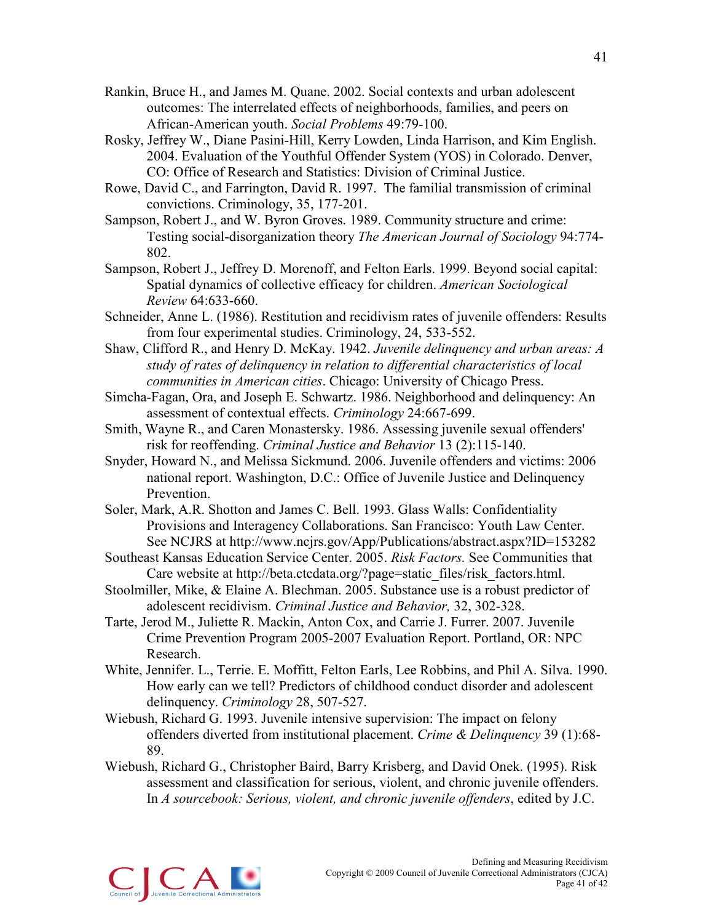Rankin, Bruce H., and James M. Quane. 2002. Social contexts and urban adolescent outcomes: The interrelated effects of neighborhoods, families, and peers on African-American youth. *Social Problems* 49:79-100.

Rosky, Jeffrey W., Diane Pasini-Hill, Kerry Lowden, Linda Harrison, and Kim English. 2004. Evaluation of the Youthful Offender System (YOS) in Colorado. Denver, CO: Office of Research and Statistics: Division of Criminal Justice.

Rowe, David C., and Farrington, David R. 1997. The familial transmission of criminal convictions. Criminology, 35, 177-201.

Sampson, Robert J., and W. Byron Groves. 1989. Community structure and crime: Testing social-disorganization theory *The American Journal of Sociology* 94:774-802.

Sampson, Robert J., Jeffrey D. Morenoff, and Felton Earls. 1999. Beyond social capital: Spatial dynamics of collective efficacy for children. *American Sociological Review* 64:633-660.

Schneider, Anne L. (1986). Restitution and recidivism rates of juvenile offenders: Results from four experimental studies. Criminology, 24, 533-552.

Shaw, Clifford R., and Henry D. McKay. 1942. *Juvenile delinquency and urban areas: A study of rates of delinquency in relation to differential characteristics of local communities in American cities*. Chicago: University of Chicago Press.

Simcha-Fagan, Ora, and Joseph E. Schwartz. 1986. Neighborhood and delinquency: An assessment of contextual effects. *Criminology* 24:667-699.

Smith, Wayne R., and Caren Monastersky. 1986. Assessing juvenile sexual offenders' risk for reoffending. *Criminal Justice and Behavior* 13 (2):115-140.

Snyder, Howard N., and Melissa Sickmund. 2006. Juvenile offenders and victims: 2006 national report. Washington, D.C.: Office of Juvenile Justice and Delinquency Prevention.

Soler, Mark, A.R. Shotton and James C. Bell. 1993. Glass Walls: Confidentiality Provisions and Interagency Collaborations. San Francisco: Youth Law Center. See NCJRS at http://www.ncjrs.gov/App/Publications/abstract.aspx?ID=153282

Southeast Kansas Education Service Center. 2005. *Risk Factors.* See Communities that Care website at http://beta.ctcdata.org/?page=static_files/risk_factors.html.

Stoolmiller, Mike, & Elaine A. Blechman. 2005. Substance use is a robust predictor of adolescent recidivism. *Criminal Justice and Behavior,* 32, 302-328.

Tarte, Jerod M., Juliette R. Mackin, Anton Cox, and Carrie J. Furrer. 2007. Juvenile Crime Prevention Program 2005-2007 Evaluation Report. Portland, OR: NPC Research.

White, Jennifer. L., Terrie. E. Moffitt, Felton Earls, Lee Robbins, and Phil A. Silva. 1990. How early can we tell? Predictors of childhood conduct disorder and adolescent delinquency. *Criminology* 28, 507-527.

Wiebush, Richard G. 1993. Juvenile intensive supervision: The impact on felony offenders diverted from institutional placement. *Crime & Delinquency* 39 (1):68-89.

Wiebush, Richard G., Christopher Baird, Barry Krisberg, and David Onek. (1995). Risk assessment and classification for serious, violent, and chronic juvenile offenders. In *A sourcebook: Serious, violent, and chronic juvenile offenders*, edited by J.C.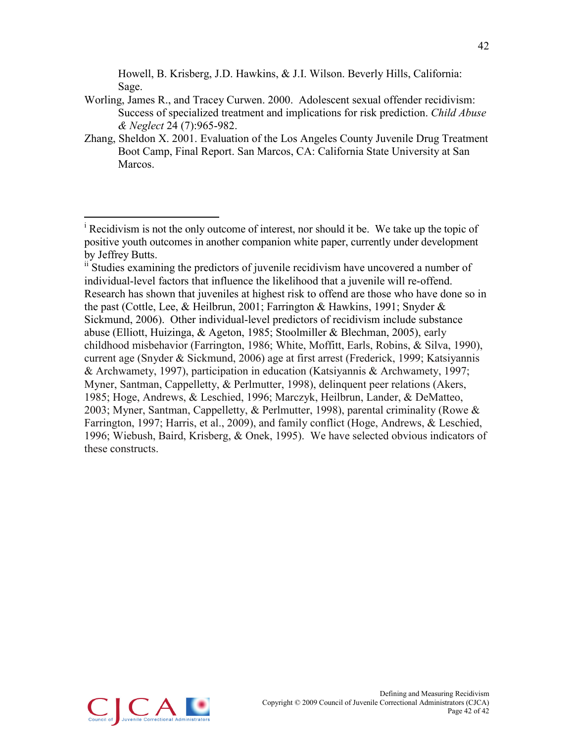Howell, B. Krisberg, J.D. Hawkins, & J.I. Wilson. Beverly Hills, California: Sage.

Worling, James R., and Tracey Curwen. 2000. Adolescent sexual offender recidivism: Success of specialized treatment and implications for risk prediction. *Child Abuse & Neglect* 24 (7):965-982.

Zhang, Sheldon X. 2001. Evaluation of the Los Angeles County Juvenile Drug Treatment Boot Camp, Final Report. San Marcos, CA: California State University at San Marcos.

---

[i] Recidivism is not the only outcome of interest, nor should it be. We take up the topic of positive youth outcomes in another companion white paper, currently under development by Jeffrey Butts.

[ii] Studies examining the predictors of juvenile recidivism have uncovered a number of individual-level factors that influence the likelihood that a juvenile will re-offend. Research has shown that juveniles at highest risk to offend are those who have done so in the past (Cottle, Lee, & Heilbrun, 2001; Farrington & Hawkins, 1991; Snyder & Sickmund, 2006). Other individual-level predictors of recidivism include substance abuse (Elliott, Huizinga, & Ageton, 1985; Stoolmiller & Blechman, 2005), early childhood misbehavior (Farrington, 1986; White, Moffitt, Earls, Robins, & Silva, 1990), current age (Snyder & Sickmund, 2006) age at first arrest (Frederick, 1999; Katsiyannis & Archwamety, 1997), participation in education (Katsiyannis & Archwamety, 1997; Myner, Santman, Cappelletty, & Perlmutter, 1998), delinquent peer relations (Akers, 1985; Hoge, Andrews, & Leschied, 1996; Marczyk, Heilbrun, Lander, & DeMatteo, 2003; Myner, Santman, Cappelletty, & Perlmutter, 1998), parental criminality (Rowe & Farrington, 1997; Harris, et al., 2009), and family conflict (Hoge, Andrews, & Leschied, 1996; Wiebush, Baird, Krisberg, & Onek, 1995). We have selected obvious indicators of these constructs.